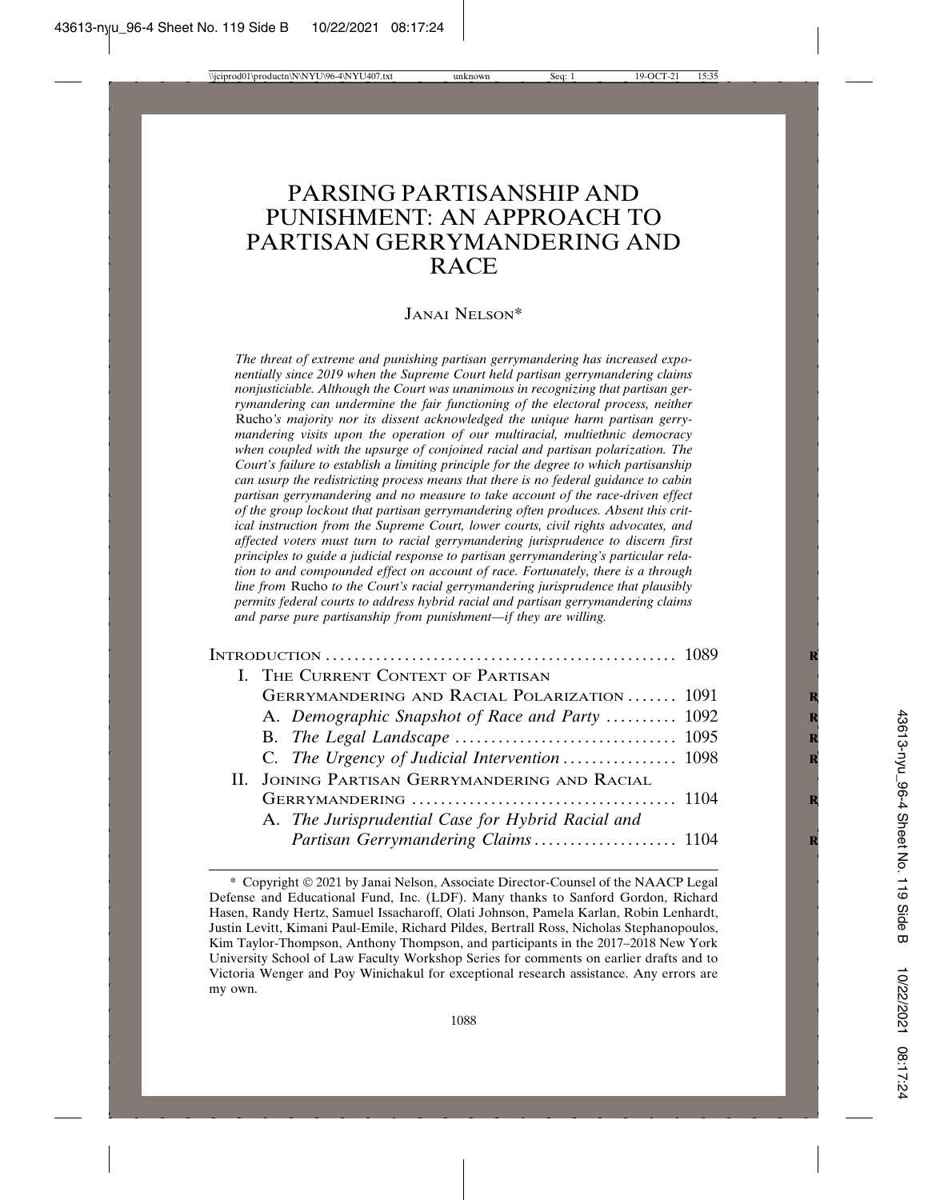# PARSING PARTISANSHIP AND PUNISHMENT: AN APPROACH TO PARTISAN GERRYMANDERING AND RACE

JANAI NELSON*

*The threat of extreme and punishing partisan gerrymandering has increased exponentially since 2019 when the Supreme Court held partisan gerrymandering claims nonjusticiable. Although the Court was unanimous in recognizing that partisan gerrymandering can undermine the fair functioning of the electoral process, neither* Rucho*'s majority nor its dissent acknowledged the unique harm partisan gerrymandering visits upon the operation of our multiracial, multiethnic democracy when coupled with the upsurge of conjoined racial and partisan polarization. The Court's failure to establish a limiting principle for the degree to which partisanship can usurp the redistricting process means that there is no federal guidance to cabin partisan gerrymandering and no measure to take account of the race-driven effect of the group lockout that partisan gerrymandering often produces. Absent this critical instruction from the Supreme Court, lower courts, civil rights advocates, and affected voters must turn to racial gerrymandering jurisprudence to discern first principles to guide a judicial response to partisan gerrymandering's particular relation to and compounded effect on account of race. Fortunately, there is a through line from* Rucho *to the Court's racial gerrymandering jurisprudence that plausibly permits federal courts to address hybrid racial and partisan gerrymandering claims and parse pure partisanship from punishment—if they are willing.*

| | |
|---|---|
| INTRODUCTION | 1089 |
| I. THE CURRENT CONTEXT OF PARTISAN GERRYMANDERING AND RACIAL POLARIZATION | 1091 |
| A. *Demographic Snapshot of Race and Party* | 1092 |
| B. *The Legal Landscape* | 1095 |
| C. *The Urgency of Judicial Intervention* | 1098 |
| II. JOINING PARTISAN GERRYMANDERING AND RACIAL GERRYMANDERING | 1104 |
| A. *The Jurisprudential Case for Hybrid Racial and Partisan Gerrymandering Claims* | 1104 |

\* Copyright © 2021 by Janai Nelson, Associate Director-Counsel of the NAACP Legal Defense and Educational Fund, Inc. (LDF). Many thanks to Sanford Gordon, Richard Hasen, Randy Hertz, Samuel Issacharoff, Olati Johnson, Pamela Karlan, Robin Lenhardt, Justin Levitt, Kimani Paul-Emile, Richard Pildes, Bertrall Ross, Nicholas Stephanopoulos, Kim Taylor-Thompson, Anthony Thompson, and participants in the 2017–2018 New York University School of Law Faculty Workshop Series for comments on earlier drafts and to Victoria Wenger and Poy Winichakul for exceptional research assistance. Any errors are my own.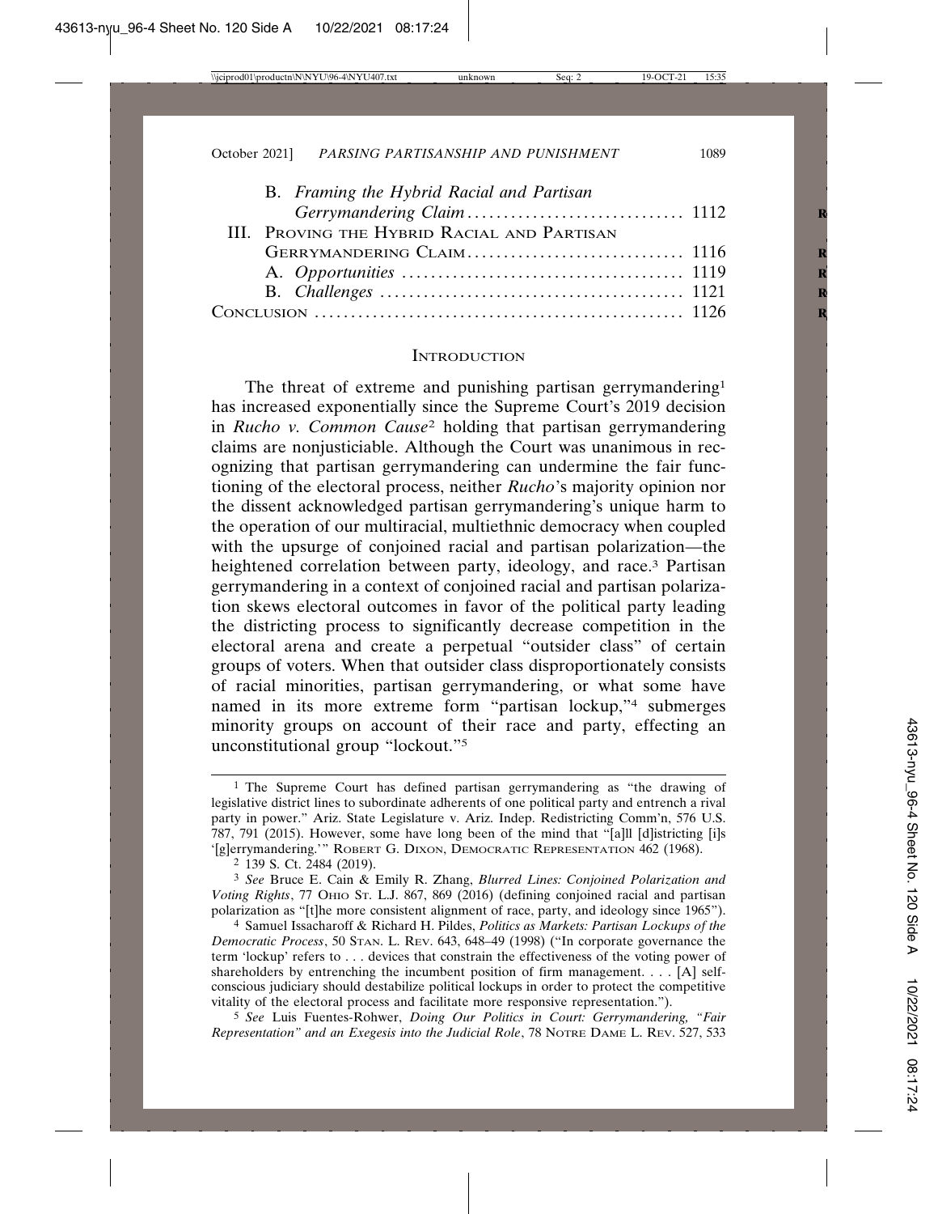B. *Framing the Hybrid Racial and Partisan Gerrymandering Claim* .............................. 1112

III. Proving the Hybrid Racial and Partisan Gerrymandering Claim .............................. 1116

A. *Opportunities* .............................. 1119

B. *Challenges* .............................. 1121

Conclusion .............................. 1126

## Introduction

The threat of extreme and punishing partisan gerrymandering[1] has increased exponentially since the Supreme Court's 2019 decision in *Rucho v. Common Cause*[2] holding that partisan gerrymandering claims are nonjusticiable. Although the Court was unanimous in recognizing that partisan gerrymandering can undermine the fair functioning of the electoral process, neither *Rucho*'s majority opinion nor the dissent acknowledged partisan gerrymandering's unique harm to the operation of our multiracial, multiethnic democracy when coupled with the upsurge of conjoined racial and partisan polarization—the heightened correlation between party, ideology, and race.[3] Partisan gerrymandering in a context of conjoined racial and partisan polarization skews electoral outcomes in favor of the political party leading the districting process to significantly decrease competition in the electoral arena and create a perpetual "outsider class" of certain groups of voters. When that outsider class disproportionately consists of racial minorities, partisan gerrymandering, or what some have named in its more extreme form "partisan lockup,"[4] submerges minority groups on account of their race and party, effecting an unconstitutional group "lockout."[5]

---

[1] The Supreme Court has defined partisan gerrymandering as "the drawing of legislative district lines to subordinate adherents of one political party and entrench a rival party in power." Ariz. State Legislature v. Ariz. Indep. Redistricting Comm'n, 576 U.S. 787, 791 (2015). However, some have long been of the mind that "[a]ll [d]istricting [i]s '[g]errymandering.'" Robert G. Dixon, Democratic Representation 462 (1968).

[2] 139 S. Ct. 2484 (2019).

[3] *See* Bruce E. Cain & Emily R. Zhang, *Blurred Lines: Conjoined Polarization and Voting Rights*, 77 Ohio St. L.J. 867, 869 (2016) (defining conjoined racial and partisan polarization as "[t]he more consistent alignment of race, party, and ideology since 1965").

[4] Samuel Issacharoff & Richard H. Pildes, *Politics as Markets: Partisan Lockups of the Democratic Process*, 50 Stan. L. Rev. 643, 648–49 (1998) ("In corporate governance the term 'lockup' refers to . . . devices that constrain the effectiveness of the voting power of shareholders by entrenching the incumbent position of firm management. . . . [A] self-conscious judiciary should destabilize political lockups in order to protect the competitive vitality of the electoral process and facilitate more responsive representation.").

[5] *See* Luis Fuentes-Rohwer, *Doing Our Politics in Court: Gerrymandering, "Fair Representation" and an Exegesis into the Judicial Role*, 78 Notre Dame L. Rev. 527, 533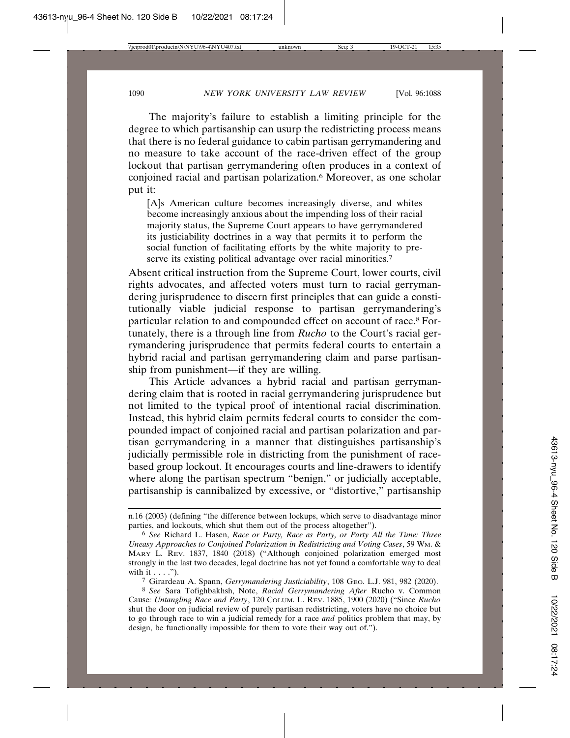The majority's failure to establish a limiting principle for the degree to which partisanship can usurp the redistricting process means that there is no federal guidance to cabin partisan gerrymandering and no measure to take account of the race-driven effect of the group lockout that partisan gerrymandering often produces in a context of conjoined racial and partisan polarization.[6] Moreover, as one scholar put it:

> [A]s American culture becomes increasingly diverse, and whites become increasingly anxious about the impending loss of their racial majority status, the Supreme Court appears to have gerrymandered its justiciability doctrines in a way that permits it to perform the social function of facilitating efforts by the white majority to preserve its existing political advantage over racial minorities.[7]

Absent critical instruction from the Supreme Court, lower courts, civil rights advocates, and affected voters must turn to racial gerrymandering jurisprudence to discern first principles that can guide a constitutionally viable judicial response to partisan gerrymandering's particular relation to and compounded effect on account of race.[8] Fortunately, there is a through line from *Rucho* to the Court's racial gerrymandering jurisprudence that permits federal courts to entertain a hybrid racial and partisan gerrymandering claim and parse partisanship from punishment—if they are willing.

This Article advances a hybrid racial and partisan gerrymandering claim that is rooted in racial gerrymandering jurisprudence but not limited to the typical proof of intentional racial discrimination. Instead, this hybrid claim permits federal courts to consider the compounded impact of conjoined racial and partisan polarization and partisan gerrymandering in a manner that distinguishes partisanship's judicially permissible role in districting from the punishment of race-based group lockout. It encourages courts and line-drawers to identify where along the partisan spectrum "benign," or judicially acceptable, partisanship is cannibalized by excessive, or "distortive," partisanship

---

n.16 (2003) (defining "the difference between lockups, which serve to disadvantage minor parties, and lockouts, which shut them out of the process altogether").

6 *See* Richard L. Hasen, *Race or Party, Race as Party, or Party All the Time: Three Uneasy Approaches to Conjoined Polarization in Redistricting and Voting Cases*, 59 WM. & MARY L. REV. 1837, 1840 (2018) ("Although conjoined polarization emerged most strongly in the last two decades, legal doctrine has not yet found a comfortable way to deal with it . . . .").

7 Girardeau A. Spann, *Gerrymandering Justiciability*, 108 GEO. L.J. 981, 982 (2020).

8 *See* Sara Tofighbakhsh, Note, *Racial Gerrymandering After* Rucho v. Common Cause*: Untangling Race and Party*, 120 COLUM. L. REV. 1885, 1900 (2020) ("Since *Rucho* shut the door on judicial review of purely partisan redistricting, voters have no choice but to go through race to win a judicial remedy for a race *and* politics problem that may, by design, be functionally impossible for them to vote their way out of.").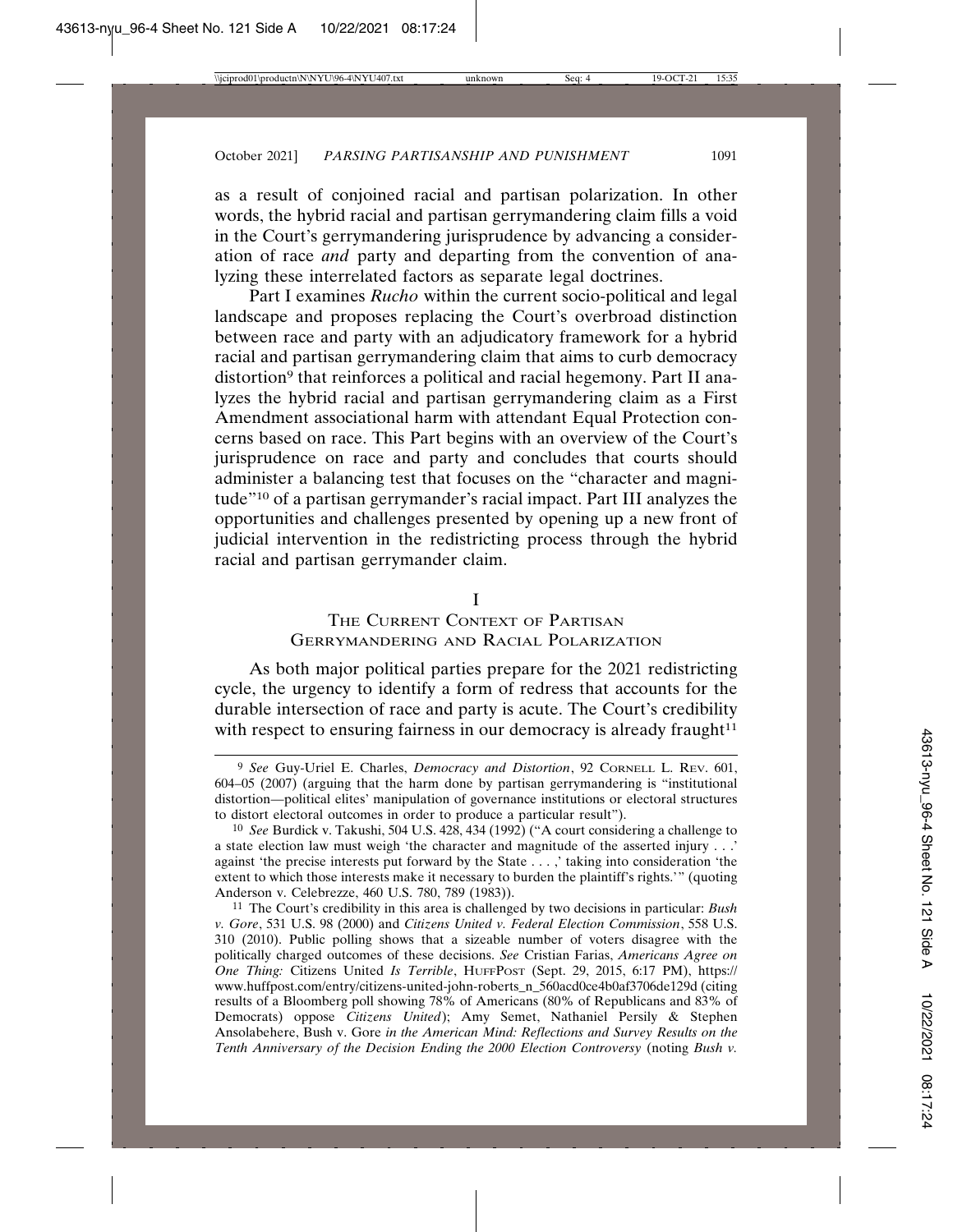as a result of conjoined racial and partisan polarization. In other words, the hybrid racial and partisan gerrymandering claim fills a void in the Court's gerrymandering jurisprudence by advancing a consideration of race *and* party and departing from the convention of analyzing these interrelated factors as separate legal doctrines.

Part I examines *Rucho* within the current socio-political and legal landscape and proposes replacing the Court's overbroad distinction between race and party with an adjudicatory framework for a hybrid racial and partisan gerrymandering claim that aims to curb democracy distortion[9] that reinforces a political and racial hegemony. Part II analyzes the hybrid racial and partisan gerrymandering claim as a First Amendment associational harm with attendant Equal Protection concerns based on race. This Part begins with an overview of the Court's jurisprudence on race and party and concludes that courts should administer a balancing test that focuses on the "character and magnitude"[10] of a partisan gerrymander's racial impact. Part III analyzes the opportunities and challenges presented by opening up a new front of judicial intervention in the redistricting process through the hybrid racial and partisan gerrymander claim.

# I
## The Current Context of Partisan Gerrymandering and Racial Polarization

As both major political parties prepare for the 2021 redistricting cycle, the urgency to identify a form of redress that accounts for the durable intersection of race and party is acute. The Court's credibility with respect to ensuring fairness in our democracy is already fraught[11]

---

[9] *See* Guy-Uriel E. Charles, *Democracy and Distortion*, 92 Cornell L. Rev. 601, 604–05 (2007) (arguing that the harm done by partisan gerrymandering is "institutional distortion—political elites' manipulation of governance institutions or electoral structures to distort electoral outcomes in order to produce a particular result").

[10] *See* Burdick v. Takushi, 504 U.S. 428, 434 (1992) ("A court considering a challenge to a state election law must weigh 'the character and magnitude of the asserted injury . . .' against 'the precise interests put forward by the State . . . ,' taking into consideration 'the extent to which those interests make it necessary to burden the plaintiff's rights.'" (quoting Anderson v. Celebrezze, 460 U.S. 780, 789 (1983)).

[11] The Court's credibility in this area is challenged by two decisions in particular: *Bush v. Gore*, 531 U.S. 98 (2000) and *Citizens United v. Federal Election Commission*, 558 U.S. 310 (2010). Public polling shows that a sizeable number of voters disagree with the politically charged outcomes of these decisions. *See* Cristian Farias, *Americans Agree on One Thing:* Citizens United *Is Terrible*, HuffPost (Sept. 29, 2015, 6:17 PM), https://www.huffpost.com/entry/citizens-united-john-roberts_n_560acd0ce4b0af3706de129d (citing results of a Bloomberg poll showing 78% of Americans (80% of Republicans and 83% of Democrats) oppose *Citizens United*); Amy Semet, Nathaniel Persily & Stephen Ansolabehere, Bush v. Gore *in the American Mind: Reflections and Survey Results on the Tenth Anniversary of the Decision Ending the 2000 Election Controversy* (noting *Bush v.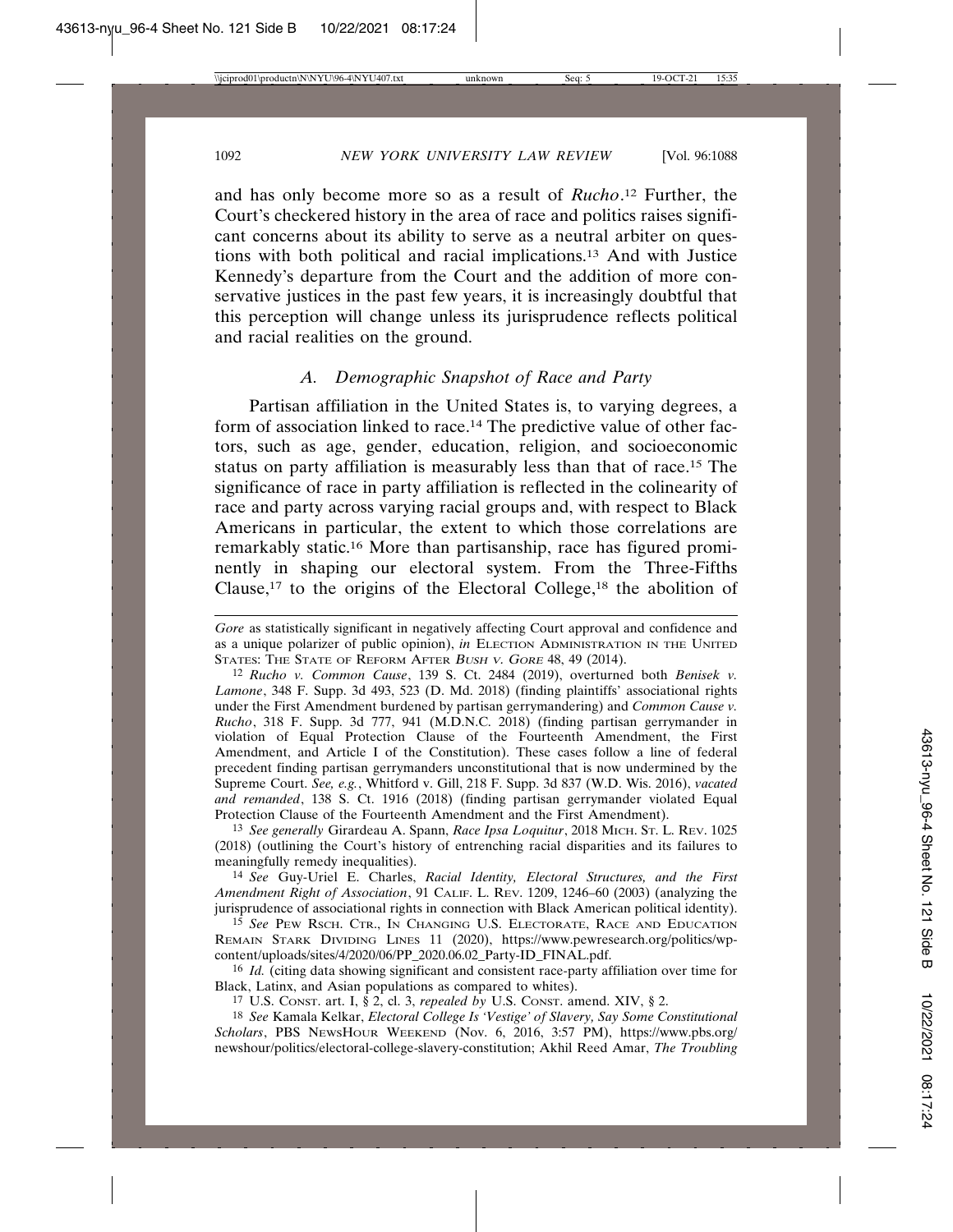and has only become more so as a result of *Rucho*.[12] Further, the Court's checkered history in the area of race and politics raises significant concerns about its ability to serve as a neutral arbiter on questions with both political and racial implications.[13] And with Justice Kennedy's departure from the Court and the addition of more conservative justices in the past few years, it is increasingly doubtful that this perception will change unless its jurisprudence reflects political and racial realities on the ground.

### *A. Demographic Snapshot of Race and Party*

Partisan affiliation in the United States is, to varying degrees, a form of association linked to race.[14] The predictive value of other factors, such as age, gender, education, religion, and socioeconomic status on party affiliation is measurably less than that of race.[15] The significance of race in party affiliation is reflected in the colinearity of race and party across varying racial groups and, with respect to Black Americans in particular, the extent to which those correlations are remarkably static.[16] More than partisanship, race has figured prominently in shaping our electoral system. From the Three-Fifths Clause,[17] to the origins of the Electoral College,[18] the abolition of

---

*Gore* as statistically significant in negatively affecting Court approval and confidence and as a unique polarizer of public opinion), *in* ELECTION ADMINISTRATION IN THE UNITED STATES: THE STATE OF REFORM AFTER *BUSH V. GORE* 48, 49 (2014).

[12] *Rucho v. Common Cause*, 139 S. Ct. 2484 (2019), overturned both *Benisek v. Lamone*, 348 F. Supp. 3d 493, 523 (D. Md. 2018) (finding plaintiffs' associational rights under the First Amendment burdened by partisan gerrymandering) and *Common Cause v. Rucho*, 318 F. Supp. 3d 777, 941 (M.D.N.C. 2018) (finding partisan gerrymander in violation of Equal Protection Clause of the Fourteenth Amendment, the First Amendment, and Article I of the Constitution). These cases follow a line of federal precedent finding partisan gerrymanders unconstitutional that is now undermined by the Supreme Court. *See, e.g.*, Whitford v. Gill, 218 F. Supp. 3d 837 (W.D. Wis. 2016), *vacated and remanded*, 138 S. Ct. 1916 (2018) (finding partisan gerrymander violated Equal Protection Clause of the Fourteenth Amendment and the First Amendment).

[13] *See generally* Girardeau A. Spann, *Race Ipsa Loquitur*, 2018 MICH. ST. L. REV. 1025 (2018) (outlining the Court's history of entrenching racial disparities and its failures to meaningfully remedy inequalities).

[14] *See* Guy-Uriel E. Charles, *Racial Identity, Electoral Structures, and the First Amendment Right of Association*, 91 CALIF. L. REV. 1209, 1246–60 (2003) (analyzing the jurisprudence of associational rights in connection with Black American political identity).

[15] *See* PEW RSCH. CTR., IN CHANGING U.S. ELECTORATE, RACE AND EDUCATION REMAIN STARK DIVIDING LINES 11 (2020), https://www.pewresearch.org/politics/wp-content/uploads/sites/4/2020/06/PP_2020.06.02_Party-ID_FINAL.pdf.

[16] *Id.* (citing data showing significant and consistent race-party affiliation over time for Black, Latinx, and Asian populations as compared to whites).

[17] U.S. CONST. art. I, § 2, cl. 3, *repealed by* U.S. CONST. amend. XIV, § 2.

[18] *See* Kamala Kelkar, *Electoral College Is 'Vestige' of Slavery, Say Some Constitutional Scholars*, PBS NEWSHOUR WEEKEND (Nov. 6, 2016, 3:57 PM), https://www.pbs.org/newshour/politics/electoral-college-slavery-constitution; Akhil Reed Amar, *The Troubling*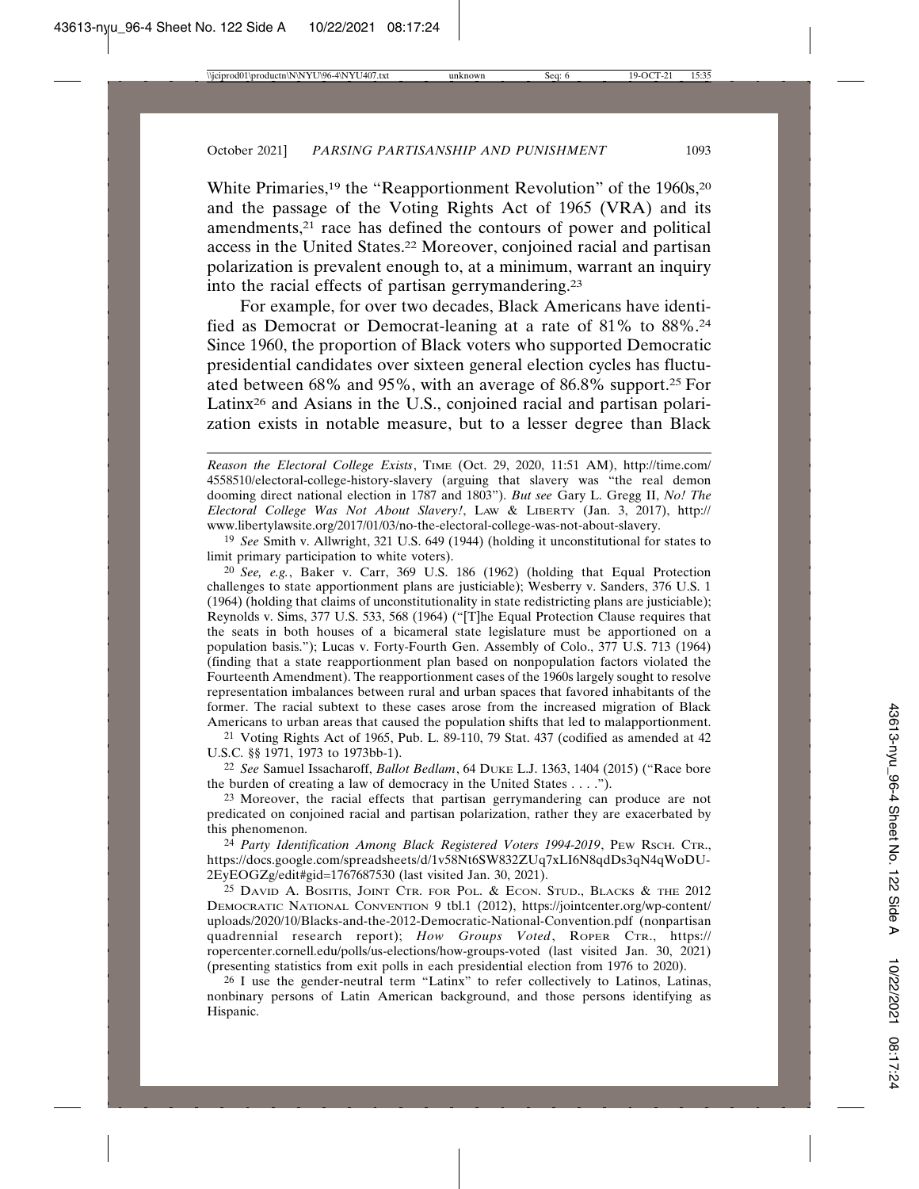White Primaries,[19] the "Reapportionment Revolution" of the 1960s,[20] and the passage of the Voting Rights Act of 1965 (VRA) and its amendments,[21] race has defined the contours of power and political access in the United States.[22] Moreover, conjoined racial and partisan polarization is prevalent enough to, at a minimum, warrant an inquiry into the racial effects of partisan gerrymandering.[23]

For example, for over two decades, Black Americans have identified as Democrat or Democrat-leaning at a rate of 81% to 88%.[24] Since 1960, the proportion of Black voters who supported Democratic presidential candidates over sixteen general election cycles has fluctuated between 68% and 95%, with an average of 86.8% support.[25] For Latinx[26] and Asians in the U.S., conjoined racial and partisan polarization exists in notable measure, but to a lesser degree than Black

---

*Reason the Electoral College Exists*, TIME (Oct. 29, 2020, 11:51 AM), http://time.com/4558510/electoral-college-history-slavery (arguing that slavery was "the real demon dooming direct national election in 1787 and 1803"). *But see* Gary L. Gregg II, *No! The Electoral College Was Not About Slavery!*, LAW & LIBERTY (Jan. 3, 2017), http://www.libertylawsite.org/2017/01/03/no-the-electoral-college-was-not-about-slavery.

[19] *See* Smith v. Allwright, 321 U.S. 649 (1944) (holding it unconstitutional for states to limit primary participation to white voters).

[20] *See, e.g.*, Baker v. Carr, 369 U.S. 186 (1962) (holding that Equal Protection challenges to state apportionment plans are justiciable); Wesberry v. Sanders, 376 U.S. 1 (1964) (holding that claims of unconstitutionality in state redistricting plans are justiciable); Reynolds v. Sims, 377 U.S. 533, 568 (1964) ("[T]he Equal Protection Clause requires that the seats in both houses of a bicameral state legislature must be apportioned on a population basis."); Lucas v. Forty-Fourth Gen. Assembly of Colo., 377 U.S. 713 (1964) (finding that a state reapportionment plan based on nonpopulation factors violated the Fourteenth Amendment). The reapportionment cases of the 1960s largely sought to resolve representation imbalances between rural and urban spaces that favored inhabitants of the former. The racial subtext to these cases arose from the increased migration of Black Americans to urban areas that caused the population shifts that led to malapportionment.

[21] Voting Rights Act of 1965, Pub. L. 89-110, 79 Stat. 437 (codified as amended at 42 U.S.C. §§ 1971, 1973 to 1973bb-1).

[22] *See* Samuel Issacharoff, *Ballot Bedlam*, 64 DUKE L.J. 1363, 1404 (2015) ("Race bore the burden of creating a law of democracy in the United States . . . .").

[23] Moreover, the racial effects that partisan gerrymandering can produce are not predicated on conjoined racial and partisan polarization, rather they are exacerbated by this phenomenon.

[24] *Party Identification Among Black Registered Voters 1994-2019*, PEW RSCH. CTR., https://docs.google.com/spreadsheets/d/1v58Nt6SW832ZUq7xLI6N8qdDs3qN4qWoDU-2EyEOGZg/edit#gid=1767687530 (last visited Jan. 30, 2021).

[25] DAVID A. BOSITIS, JOINT CTR. FOR POL. & ECON. STUD., BLACKS & THE 2012 DEMOCRATIC NATIONAL CONVENTION 9 tbl.1 (2012), https://jointcenter.org/wp-content/uploads/2020/10/Blacks-and-the-2012-Democratic-National-Convention.pdf (nonpartisan quadrennial research report); *How Groups Voted*, ROPER CTR., https://ropercenter.cornell.edu/polls/us-elections/how-groups-voted (last visited Jan. 30, 2021) (presenting statistics from exit polls in each presidential election from 1976 to 2020).

[26] I use the gender-neutral term "Latinx" to refer collectively to Latinos, Latinas, nonbinary persons of Latin American background, and those persons identifying as Hispanic.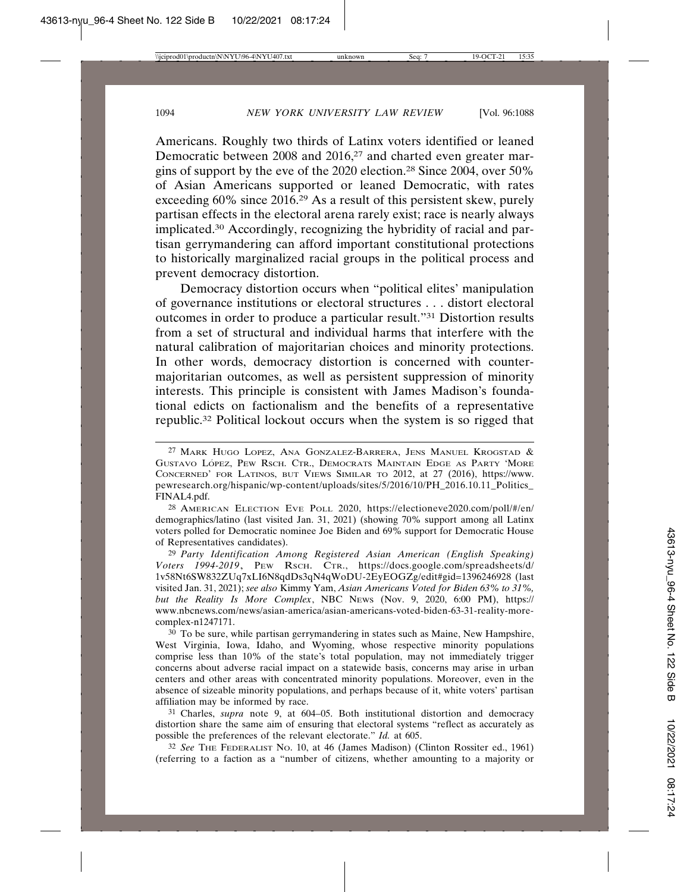Americans. Roughly two thirds of Latinx voters identified or leaned Democratic between 2008 and 2016,[27] and charted even greater margins of support by the eve of the 2020 election.[28] Since 2004, over 50% of Asian Americans supported or leaned Democratic, with rates exceeding 60% since 2016.[29] As a result of this persistent skew, purely partisan effects in the electoral arena rarely exist; race is nearly always implicated.[30] Accordingly, recognizing the hybridity of racial and partisan gerrymandering can afford important constitutional protections to historically marginalized racial groups in the political process and prevent democracy distortion.

Democracy distortion occurs when "political elites' manipulation of governance institutions or electoral structures . . . distort electoral outcomes in order to produce a particular result."[31] Distortion results from a set of structural and individual harms that interfere with the natural calibration of majoritarian choices and minority protections. In other words, democracy distortion is concerned with countermajoritarian outcomes, as well as persistent suppression of minority interests. This principle is consistent with James Madison's foundational edicts on factionalism and the benefits of a representative republic.[32] Political lockout occurs when the system is so rigged that

---

[27] Mark Hugo Lopez, Ana Gonzalez-Barrera, Jens Manuel Krogstad & Gustavo López, Pew Rsch. Ctr., Democrats Maintain Edge as Party 'More Concerned' for Latinos, but Views Similar to 2012, at 27 (2016), https://www.pewresearch.org/hispanic/wp-content/uploads/sites/5/2016/10/PH_2016.10.11_Politics_FINAL4.pdf.

[28] American Election Eve Poll 2020, https://electioneve2020.com/poll/#/en/demographics/latino (last visited Jan. 31, 2021) (showing 70% support among all Latinx voters polled for Democratic nominee Joe Biden and 69% support for Democratic House of Representatives candidates).

[29] *Party Identification Among Registered Asian American (English Speaking) Voters 1994-2019*, Pew Rsch. Ctr., https://docs.google.com/spreadsheets/d/1v58Nt6SW832ZUq7xLI6N8qdDs3qN4qWoDU-2EyEOGZg/edit#gid=1396246928 (last visited Jan. 31, 2021); *see also* Kimmy Yam, *Asian Americans Voted for Biden 63% to 31%, but the Reality Is More Complex*, NBC News (Nov. 9, 2020, 6:00 PM), https://www.nbcnews.com/news/asian-america/asian-americans-voted-biden-63-31-reality-more-complex-n1247171.

[30] To be sure, while partisan gerrymandering in states such as Maine, New Hampshire, West Virginia, Iowa, Idaho, and Wyoming, whose respective minority populations comprise less than 10% of the state's total population, may not immediately trigger concerns about adverse racial impact on a statewide basis, concerns may arise in urban centers and other areas with concentrated minority populations. Moreover, even in the absence of sizeable minority populations, and perhaps because of it, white voters' partisan affiliation may be informed by race.

[31] Charles, *supra* note 9, at 604–05. Both institutional distortion and democracy distortion share the same aim of ensuring that electoral systems "reflect as accurately as possible the preferences of the relevant electorate." *Id.* at 605.

[32] *See* The Federalist No. 10, at 46 (James Madison) (Clinton Rossiter ed., 1961) (referring to a faction as a "number of citizens, whether amounting to a majority or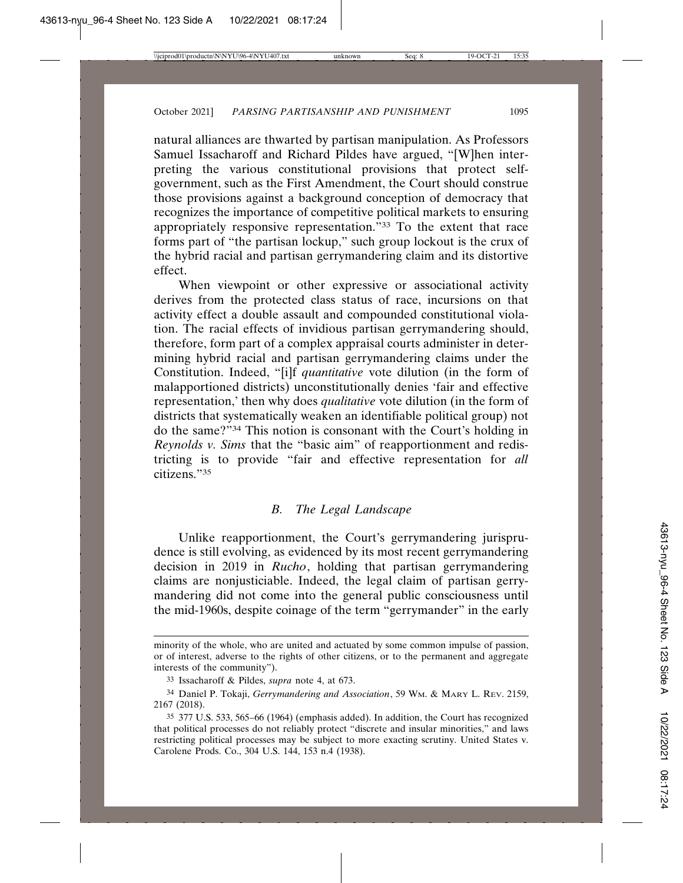natural alliances are thwarted by partisan manipulation. As Professors Samuel Issacharoff and Richard Pildes have argued, "[W]hen interpreting the various constitutional provisions that protect self-government, such as the First Amendment, the Court should construe those provisions against a background conception of democracy that recognizes the importance of competitive political markets to ensuring appropriately responsive representation."[33] To the extent that race forms part of "the partisan lockup," such group lockout is the crux of the hybrid racial and partisan gerrymandering claim and its distortive effect.

When viewpoint or other expressive or associational activity derives from the protected class status of race, incursions on that activity effect a double assault and compounded constitutional violation. The racial effects of invidious partisan gerrymandering should, therefore, form part of a complex appraisal courts administer in determining hybrid racial and partisan gerrymandering claims under the Constitution. Indeed, "[i]f *quantitative* vote dilution (in the form of malapportioned districts) unconstitutionally denies 'fair and effective representation,' then why does *qualitative* vote dilution (in the form of districts that systematically weaken an identifiable political group) not do the same?"[34] This notion is consonant with the Court's holding in *Reynolds v. Sims* that the "basic aim" of reapportionment and redistricting is to provide "fair and effective representation for *all* citizens."[35]

### *B. The Legal Landscape*

Unlike reapportionment, the Court's gerrymandering jurisprudence is still evolving, as evidenced by its most recent gerrymandering decision in 2019 in *Rucho*, holding that partisan gerrymandering claims are nonjusticiable. Indeed, the legal claim of partisan gerrymandering did not come into the general public consciousness until the mid-1960s, despite coinage of the term "gerrymander" in the early

---

minority of the whole, who are united and actuated by some common impulse of passion, or of interest, adverse to the rights of other citizens, or to the permanent and aggregate interests of the community").

[33] Issacharoff & Pildes, *supra* note 4, at 673.

[34] Daniel P. Tokaji, *Gerrymandering and Association*, 59 WM. & MARY L. REV. 2159, 2167 (2018).

[35] 377 U.S. 533, 565–66 (1964) (emphasis added). In addition, the Court has recognized that political processes do not reliably protect "discrete and insular minorities," and laws restricting political processes may be subject to more exacting scrutiny. United States v. Carolene Prods. Co., 304 U.S. 144, 153 n.4 (1938).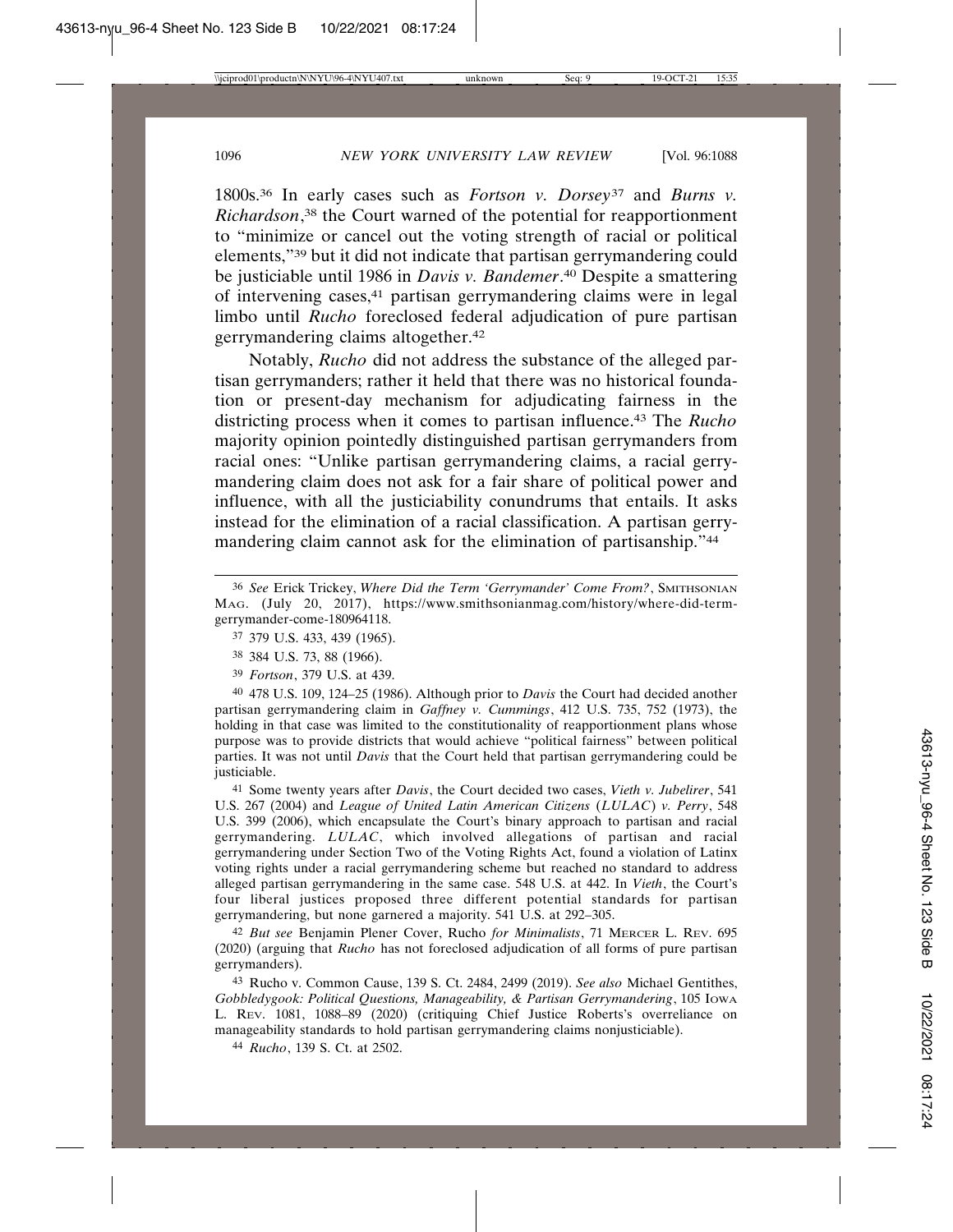1800s.[36] In early cases such as *Fortson v. Dorsey*[37] and *Burns v. Richardson*,[38] the Court warned of the potential for reapportionment to "minimize or cancel out the voting strength of racial or political elements,"[39] but it did not indicate that partisan gerrymandering could be justiciable until 1986 in *Davis v. Bandemer*.[40] Despite a smattering of intervening cases,[41] partisan gerrymandering claims were in legal limbo until *Rucho* foreclosed federal adjudication of pure partisan gerrymandering claims altogether.[42]

Notably, *Rucho* did not address the substance of the alleged partisan gerrymanders; rather it held that there was no historical foundation or present-day mechanism for adjudicating fairness in the districting process when it comes to partisan influence.[43] The *Rucho* majority opinion pointedly distinguished partisan gerrymanders from racial ones: "Unlike partisan gerrymandering claims, a racial gerrymandering claim does not ask for a fair share of political power and influence, with all the justiciability conundrums that entails. It asks instead for the elimination of a racial classification. A partisan gerrymandering claim cannot ask for the elimination of partisanship."[44]

---

[36] *See* Erick Trickey, *Where Did the Term 'Gerrymander' Come From?*, SMITHSONIAN MAG. (July 20, 2017), https://www.smithsonianmag.com/history/where-did-term-gerrymander-come-180964118.

[37] 379 U.S. 433, 439 (1965).

[38] 384 U.S. 73, 88 (1966).

[39] *Fortson*, 379 U.S. at 439.

[40] 478 U.S. 109, 124–25 (1986). Although prior to *Davis* the Court had decided another partisan gerrymandering claim in *Gaffney v. Cummings*, 412 U.S. 735, 752 (1973), the holding in that case was limited to the constitutionality of reapportionment plans whose purpose was to provide districts that would achieve "political fairness" between political parties. It was not until *Davis* that the Court held that partisan gerrymandering could be justiciable.

[41] Some twenty years after *Davis*, the Court decided two cases, *Vieth v. Jubelirer*, 541 U.S. 267 (2004) and *League of United Latin American Citizens* (*LULAC*) *v. Perry*, 548 U.S. 399 (2006), which encapsulate the Court's binary approach to partisan and racial gerrymandering. *LULAC*, which involved allegations of partisan and racial gerrymandering under Section Two of the Voting Rights Act, found a violation of Latinx voting rights under a racial gerrymandering scheme but reached no standard to address alleged partisan gerrymandering in the same case. 548 U.S. at 442. In *Vieth*, the Court's four liberal justices proposed three different potential standards for partisan gerrymandering, but none garnered a majority. 541 U.S. at 292–305.

[42] *But see* Benjamin Plener Cover, Rucho *for Minimalists*, 71 MERCER L. REV. 695 (2020) (arguing that *Rucho* has not foreclosed adjudication of all forms of pure partisan gerrymanders).

[43] Rucho v. Common Cause, 139 S. Ct. 2484, 2499 (2019). *See also* Michael Gentithes, *Gobbledygook: Political Questions, Manageability, & Partisan Gerrymandering*, 105 IOWA L. REV. 1081, 1088–89 (2020) (critiquing Chief Justice Roberts's overreliance on manageability standards to hold partisan gerrymandering claims nonjusticiable).

[44] *Rucho*, 139 S. Ct. at 2502.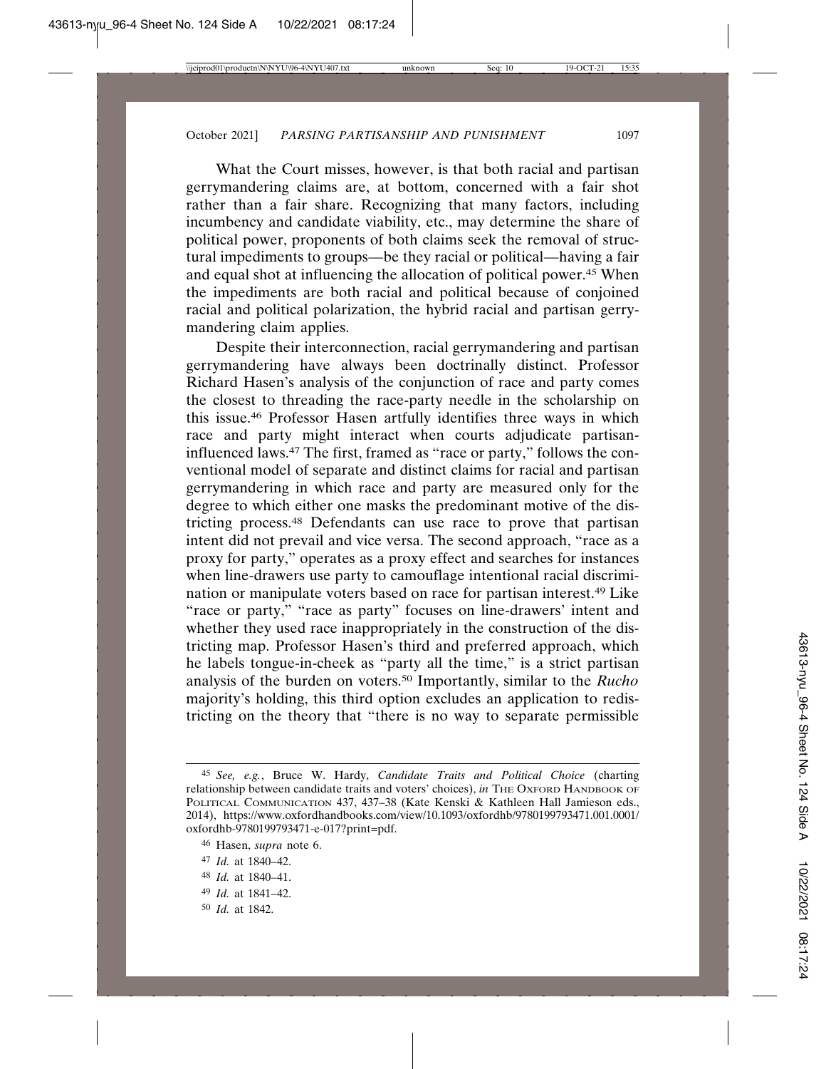What the Court misses, however, is that both racial and partisan gerrymandering claims are, at bottom, concerned with a fair shot rather than a fair share. Recognizing that many factors, including incumbency and candidate viability, etc., may determine the share of political power, proponents of both claims seek the removal of structural impediments to groups—be they racial or political—having a fair and equal shot at influencing the allocation of political power.[45] When the impediments are both racial and political because of conjoined racial and political polarization, the hybrid racial and partisan gerrymandering claim applies.

Despite their interconnection, racial gerrymandering and partisan gerrymandering have always been doctrinally distinct. Professor Richard Hasen's analysis of the conjunction of race and party comes the closest to threading the race-party needle in the scholarship on this issue.[46] Professor Hasen artfully identifies three ways in which race and party might interact when courts adjudicate partisan-influenced laws.[47] The first, framed as "race or party," follows the conventional model of separate and distinct claims for racial and partisan gerrymandering in which race and party are measured only for the degree to which either one masks the predominant motive of the districting process.[48] Defendants can use race to prove that partisan intent did not prevail and vice versa. The second approach, "race as a proxy for party," operates as a proxy effect and searches for instances when line-drawers use party to camouflage intentional racial discrimination or manipulate voters based on race for partisan interest.[49] Like "race or party," "race as party" focuses on line-drawers' intent and whether they used race inappropriately in the construction of the districting map. Professor Hasen's third and preferred approach, which he labels tongue-in-cheek as "party all the time," is a strict partisan analysis of the burden on voters.[50] Importantly, similar to the *Rucho* majority's holding, this third option excludes an application to redistricting on the theory that "there is no way to separate permissible

---

[45] *See, e.g.*, Bruce W. Hardy, *Candidate Traits and Political Choice* (charting relationship between candidate traits and voters' choices), *in* THE OXFORD HANDBOOK OF POLITICAL COMMUNICATION 437, 437–38 (Kate Kenski & Kathleen Hall Jamieson eds., 2014), https://www.oxfordhandbooks.com/view/10.1093/oxfordhb/9780199793471.001.0001/oxfordhb-9780199793471-e-017?print=pdf.

[46] Hasen, *supra* note 6.

[47] *Id.* at 1840–42.

[48] *Id.* at 1840–41.

[49] *Id.* at 1841–42.

[50] *Id.* at 1842.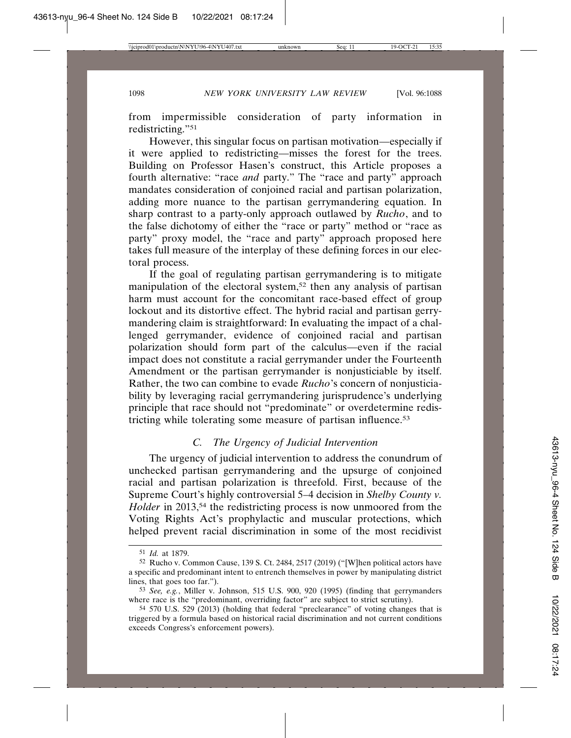from impermissible consideration of party information in redistricting."[51]

However, this singular focus on partisan motivation—especially if it were applied to redistricting—misses the forest for the trees. Building on Professor Hasen's construct, this Article proposes a fourth alternative: "race *and* party." The "race and party" approach mandates consideration of conjoined racial and partisan polarization, adding more nuance to the partisan gerrymandering equation. In sharp contrast to a party-only approach outlawed by *Rucho*, and to the false dichotomy of either the "race or party" method or "race as party" proxy model, the "race and party" approach proposed here takes full measure of the interplay of these defining forces in our electoral process.

If the goal of regulating partisan gerrymandering is to mitigate manipulation of the electoral system,[52] then any analysis of partisan harm must account for the concomitant race-based effect of group lockout and its distortive effect. The hybrid racial and partisan gerrymandering claim is straightforward: In evaluating the impact of a challenged gerrymander, evidence of conjoined racial and partisan polarization should form part of the calculus—even if the racial impact does not constitute a racial gerrymander under the Fourteenth Amendment or the partisan gerrymander is nonjusticiable by itself. Rather, the two can combine to evade *Rucho*'s concern of nonjusticiability by leveraging racial gerrymandering jurisprudence's underlying principle that race should not "predominate" or overdetermine redistricting while tolerating some measure of partisan influence.[53]

### *C. The Urgency of Judicial Intervention*

The urgency of judicial intervention to address the conundrum of unchecked partisan gerrymandering and the upsurge of conjoined racial and partisan polarization is threefold. First, because of the Supreme Court's highly controversial 5–4 decision in *Shelby County v. Holder* in 2013,[54] the redistricting process is now unmoored from the Voting Rights Act's prophylactic and muscular protections, which helped prevent racial discrimination in some of the most recidivist

---

[51] *Id.* at 1879.

[52] Rucho v. Common Cause, 139 S. Ct. 2484, 2517 (2019) ("[W]hen political actors have a specific and predominant intent to entrench themselves in power by manipulating district lines, that goes too far.").

[53] *See, e.g.*, Miller v. Johnson, 515 U.S. 900, 920 (1995) (finding that gerrymanders where race is the "predominant, overriding factor" are subject to strict scrutiny).

[54] 570 U.S. 529 (2013) (holding that federal "preclearance" of voting changes that is triggered by a formula based on historical racial discrimination and not current conditions exceeds Congress's enforcement powers).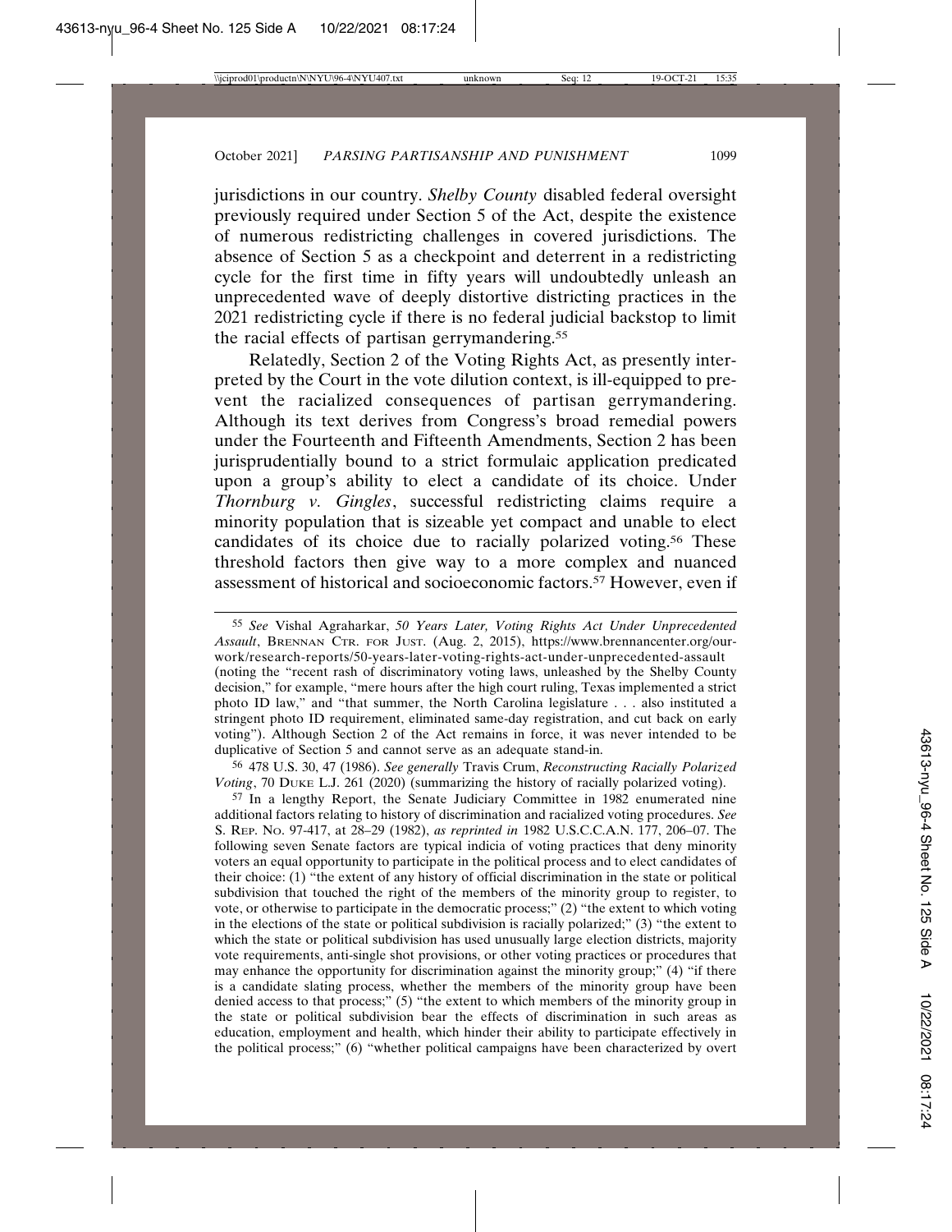jurisdictions in our country. *Shelby County* disabled federal oversight previously required under Section 5 of the Act, despite the existence of numerous redistricting challenges in covered jurisdictions. The absence of Section 5 as a checkpoint and deterrent in a redistricting cycle for the first time in fifty years will undoubtedly unleash an unprecedented wave of deeply distortive districting practices in the 2021 redistricting cycle if there is no federal judicial backstop to limit the racial effects of partisan gerrymandering.[55]

Relatedly, Section 2 of the Voting Rights Act, as presently interpreted by the Court in the vote dilution context, is ill-equipped to prevent the racialized consequences of partisan gerrymandering. Although its text derives from Congress's broad remedial powers under the Fourteenth and Fifteenth Amendments, Section 2 has been jurisprudentially bound to a strict formulaic application predicated upon a group's ability to elect a candidate of its choice. Under *Thornburg v. Gingles*, successful redistricting claims require a minority population that is sizeable yet compact and unable to elect candidates of its choice due to racially polarized voting.[56] These threshold factors then give way to a more complex and nuanced assessment of historical and socioeconomic factors.[57] However, even if

---

[55] *See* Vishal Agraharkar, *50 Years Later, Voting Rights Act Under Unprecedented Assault*, BRENNAN CTR. FOR JUST. (Aug. 2, 2015), https://www.brennancenter.org/our-work/research-reports/50-years-later-voting-rights-act-under-unprecedented-assault (noting the "recent rash of discriminatory voting laws, unleashed by the Shelby County decision," for example, "mere hours after the high court ruling, Texas implemented a strict photo ID law," and "that summer, the North Carolina legislature . . . also instituted a stringent photo ID requirement, eliminated same-day registration, and cut back on early voting"). Although Section 2 of the Act remains in force, it was never intended to be duplicative of Section 5 and cannot serve as an adequate stand-in.

[56] 478 U.S. 30, 47 (1986). *See generally* Travis Crum, *Reconstructing Racially Polarized Voting*, 70 DUKE L.J. 261 (2020) (summarizing the history of racially polarized voting).

[57] In a lengthy Report, the Senate Judiciary Committee in 1982 enumerated nine additional factors relating to history of discrimination and racialized voting procedures. *See* S. REP. NO. 97-417, at 28–29 (1982), *as reprinted in* 1982 U.S.C.C.A.N. 177, 206–07. The following seven Senate factors are typical indicia of voting practices that deny minority voters an equal opportunity to participate in the political process and to elect candidates of their choice: (1) "the extent of any history of official discrimination in the state or political subdivision that touched the right of the members of the minority group to register, to vote, or otherwise to participate in the democratic process;" (2) "the extent to which voting in the elections of the state or political subdivision is racially polarized;" (3) "the extent to which the state or political subdivision has used unusually large election districts, majority vote requirements, anti-single shot provisions, or other voting practices or procedures that may enhance the opportunity for discrimination against the minority group;" (4) "if there is a candidate slating process, whether the members of the minority group have been denied access to that process;" (5) "the extent to which members of the minority group in the state or political subdivision bear the effects of discrimination in such areas as education, employment and health, which hinder their ability to participate effectively in the political process;" (6) "whether political campaigns have been characterized by overt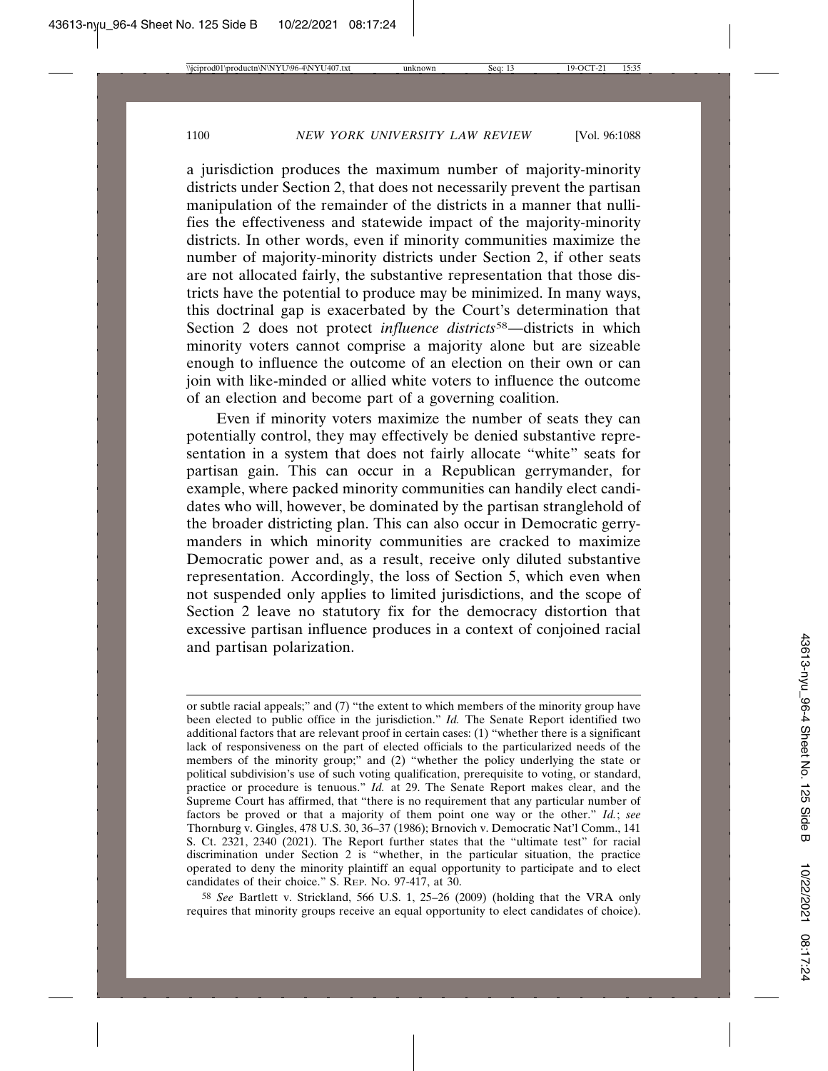a jurisdiction produces the maximum number of majority-minority districts under Section 2, that does not necessarily prevent the partisan manipulation of the remainder of the districts in a manner that nullifies the effectiveness and statewide impact of the majority-minority districts. In other words, even if minority communities maximize the number of majority-minority districts under Section 2, if other seats are not allocated fairly, the substantive representation that those districts have the potential to produce may be minimized. In many ways, this doctrinal gap is exacerbated by the Court's determination that Section 2 does not protect *influence districts*[58]—districts in which minority voters cannot comprise a majority alone but are sizeable enough to influence the outcome of an election on their own or can join with like-minded or allied white voters to influence the outcome of an election and become part of a governing coalition.

Even if minority voters maximize the number of seats they can potentially control, they may effectively be denied substantive representation in a system that does not fairly allocate "white" seats for partisan gain. This can occur in a Republican gerrymander, for example, where packed minority communities can handily elect candidates who will, however, be dominated by the partisan stranglehold of the broader districting plan. This can also occur in Democratic gerrymanders in which minority communities are cracked to maximize Democratic power and, as a result, receive only diluted substantive representation. Accordingly, the loss of Section 5, which even when not suspended only applies to limited jurisdictions, and the scope of Section 2 leave no statutory fix for the democracy distortion that excessive partisan influence produces in a context of conjoined racial and partisan polarization.

---

or subtle racial appeals;" and (7) "the extent to which members of the minority group have been elected to public office in the jurisdiction." *Id.* The Senate Report identified two additional factors that are relevant proof in certain cases: (1) "whether there is a significant lack of responsiveness on the part of elected officials to the particularized needs of the members of the minority group;" and (2) "whether the policy underlying the state or political subdivision's use of such voting qualification, prerequisite to voting, or standard, practice or procedure is tenuous." *Id.* at 29. The Senate Report makes clear, and the Supreme Court has affirmed, that "there is no requirement that any particular number of factors be proved or that a majority of them point one way or the other." *Id.*; *see* Thornburg v. Gingles, 478 U.S. 30, 36–37 (1986); Brnovich v. Democratic Nat'l Comm., 141 S. Ct. 2321, 2340 (2021). The Report further states that the "ultimate test" for racial discrimination under Section 2 is "whether, in the particular situation, the practice operated to deny the minority plaintiff an equal opportunity to participate and to elect candidates of their choice." S. REP. NO. 97-417, at 30.

[58] *See* Bartlett v. Strickland, 566 U.S. 1, 25–26 (2009) (holding that the VRA only requires that minority groups receive an equal opportunity to elect candidates of choice).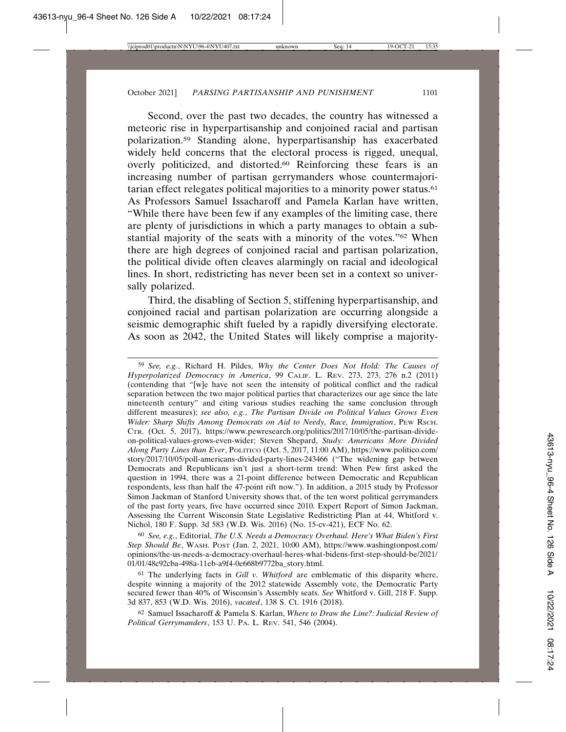Second, over the past two decades, the country has witnessed a meteoric rise in hyperpartisanship and conjoined racial and partisan polarization.[59] Standing alone, hyperpartisanship has exacerbated widely held concerns that the electoral process is rigged, unequal, overly politicized, and distorted.[60] Reinforcing these fears is an increasing number of partisan gerrymanders whose countermajoritarian effect relegates political majorities to a minority power status.[61] As Professors Samuel Issacharoff and Pamela Karlan have written, "While there have been few if any examples of the limiting case, there are plenty of jurisdictions in which a party manages to obtain a substantial majority of the seats with a minority of the votes."[62] When there are high degrees of conjoined racial and partisan polarization, the political divide often cleaves alarmingly on racial and ideological lines. In short, redistricting has never been set in a context so universally polarized.

Third, the disabling of Section 5, stiffening hyperpartisanship, and conjoined racial and partisan polarization are occurring alongside a seismic demographic shift fueled by a rapidly diversifying electorate. As soon as 2042, the United States will likely comprise a majority-

---

[59] *See, e.g.*, Richard H. Pildes, *Why the Center Does Not Hold: The Causes of Hyperpolarized Democracy in America*, 99 CALIF. L. REV. 273, 273, 276 n.2 (2011) (contending that "[w]e have not seen the intensity of political conflict and the radical separation between the two major political parties that characterizes our age since the late nineteenth century" and citing various studies reaching the same conclusion through different measures); *see also, e.g.*, *The Partisan Divide on Political Values Grows Even Wider: Sharp Shifts Among Democrats on Aid to Needy, Race, Immigration*, PEW RSCH. CTR. (Oct. 5, 2017), https://www.pewresearch.org/politics/2017/10/05/the-partisan-divide-on-political-values-grows-even-wider; Steven Shepard, *Study: Americans More Divided Along Party Lines than Ever*, POLITICO (Oct. 5, 2017, 11:00 AM), https://www.politico.com/story/2017/10/05/poll-americans-divided-party-lines-243466 ("The widening gap between Democrats and Republicans isn't just a short-term trend: When Pew first asked the question in 1994, there was a 21-point difference between Democratic and Republican respondents, less than half the 47-point rift now."). In addition, a 2015 study by Professor Simon Jackman of Stanford University shows that, of the ten worst political gerrymanders of the past forty years, five have occurred since 2010. Expert Report of Simon Jackman, Assessing the Current Wisconsin State Legislative Redistricting Plan at 44, Whitford v. Nichol, 180 F. Supp. 3d 583 (W.D. Wis. 2016) (No. 15-cv-421), ECF No. 62.

[60] *See, e.g.*, Editorial, *The U.S. Needs a Democracy Overhaul. Here's What Biden's First Step Should Be*, WASH. POST (Jan. 2, 2021, 10:00 AM), https://www.washingtonpost.com/opinions/the-us-needs-a-democracy-overhaul-heres-what-bidens-first-step-should-be/2021/01/01/48c92cba-498a-11eb-a9f4-0e668b9772ba_story.html.

[61] The underlying facts in *Gill v. Whitford* are emblematic of this disparity where, despite winning a majority of the 2012 statewide Assembly vote, the Democratic Party secured fewer than 40% of Wisconsin's Assembly seats. *See* Whitford v. Gill, 218 F. Supp. 3d 837, 853 (W.D. Wis. 2016), *vacated*, 138 S. Ct. 1916 (2018).

[62] Samuel Issacharoff & Pamela S. Karlan, *Where to Draw the Line?: Judicial Review of Political Gerrymanders*, 153 U. PA. L. REV. 541, 546 (2004).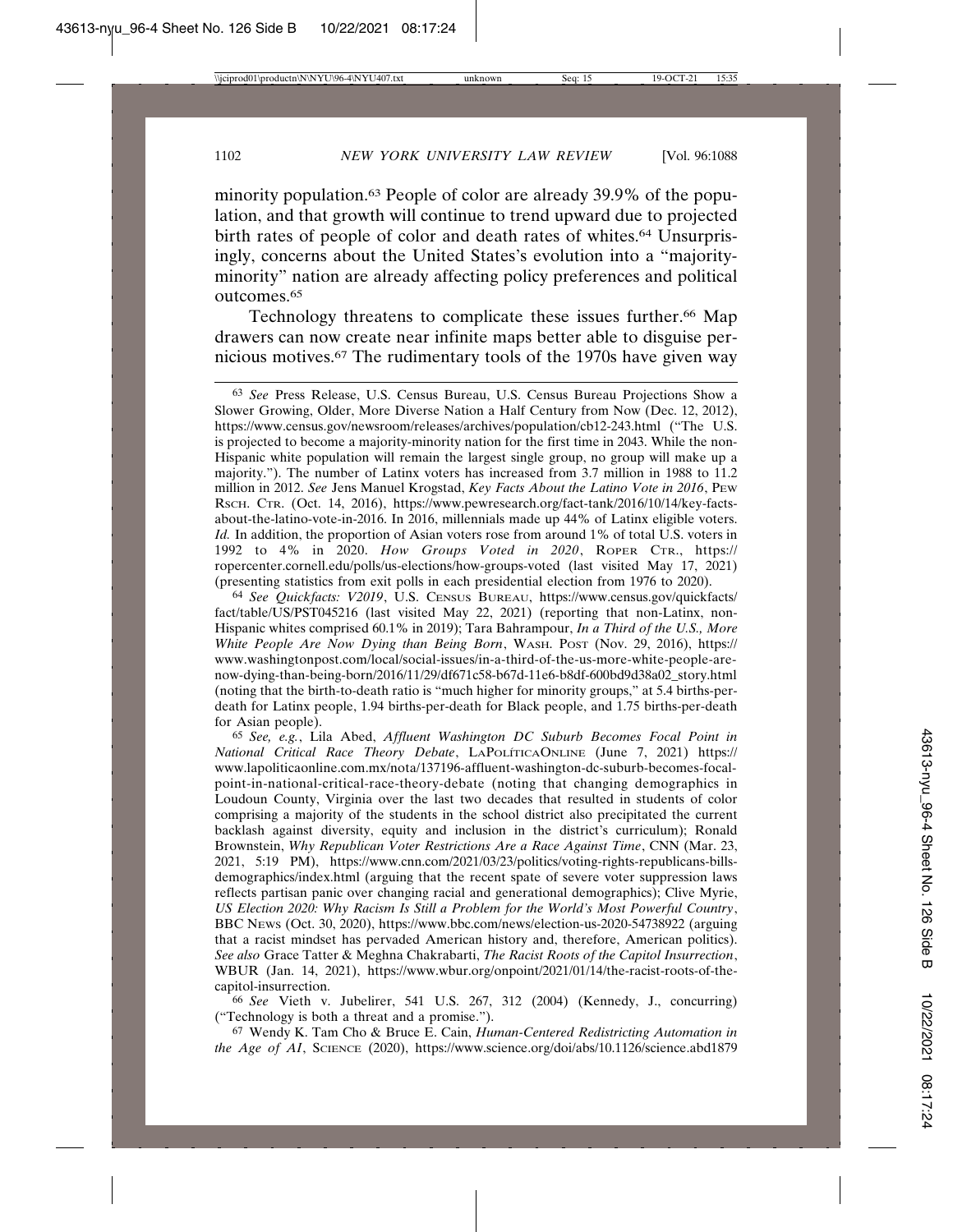minority population.[63] People of color are already 39.9% of the population, and that growth will continue to trend upward due to projected birth rates of people of color and death rates of whites.[64] Unsurprisingly, concerns about the United States's evolution into a "majority-minority" nation are already affecting policy preferences and political outcomes.[65]

Technology threatens to complicate these issues further.[66] Map drawers can now create near infinite maps better able to disguise pernicious motives.[67] The rudimentary tools of the 1970s have given way

---

[63] *See* Press Release, U.S. Census Bureau, U.S. Census Bureau Projections Show a Slower Growing, Older, More Diverse Nation a Half Century from Now (Dec. 12, 2012), https://www.census.gov/newsroom/releases/archives/population/cb12-243.html ("The U.S. is projected to become a majority-minority nation for the first time in 2043. While the non-Hispanic white population will remain the largest single group, no group will make up a majority."). The number of Latinx voters has increased from 3.7 million in 1988 to 11.2 million in 2012. *See* Jens Manuel Krogstad, *Key Facts About the Latino Vote in 2016*, PEW RSCH. CTR. (Oct. 14, 2016), https://www.pewresearch.org/fact-tank/2016/10/14/key-facts-about-the-latino-vote-in-2016. In 2016, millennials made up 44% of Latinx eligible voters. *Id.* In addition, the proportion of Asian voters rose from around 1% of total U.S. voters in 1992 to 4% in 2020. *How Groups Voted in 2020*, ROPER CTR., https://ropercenter.cornell.edu/polls/us-elections/how-groups-voted (last visited May 17, 2021) (presenting statistics from exit polls in each presidential election from 1976 to 2020).

[64] *See Quickfacts: V2019*, U.S. CENSUS BUREAU, https://www.census.gov/quickfacts/fact/table/US/PST045216 (last visited May 22, 2021) (reporting that non-Latinx, non-Hispanic whites comprised 60.1% in 2019); Tara Bahrampour, *In a Third of the U.S., More White People Are Now Dying than Being Born*, WASH. POST (Nov. 29, 2016), https://www.washingtonpost.com/local/social-issues/in-a-third-of-the-us-more-white-people-are-now-dying-than-being-born/2016/11/29/df671c58-b67d-11e6-b8df-600bd9d38a02_story.html (noting that the birth-to-death ratio is "much higher for minority groups," at 5.4 births-per-death for Latinx people, 1.94 births-per-death for Black people, and 1.75 births-per-death for Asian people).

[65] *See, e.g.*, Lila Abed, *Affluent Washington DC Suburb Becomes Focal Point in National Critical Race Theory Debate*, LAPOLÍTICAONLINE (June 7, 2021) https://www.lapoliticaonline.com.mx/nota/137196-affluent-washington-dc-suburb-becomes-focal-point-in-national-critical-race-theory-debate (noting that changing demographics in Loudoun County, Virginia over the last two decades that resulted in students of color comprising a majority of the students in the school district also precipitated the current backlash against diversity, equity and inclusion in the district's curriculum); Ronald Brownstein, *Why Republican Voter Restrictions Are a Race Against Time*, CNN (Mar. 23, 2021, 5:19 PM), https://www.cnn.com/2021/03/23/politics/voting-rights-republicans-bills-demographics/index.html (arguing that the recent spate of severe voter suppression laws reflects partisan panic over changing racial and generational demographics); Clive Myrie, *US Election 2020: Why Racism Is Still a Problem for the World's Most Powerful Country*, BBC NEWS (Oct. 30, 2020), https://www.bbc.com/news/election-us-2020-54738922 (arguing that a racist mindset has pervaded American history and, therefore, American politics). *See also* Grace Tatter & Meghna Chakrabarti, *The Racist Roots of the Capitol Insurrection*, WBUR (Jan. 14, 2021), https://www.wbur.org/onpoint/2021/01/14/the-racist-roots-of-the-capitol-insurrection.

[66] *See* Vieth v. Jubelirer, 541 U.S. 267, 312 (2004) (Kennedy, J., concurring) ("Technology is both a threat and a promise.").

[67] Wendy K. Tam Cho & Bruce E. Cain, *Human-Centered Redistricting Automation in the Age of AI*, SCIENCE (2020), https://www.science.org/doi/abs/10.1126/science.abd1879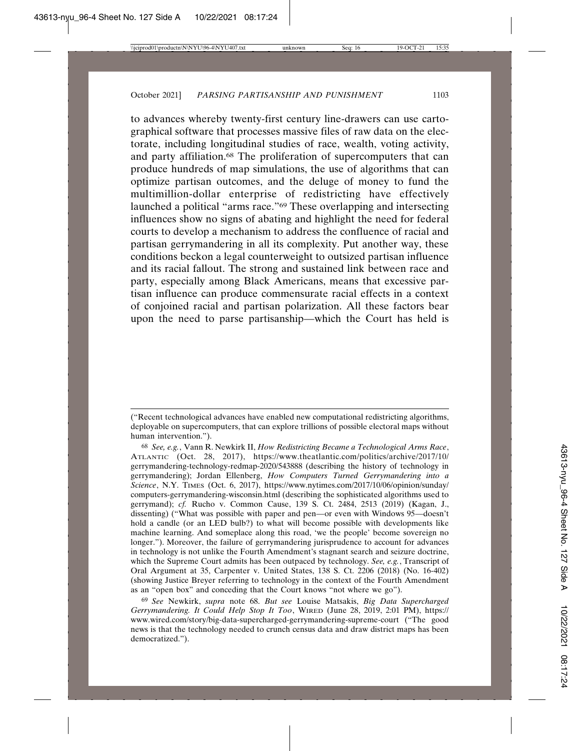to advances whereby twenty-first century line-drawers can use cartographical software that processes massive files of raw data on the electorate, including longitudinal studies of race, wealth, voting activity, and party affiliation.[68] The proliferation of supercomputers that can produce hundreds of map simulations, the use of algorithms that can optimize partisan outcomes, and the deluge of money to fund the multimillion-dollar enterprise of redistricting have effectively launched a political "arms race."[69] These overlapping and intersecting influences show no signs of abating and highlight the need for federal courts to develop a mechanism to address the confluence of racial and partisan gerrymandering in all its complexity. Put another way, these conditions beckon a legal counterweight to outsized partisan influence and its racial fallout. The strong and sustained link between race and party, especially among Black Americans, means that excessive partisan influence can produce commensurate racial effects in a context of conjoined racial and partisan polarization. All these factors bear upon the need to parse partisanship—which the Court has held is

---

("Recent technological advances have enabled new computational redistricting algorithms, deployable on supercomputers, that can explore trillions of possible electoral maps without human intervention.").

[68] *See, e.g.*, Vann R. Newkirk II, *How Redistricting Became a Technological Arms Race*, ATLANTIC (Oct. 28, 2017), https://www.theatlantic.com/politics/archive/2017/10/gerrymandering-technology-redmap-2020/543888 (describing the history of technology in gerrymandering); Jordan Ellenberg, *How Computers Turned Gerrymandering into a Science*, N.Y. TIMES (Oct. 6, 2017), https://www.nytimes.com/2017/10/06/opinion/sunday/computers-gerrymandering-wisconsin.html (describing the sophisticated algorithms used to gerrymand); *cf.* Rucho v. Common Cause, 139 S. Ct. 2484, 2513 (2019) (Kagan, J., dissenting) ("What was possible with paper and pen—or even with Windows 95—doesn't hold a candle (or an LED bulb?) to what will become possible with developments like machine learning. And someplace along this road, 'we the people' become sovereign no longer."). Moreover, the failure of gerrymandering jurisprudence to account for advances in technology is not unlike the Fourth Amendment's stagnant search and seizure doctrine, which the Supreme Court admits has been outpaced by technology. *See, e.g.*, Transcript of Oral Argument at 35, Carpenter v. United States, 138 S. Ct. 2206 (2018) (No. 16-402) (showing Justice Breyer referring to technology in the context of the Fourth Amendment as an "open box" and conceding that the Court knows "not where we go").

[69] *See* Newkirk, *supra* note 68. *But see* Louise Matsakis, *Big Data Supercharged Gerrymandering. It Could Help Stop It Too*, WIRED (June 28, 2019, 2:01 PM), https://www.wired.com/story/big-data-supercharged-gerrymandering-supreme-court ("The good news is that the technology needed to crunch census data and draw district maps has been democratized.").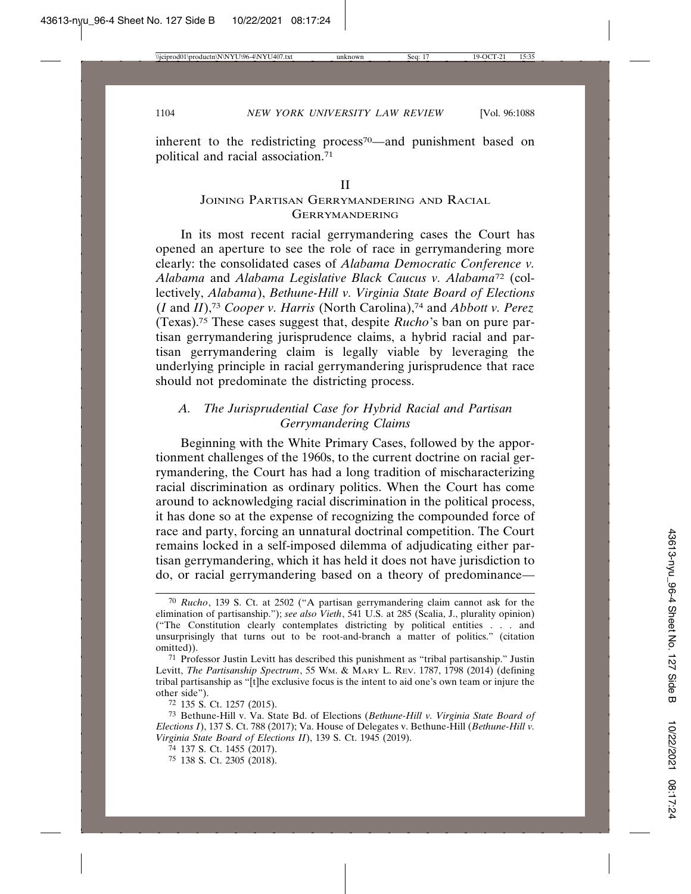inherent to the redistricting process[70]—and punishment based on political and racial association.[71]

## II
## Joining Partisan Gerrymandering and Racial Gerrymandering

In its most recent racial gerrymandering cases the Court has opened an aperture to see the role of race in gerrymandering more clearly: the consolidated cases of *Alabama Democratic Conference v. Alabama* and *Alabama Legislative Black Caucus v. Alabama*[72] (collectively, *Alabama*), *Bethune-Hill v. Virginia State Board of Elections* (*I* and *II*),[73] *Cooper v. Harris* (North Carolina),[74] and *Abbott v. Perez* (Texas).[75] These cases suggest that, despite *Rucho*'s ban on pure partisan gerrymandering jurisprudence claims, a hybrid racial and partisan gerrymandering claim is legally viable by leveraging the underlying principle in racial gerrymandering jurisprudence that race should not predominate the districting process.

### *A. The Jurisprudential Case for Hybrid Racial and Partisan Gerrymandering Claims*

Beginning with the White Primary Cases, followed by the apportionment challenges of the 1960s, to the current doctrine on racial gerrymandering, the Court has had a long tradition of mischaracterizing racial discrimination as ordinary politics. When the Court has come around to acknowledging racial discrimination in the political process, it has done so at the expense of recognizing the compounded force of race and party, forcing an unnatural doctrinal competition. The Court remains locked in a self-imposed dilemma of adjudicating either partisan gerrymandering, which it has held it does not have jurisdiction to do, or racial gerrymandering based on a theory of predominance—

---

70 *Rucho*, 139 S. Ct. at 2502 ("A partisan gerrymandering claim cannot ask for the elimination of partisanship."); *see also Vieth*, 541 U.S. at 285 (Scalia, J., plurality opinion) ("The Constitution clearly contemplates districting by political entities . . . and unsurprisingly that turns out to be root-and-branch a matter of politics." (citation omitted)).

71 Professor Justin Levitt has described this punishment as "tribal partisanship." Justin Levitt, *The Partisanship Spectrum*, 55 Wm. & Mary L. Rev. 1787, 1798 (2014) (defining tribal partisanship as "[t]he exclusive focus is the intent to aid one's own team or injure the other side").

72 135 S. Ct. 1257 (2015).

73 Bethune-Hill v. Va. State Bd. of Elections (*Bethune-Hill v. Virginia State Board of Elections I*), 137 S. Ct. 788 (2017); Va. House of Delegates v. Bethune-Hill (*Bethune-Hill v. Virginia State Board of Elections II*), 139 S. Ct. 1945 (2019).

74 137 S. Ct. 1455 (2017).

75 138 S. Ct. 2305 (2018).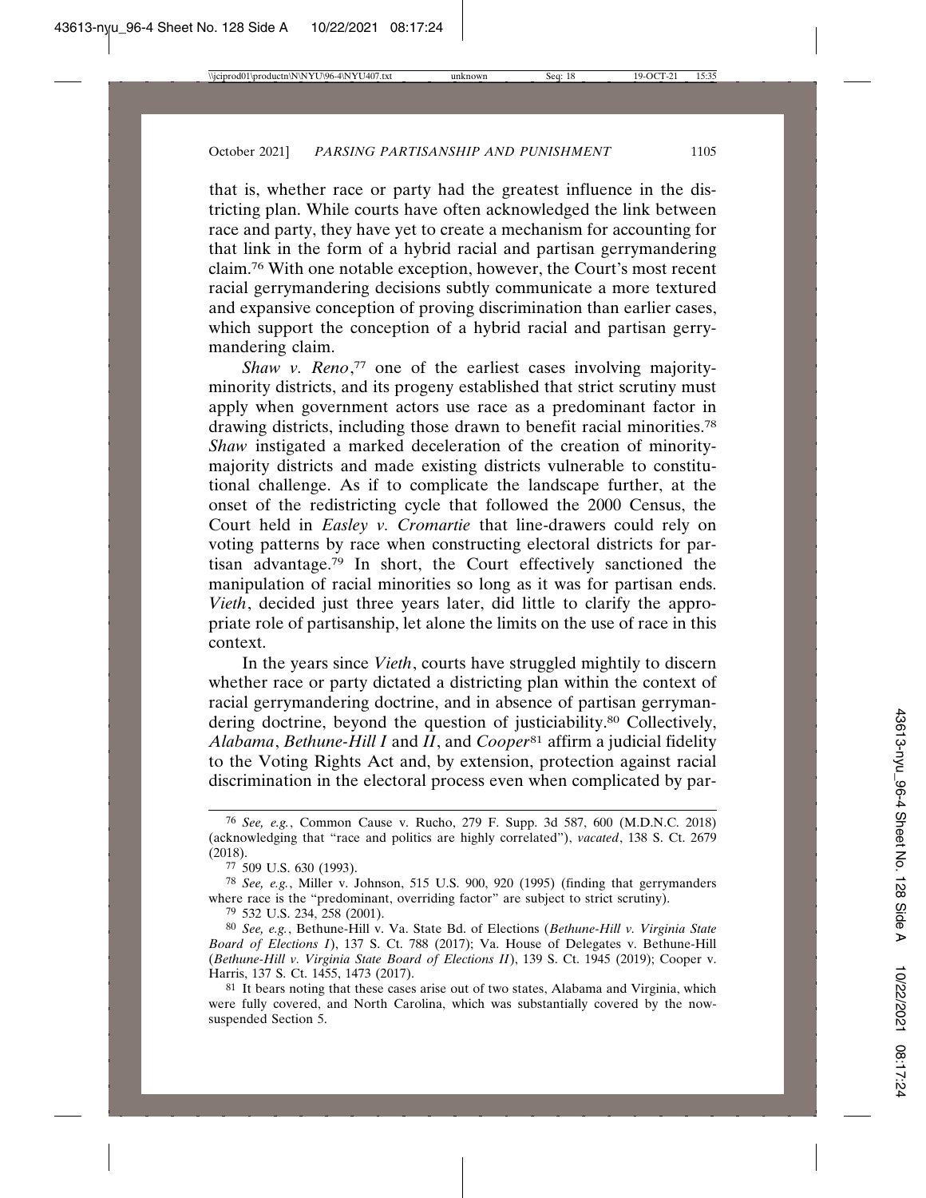that is, whether race or party had the greatest influence in the districting plan. While courts have often acknowledged the link between race and party, they have yet to create a mechanism for accounting for that link in the form of a hybrid racial and partisan gerrymandering claim.[76] With one notable exception, however, the Court's most recent racial gerrymandering decisions subtly communicate a more textured and expansive conception of proving discrimination than earlier cases, which support the conception of a hybrid racial and partisan gerrymandering claim.

*Shaw v. Reno*,[77] one of the earliest cases involving majority-minority districts, and its progeny established that strict scrutiny must apply when government actors use race as a predominant factor in drawing districts, including those drawn to benefit racial minorities.[78] *Shaw* instigated a marked deceleration of the creation of minority-majority districts and made existing districts vulnerable to constitutional challenge. As if to complicate the landscape further, at the onset of the redistricting cycle that followed the 2000 Census, the Court held in *Easley v. Cromartie* that line-drawers could rely on voting patterns by race when constructing electoral districts for partisan advantage.[79] In short, the Court effectively sanctioned the manipulation of racial minorities so long as it was for partisan ends. *Vieth*, decided just three years later, did little to clarify the appropriate role of partisanship, let alone the limits on the use of race in this context.

In the years since *Vieth*, courts have struggled mightily to discern whether race or party dictated a districting plan within the context of racial gerrymandering doctrine, and in absence of partisan gerrymandering doctrine, beyond the question of justiciability.[80] Collectively, *Alabama*, *Bethune-Hill I* and *II*, and *Cooper*[81] affirm a judicial fidelity to the Voting Rights Act and, by extension, protection against racial discrimination in the electoral process even when complicated by par-

---

[76] *See, e.g.*, Common Cause v. Rucho, 279 F. Supp. 3d 587, 600 (M.D.N.C. 2018) (acknowledging that "race and politics are highly correlated"), *vacated*, 138 S. Ct. 2679 (2018).

[77] 509 U.S. 630 (1993).

[78] *See, e.g.*, Miller v. Johnson, 515 U.S. 900, 920 (1995) (finding that gerrymanders where race is the "predominant, overriding factor" are subject to strict scrutiny).

[79] 532 U.S. 234, 258 (2001).

[80] *See, e.g.*, Bethune-Hill v. Va. State Bd. of Elections (*Bethune-Hill v. Virginia State Board of Elections I*), 137 S. Ct. 788 (2017); Va. House of Delegates v. Bethune-Hill (*Bethune-Hill v. Virginia State Board of Elections II*), 139 S. Ct. 1945 (2019); Cooper v. Harris, 137 S. Ct. 1455, 1473 (2017).

[81] It bears noting that these cases arise out of two states, Alabama and Virginia, which were fully covered, and North Carolina, which was substantially covered by the now-suspended Section 5.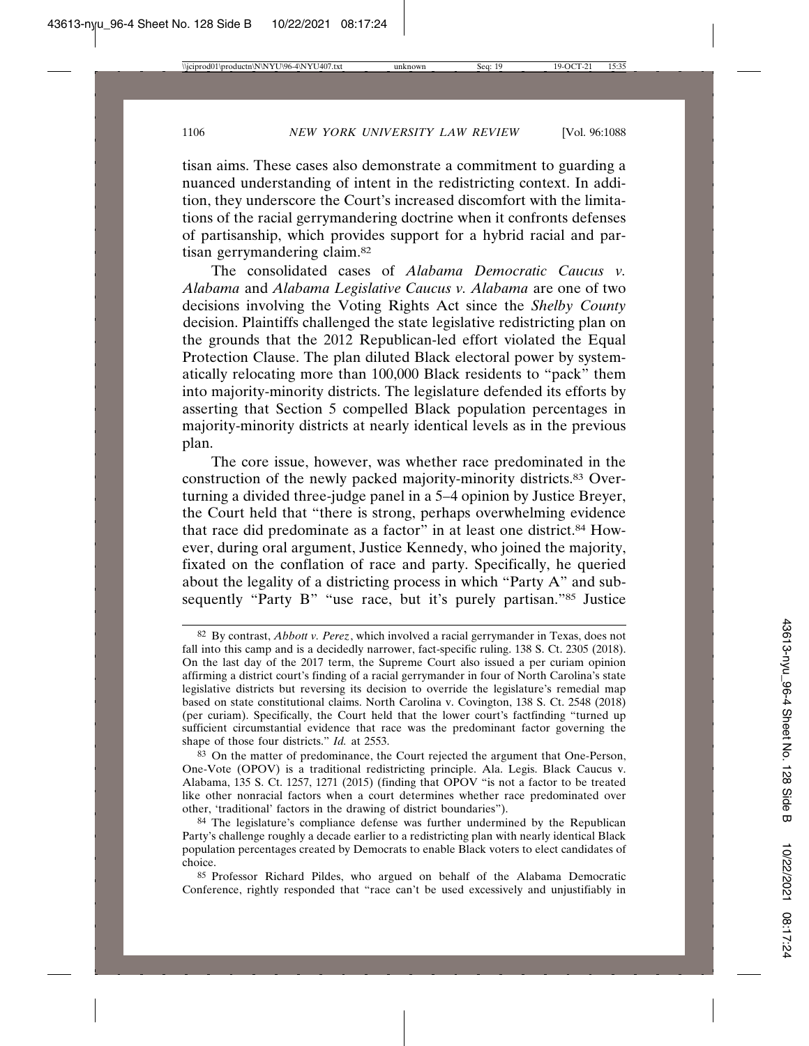tisan aims. These cases also demonstrate a commitment to guarding a nuanced understanding of intent in the redistricting context. In addition, they underscore the Court's increased discomfort with the limitations of the racial gerrymandering doctrine when it confronts defenses of partisanship, which provides support for a hybrid racial and partisan gerrymandering claim.[82]

The consolidated cases of *Alabama Democratic Caucus v. Alabama* and *Alabama Legislative Caucus v. Alabama* are one of two decisions involving the Voting Rights Act since the *Shelby County* decision. Plaintiffs challenged the state legislative redistricting plan on the grounds that the 2012 Republican-led effort violated the Equal Protection Clause. The plan diluted Black electoral power by systematically relocating more than 100,000 Black residents to "pack" them into majority-minority districts. The legislature defended its efforts by asserting that Section 5 compelled Black population percentages in majority-minority districts at nearly identical levels as in the previous plan.

The core issue, however, was whether race predominated in the construction of the newly packed majority-minority districts.[83] Overturning a divided three-judge panel in a 5–4 opinion by Justice Breyer, the Court held that "there is strong, perhaps overwhelming evidence that race did predominate as a factor" in at least one district.[84] However, during oral argument, Justice Kennedy, who joined the majority, fixated on the conflation of race and party. Specifically, he queried about the legality of a districting process in which "Party A" and subsequently "Party B" "use race, but it's purely partisan."[85] Justice

---

82 By contrast, *Abbott v. Perez*, which involved a racial gerrymander in Texas, does not fall into this camp and is a decidedly narrower, fact-specific ruling. 138 S. Ct. 2305 (2018). On the last day of the 2017 term, the Supreme Court also issued a per curiam opinion affirming a district court's finding of a racial gerrymander in four of North Carolina's state legislative districts but reversing its decision to override the legislature's remedial map based on state constitutional claims. North Carolina v. Covington, 138 S. Ct. 2548 (2018) (per curiam). Specifically, the Court held that the lower court's factfinding "turned up sufficient circumstantial evidence that race was the predominant factor governing the shape of those four districts." *Id.* at 2553.

83 On the matter of predominance, the Court rejected the argument that One-Person, One-Vote (OPOV) is a traditional redistricting principle. Ala. Legis. Black Caucus v. Alabama, 135 S. Ct. 1257, 1271 (2015) (finding that OPOV "is not a factor to be treated like other nonracial factors when a court determines whether race predominated over other, 'traditional' factors in the drawing of district boundaries").

84 The legislature's compliance defense was further undermined by the Republican Party's challenge roughly a decade earlier to a redistricting plan with nearly identical Black population percentages created by Democrats to enable Black voters to elect candidates of choice.

85 Professor Richard Pildes, who argued on behalf of the Alabama Democratic Conference, rightly responded that "race can't be used excessively and unjustifiably in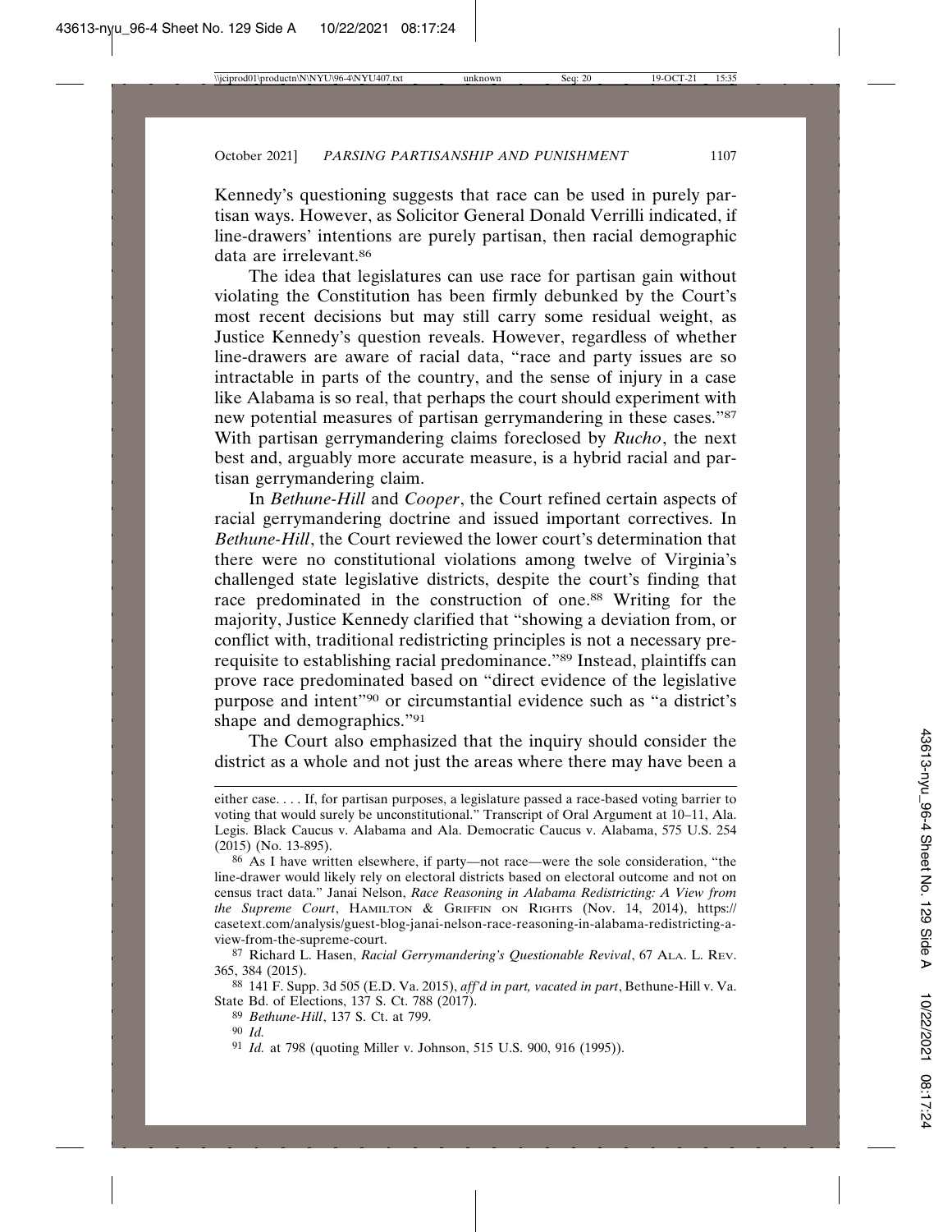Kennedy's questioning suggests that race can be used in purely partisan ways. However, as Solicitor General Donald Verrilli indicated, if line-drawers' intentions are purely partisan, then racial demographic data are irrelevant.[86]

The idea that legislatures can use race for partisan gain without violating the Constitution has been firmly debunked by the Court's most recent decisions but may still carry some residual weight, as Justice Kennedy's question reveals. However, regardless of whether line-drawers are aware of racial data, "race and party issues are so intractable in parts of the country, and the sense of injury in a case like Alabama is so real, that perhaps the court should experiment with new potential measures of partisan gerrymandering in these cases."[87] With partisan gerrymandering claims foreclosed by *Rucho*, the next best and, arguably more accurate measure, is a hybrid racial and partisan gerrymandering claim.

In *Bethune-Hill* and *Cooper*, the Court refined certain aspects of racial gerrymandering doctrine and issued important correctives. In *Bethune-Hill*, the Court reviewed the lower court's determination that there were no constitutional violations among twelve of Virginia's challenged state legislative districts, despite the court's finding that race predominated in the construction of one.[88] Writing for the majority, Justice Kennedy clarified that "showing a deviation from, or conflict with, traditional redistricting principles is not a necessary prerequisite to establishing racial predominance."[89] Instead, plaintiffs can prove race predominated based on "direct evidence of the legislative purpose and intent"[90] or circumstantial evidence such as "a district's shape and demographics."[91]

The Court also emphasized that the inquiry should consider the district as a whole and not just the areas where there may have been a

---

either case. . . . If, for partisan purposes, a legislature passed a race-based voting barrier to voting that would surely be unconstitutional." Transcript of Oral Argument at 10–11, Ala. Legis. Black Caucus v. Alabama and Ala. Democratic Caucus v. Alabama, 575 U.S. 254 (2015) (No. 13-895).

[86] As I have written elsewhere, if party—not race—were the sole consideration, "the line-drawer would likely rely on electoral districts based on electoral outcome and not on census tract data." Janai Nelson, *Race Reasoning in Alabama Redistricting: A View from the Supreme Court*, HAMILTON & GRIFFIN ON RIGHTS (Nov. 14, 2014), https://casetext.com/analysis/guest-blog-janai-nelson-race-reasoning-in-alabama-redistricting-a-view-from-the-supreme-court.

[87] Richard L. Hasen, *Racial Gerrymandering's Questionable Revival*, 67 ALA. L. REV. 365, 384 (2015).

[88] 141 F. Supp. 3d 505 (E.D. Va. 2015), *aff'd in part, vacated in part*, Bethune-Hill v. Va. State Bd. of Elections, 137 S. Ct. 788 (2017).

[89] *Bethune-Hill*, 137 S. Ct. at 799.

[90] *Id.*

[91] *Id.* at 798 (quoting Miller v. Johnson, 515 U.S. 900, 916 (1995)).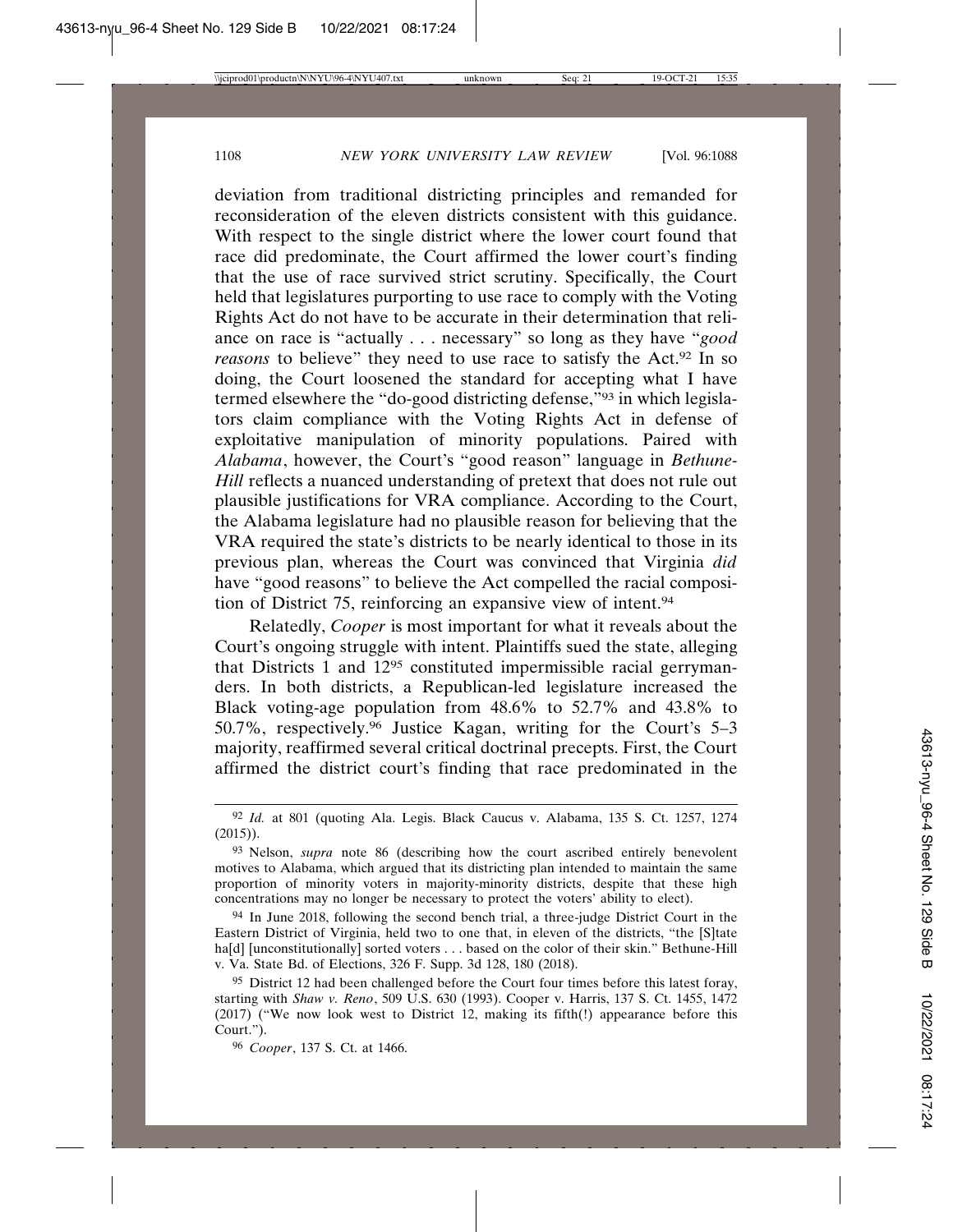deviation from traditional districting principles and remanded for reconsideration of the eleven districts consistent with this guidance. With respect to the single district where the lower court found that race did predominate, the Court affirmed the lower court's finding that the use of race survived strict scrutiny. Specifically, the Court held that legislatures purporting to use race to comply with the Voting Rights Act do not have to be accurate in their determination that reliance on race is "actually . . . necessary" so long as they have "*good reasons* to believe" they need to use race to satisfy the Act.[92] In so doing, the Court loosened the standard for accepting what I have termed elsewhere the "do-good districting defense,"[93] in which legislators claim compliance with the Voting Rights Act in defense of exploitative manipulation of minority populations. Paired with *Alabama*, however, the Court's "good reason" language in *Bethune-Hill* reflects a nuanced understanding of pretext that does not rule out plausible justifications for VRA compliance. According to the Court, the Alabama legislature had no plausible reason for believing that the VRA required the state's districts to be nearly identical to those in its previous plan, whereas the Court was convinced that Virginia *did* have "good reasons" to believe the Act compelled the racial composition of District 75, reinforcing an expansive view of intent.[94]

Relatedly, *Cooper* is most important for what it reveals about the Court's ongoing struggle with intent. Plaintiffs sued the state, alleging that Districts 1 and 12[95] constituted impermissible racial gerrymanders. In both districts, a Republican-led legislature increased the Black voting-age population from 48.6% to 52.7% and 43.8% to 50.7%, respectively.[96] Justice Kagan, writing for the Court's 5–3 majority, reaffirmed several critical doctrinal precepts. First, the Court affirmed the district court's finding that race predominated in the

---

[92] *Id.* at 801 (quoting Ala. Legis. Black Caucus v. Alabama, 135 S. Ct. 1257, 1274 (2015)).

[93] Nelson, *supra* note 86 (describing how the court ascribed entirely benevolent motives to Alabama, which argued that its districting plan intended to maintain the same proportion of minority voters in majority-minority districts, despite that these high concentrations may no longer be necessary to protect the voters' ability to elect).

[94] In June 2018, following the second bench trial, a three-judge District Court in the Eastern District of Virginia, held two to one that, in eleven of the districts, "the [S]tate ha[d] [unconstitutionally] sorted voters . . . based on the color of their skin." Bethune-Hill v. Va. State Bd. of Elections, 326 F. Supp. 3d 128, 180 (2018).

[95] District 12 had been challenged before the Court four times before this latest foray, starting with *Shaw v. Reno*, 509 U.S. 630 (1993). Cooper v. Harris, 137 S. Ct. 1455, 1472 (2017) ("We now look west to District 12, making its fifth(!) appearance before this Court.").

[96] *Cooper*, 137 S. Ct. at 1466.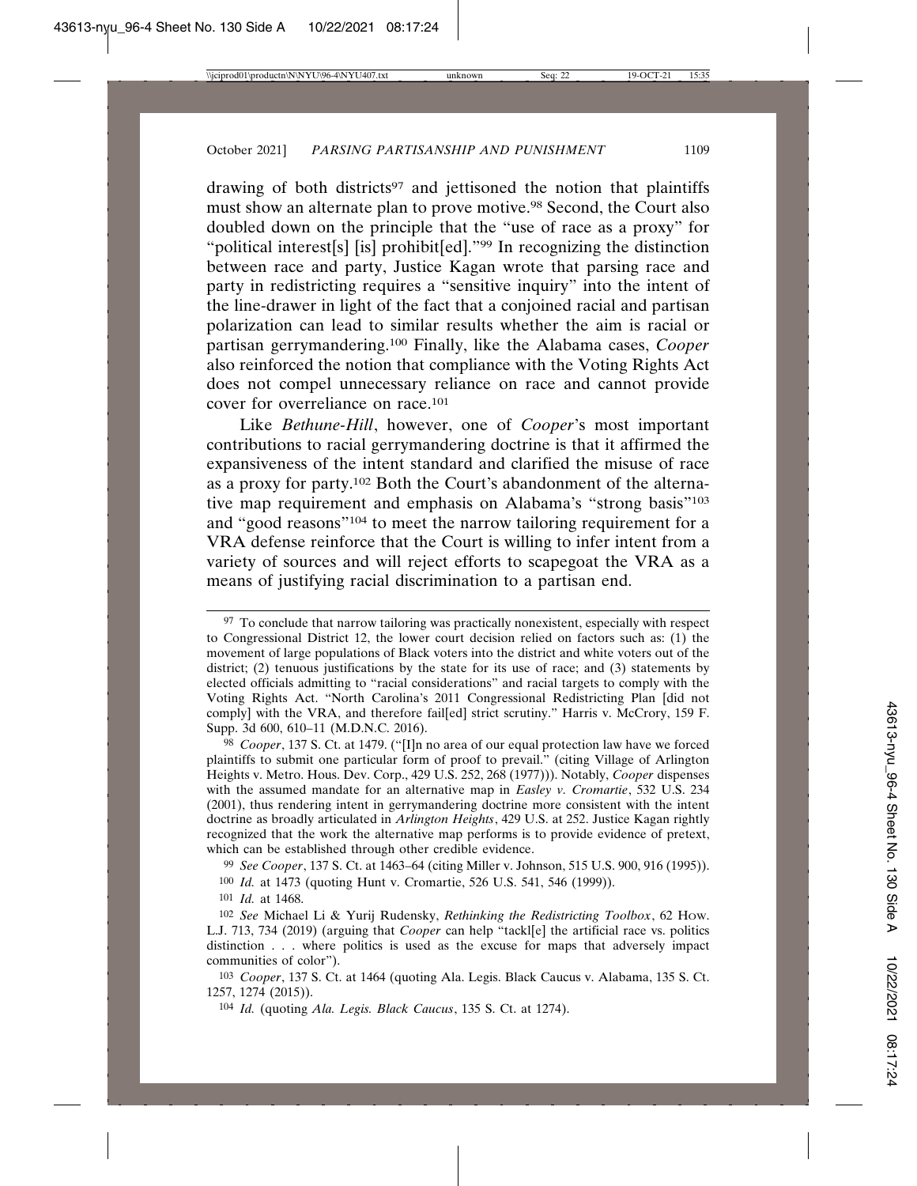drawing of both districts[97] and jettisoned the notion that plaintiffs must show an alternate plan to prove motive.[98] Second, the Court also doubled down on the principle that the "use of race as a proxy" for "political interest[s] [is] prohibit[ed]."[99] In recognizing the distinction between race and party, Justice Kagan wrote that parsing race and party in redistricting requires a "sensitive inquiry" into the intent of the line-drawer in light of the fact that a conjoined racial and partisan polarization can lead to similar results whether the aim is racial or partisan gerrymandering.[100] Finally, like the Alabama cases, *Cooper* also reinforced the notion that compliance with the Voting Rights Act does not compel unnecessary reliance on race and cannot provide cover for overreliance on race.[101]

Like *Bethune-Hill*, however, one of *Cooper*'s most important contributions to racial gerrymandering doctrine is that it affirmed the expansiveness of the intent standard and clarified the misuse of race as a proxy for party.[102] Both the Court's abandonment of the alternative map requirement and emphasis on Alabama's "strong basis"[103] and "good reasons"[104] to meet the narrow tailoring requirement for a VRA defense reinforce that the Court is willing to infer intent from a variety of sources and will reject efforts to scapegoat the VRA as a means of justifying racial discrimination to a partisan end.

---

[97] To conclude that narrow tailoring was practically nonexistent, especially with respect to Congressional District 12, the lower court decision relied on factors such as: (1) the movement of large populations of Black voters into the district and white voters out of the district; (2) tenuous justifications by the state for its use of race; and (3) statements by elected officials admitting to "racial considerations" and racial targets to comply with the Voting Rights Act. "North Carolina's 2011 Congressional Redistricting Plan [did not comply] with the VRA, and therefore fail[ed] strict scrutiny." Harris v. McCrory, 159 F. Supp. 3d 600, 610–11 (M.D.N.C. 2016).

[98] *Cooper*, 137 S. Ct. at 1479. ("[I]n no area of our equal protection law have we forced plaintiffs to submit one particular form of proof to prevail." (citing Village of Arlington Heights v. Metro. Hous. Dev. Corp., 429 U.S. 252, 268 (1977))). Notably, *Cooper* dispenses with the assumed mandate for an alternative map in *Easley v. Cromartie*, 532 U.S. 234 (2001), thus rendering intent in gerrymandering doctrine more consistent with the intent doctrine as broadly articulated in *Arlington Heights*, 429 U.S. at 252. Justice Kagan rightly recognized that the work the alternative map performs is to provide evidence of pretext, which can be established through other credible evidence.

[99] *See Cooper*, 137 S. Ct. at 1463–64 (citing Miller v. Johnson, 515 U.S. 900, 916 (1995)).

[100] *Id.* at 1473 (quoting Hunt v. Cromartie, 526 U.S. 541, 546 (1999)).

[101] *Id.* at 1468.

[102] *See* Michael Li & Yurij Rudensky, *Rethinking the Redistricting Toolbox*, 62 How. L.J. 713, 734 (2019) (arguing that *Cooper* can help "tackl[e] the artificial race vs. politics distinction . . . where politics is used as the excuse for maps that adversely impact communities of color").

[103] *Cooper*, 137 S. Ct. at 1464 (quoting Ala. Legis. Black Caucus v. Alabama, 135 S. Ct. 1257, 1274 (2015)).

[104] *Id.* (quoting *Ala. Legis. Black Caucus*, 135 S. Ct. at 1274).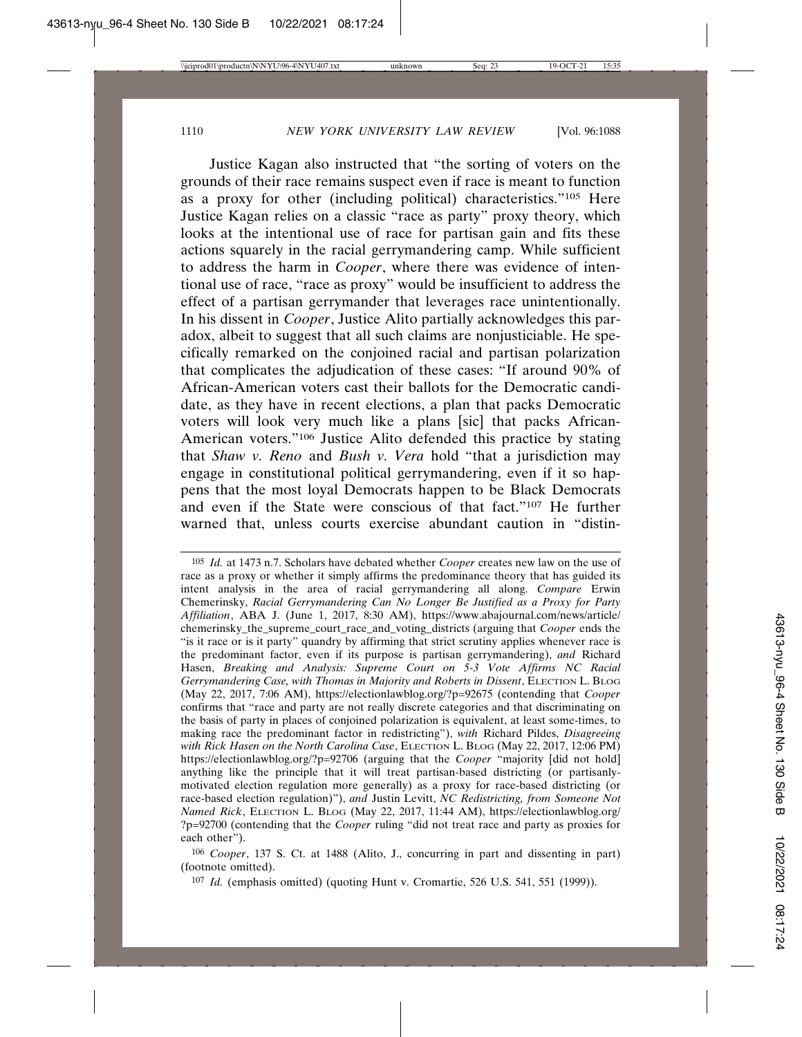Justice Kagan also instructed that "the sorting of voters on the grounds of their race remains suspect even if race is meant to function as a proxy for other (including political) characteristics."[105] Here Justice Kagan relies on a classic "race as party" proxy theory, which looks at the intentional use of race for partisan gain and fits these actions squarely in the racial gerrymandering camp. While sufficient to address the harm in *Cooper*, where there was evidence of intentional use of race, "race as proxy" would be insufficient to address the effect of a partisan gerrymander that leverages race unintentionally. In his dissent in *Cooper*, Justice Alito partially acknowledges this paradox, albeit to suggest that all such claims are nonjusticiable. He specifically remarked on the conjoined racial and partisan polarization that complicates the adjudication of these cases: "If around 90% of African-American voters cast their ballots for the Democratic candidate, as they have in recent elections, a plan that packs Democratic voters will look very much like a plans [sic] that packs African-American voters."[106] Justice Alito defended this practice by stating that *Shaw v. Reno* and *Bush v. Vera* hold "that a jurisdiction may engage in constitutional political gerrymandering, even if it so happens that the most loyal Democrats happen to be Black Democrats and even if the State were conscious of that fact."[107] He further warned that, unless courts exercise abundant caution in "distin-

---

[105] *Id.* at 1473 n.7. Scholars have debated whether *Cooper* creates new law on the use of race as a proxy or whether it simply affirms the predominance theory that has guided its intent analysis in the area of racial gerrymandering all along. *Compare* Erwin Chemerinsky, *Racial Gerrymandering Can No Longer Be Justified as a Proxy for Party Affiliation*, ABA J. (June 1, 2017, 8:30 AM), https://www.abajournal.com/news/article/chemerinsky_the_supreme_court_race_and_voting_districts (arguing that *Cooper* ends the "is it race or is it party" quandry by affirming that strict scrutiny applies whenever race is the predominant factor, even if its purpose is partisan gerrymandering), *and* Richard Hasen, *Breaking and Analysis: Supreme Court on 5-3 Vote Affirms NC Racial Gerrymandering Case, with Thomas in Majority and Roberts in Dissent*, ELECTION L. BLOG (May 22, 2017, 7:06 AM), https://electionlawblog.org/?p=92675 (contending that *Cooper* confirms that "race and party are not really discrete categories and that discriminating on the basis of party in places of conjoined polarization is equivalent, at least some-times, to making race the predominant factor in redistricting"), *with* Richard Pildes, *Disagreeing with Rick Hasen on the North Carolina Case*, ELECTION L. BLOG (May 22, 2017, 12:06 PM) https://electionlawblog.org/?p=92706 (arguing that the *Cooper* "majority [did not hold] anything like the principle that it will treat partisan-based districting (or partisanly-motivated election regulation more generally) as a proxy for race-based districting (or race-based election regulation)"), *and* Justin Levitt, *NC Redistricting, from Someone Not Named Rick*, ELECTION L. BLOG (May 22, 2017, 11:44 AM), https://electionlawblog.org/?p=92700 (contending that the *Cooper* ruling "did not treat race and party as proxies for each other").

[106] *Cooper*, 137 S. Ct. at 1488 (Alito, J., concurring in part and dissenting in part) (footnote omitted).

[107] *Id.* (emphasis omitted) (quoting Hunt v. Cromartie, 526 U.S. 541, 551 (1999)).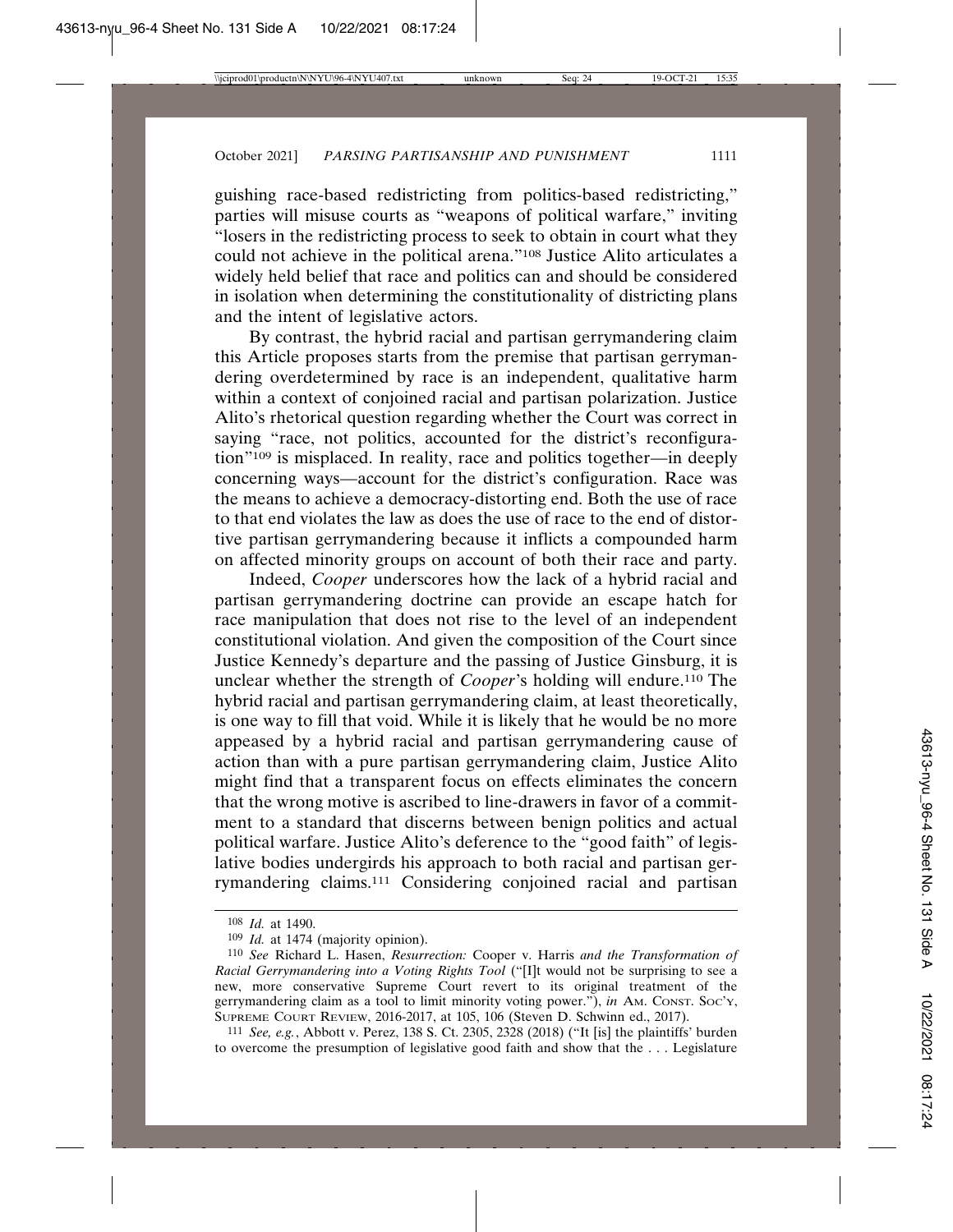guishing race-based redistricting from politics-based redistricting," parties will misuse courts as "weapons of political warfare," inviting "losers in the redistricting process to seek to obtain in court what they could not achieve in the political arena."[108] Justice Alito articulates a widely held belief that race and politics can and should be considered in isolation when determining the constitutionality of districting plans and the intent of legislative actors.

By contrast, the hybrid racial and partisan gerrymandering claim this Article proposes starts from the premise that partisan gerrymandering overdetermined by race is an independent, qualitative harm within a context of conjoined racial and partisan polarization. Justice Alito's rhetorical question regarding whether the Court was correct in saying "race, not politics, accounted for the district's reconfiguration"[109] is misplaced. In reality, race and politics together—in deeply concerning ways—account for the district's configuration. Race was the means to achieve a democracy-distorting end. Both the use of race to that end violates the law as does the use of race to the end of distortive partisan gerrymandering because it inflicts a compounded harm on affected minority groups on account of both their race and party.

Indeed, *Cooper* underscores how the lack of a hybrid racial and partisan gerrymandering doctrine can provide an escape hatch for race manipulation that does not rise to the level of an independent constitutional violation. And given the composition of the Court since Justice Kennedy's departure and the passing of Justice Ginsburg, it is unclear whether the strength of *Cooper*'s holding will endure.[110] The hybrid racial and partisan gerrymandering claim, at least theoretically, is one way to fill that void. While it is likely that he would be no more appeased by a hybrid racial and partisan gerrymandering cause of action than with a pure partisan gerrymandering claim, Justice Alito might find that a transparent focus on effects eliminates the concern that the wrong motive is ascribed to line-drawers in favor of a commitment to a standard that discerns between benign politics and actual political warfare. Justice Alito's deference to the "good faith" of legislative bodies undergirds his approach to both racial and partisan gerrymandering claims.[111] Considering conjoined racial and partisan

---

[108] *Id.* at 1490.

[109] *Id.* at 1474 (majority opinion).

[110] *See* Richard L. Hasen, *Resurrection:* Cooper v. Harris *and the Transformation of Racial Gerrymandering into a Voting Rights Tool* ("[I]t would not be surprising to see a new, more conservative Supreme Court revert to its original treatment of the gerrymandering claim as a tool to limit minority voting power."), *in* AM. CONST. SOC'Y, SUPREME COURT REVIEW, 2016-2017, at 105, 106 (Steven D. Schwinn ed., 2017).

[111] *See, e.g.*, Abbott v. Perez, 138 S. Ct. 2305, 2328 (2018) ("It [is] the plaintiffs' burden to overcome the presumption of legislative good faith and show that the . . . Legislature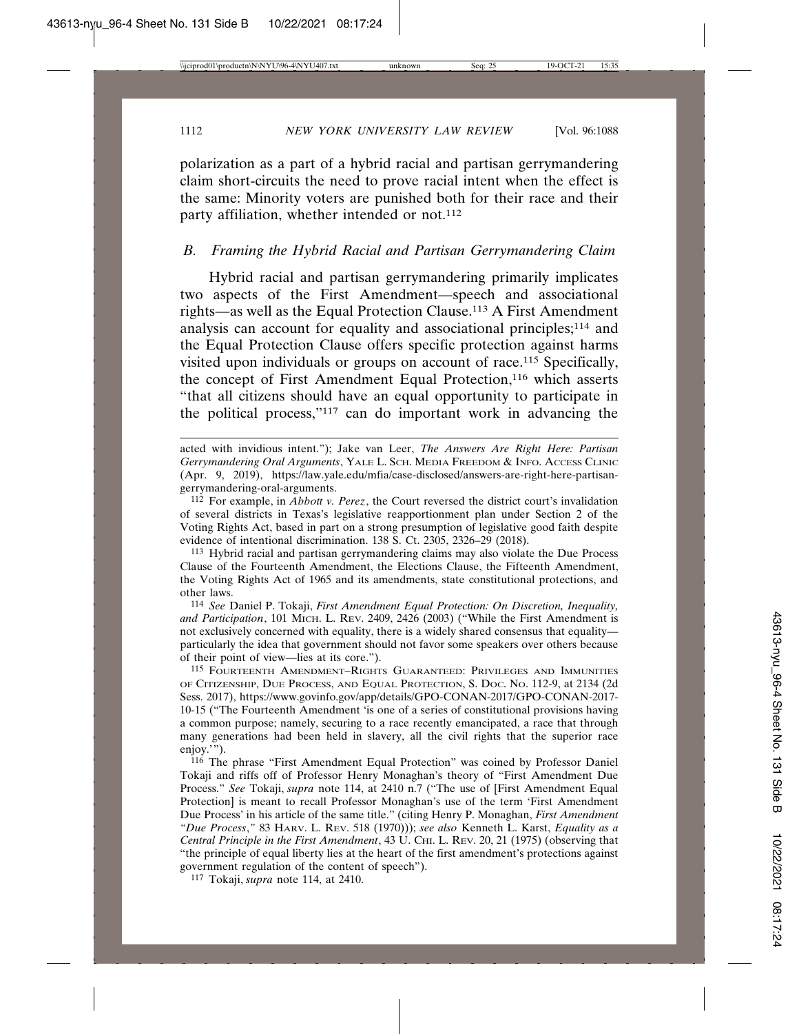polarization as a part of a hybrid racial and partisan gerrymandering claim short-circuits the need to prove racial intent when the effect is the same: Minority voters are punished both for their race and their party affiliation, whether intended or not.[112]

### *B. Framing the Hybrid Racial and Partisan Gerrymandering Claim*

Hybrid racial and partisan gerrymandering primarily implicates two aspects of the First Amendment—speech and associational rights—as well as the Equal Protection Clause.[113] A First Amendment analysis can account for equality and associational principles;[114] and the Equal Protection Clause offers specific protection against harms visited upon individuals or groups on account of race.[115] Specifically, the concept of First Amendment Equal Protection,[116] which asserts "that all citizens should have an equal opportunity to participate in the political process,"[117] can do important work in advancing the

---

acted with invidious intent."); Jake van Leer, *The Answers Are Right Here: Partisan Gerrymandering Oral Arguments*, YALE L. SCH. MEDIA FREEDOM & INFO. ACCESS CLINIC (Apr. 9, 2019), https://law.yale.edu/mfia/case-disclosed/answers-are-right-here-partisan-gerrymandering-oral-arguments.

[112] For example, in *Abbott v. Perez*, the Court reversed the district court's invalidation of several districts in Texas's legislative reapportionment plan under Section 2 of the Voting Rights Act, based in part on a strong presumption of legislative good faith despite evidence of intentional discrimination. 138 S. Ct. 2305, 2326–29 (2018).

[113] Hybrid racial and partisan gerrymandering claims may also violate the Due Process Clause of the Fourteenth Amendment, the Elections Clause, the Fifteenth Amendment, the Voting Rights Act of 1965 and its amendments, state constitutional protections, and other laws.

[114] *See* Daniel P. Tokaji, *First Amendment Equal Protection: On Discretion, Inequality, and Participation*, 101 MICH. L. REV. 2409, 2426 (2003) ("While the First Amendment is not exclusively concerned with equality, there is a widely shared consensus that equality—particularly the idea that government should not favor some speakers over others because of their point of view—lies at its core.").

[115] FOURTEENTH AMENDMENT–RIGHTS GUARANTEED: PRIVILEGES AND IMMUNITIES OF CITIZENSHIP, DUE PROCESS, AND EQUAL PROTECTION, S. DOC. NO. 112-9, at 2134 (2d Sess. 2017), https://www.govinfo.gov/app/details/GPO-CONAN-2017/GPO-CONAN-2017-10-15 ("The Fourteenth Amendment 'is one of a series of constitutional provisions having a common purpose; namely, securing to a race recently emancipated, a race that through many generations had been held in slavery, all the civil rights that the superior race enjoy.'").

[116] The phrase "First Amendment Equal Protection" was coined by Professor Daniel Tokaji and riffs off of Professor Henry Monaghan's theory of "First Amendment Due Process." *See* Tokaji, *supra* note 114, at 2410 n.7 ("The use of [First Amendment Equal Protection] is meant to recall Professor Monaghan's use of the term 'First Amendment Due Process' in his article of the same title." (citing Henry P. Monaghan, *First Amendment "Due Process*,*"* 83 HARV. L. REV. 518 (1970))); *see also* Kenneth L. Karst, *Equality as a Central Principle in the First Amendment*, 43 U. CHI. L. REV. 20, 21 (1975) (observing that "the principle of equal liberty lies at the heart of the first amendment's protections against government regulation of the content of speech").

[117] Tokaji, *supra* note 114, at 2410.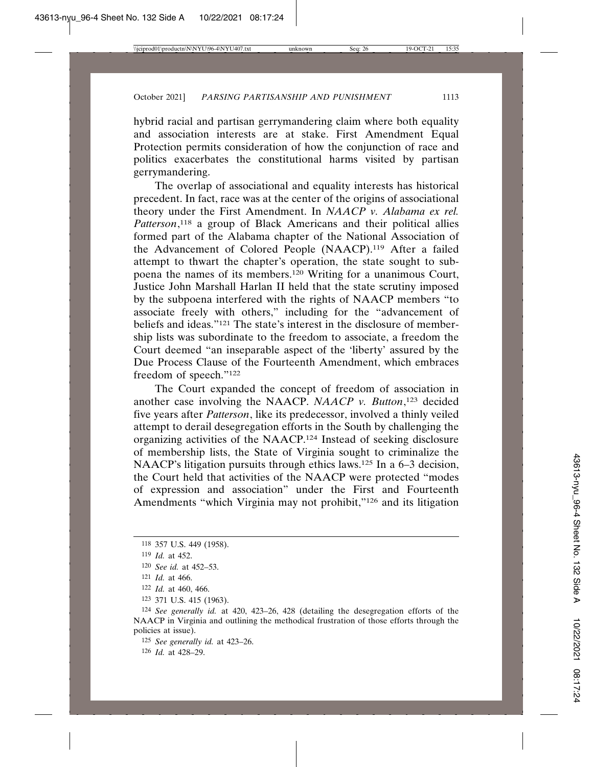hybrid racial and partisan gerrymandering claim where both equality and association interests are at stake. First Amendment Equal Protection permits consideration of how the conjunction of race and politics exacerbates the constitutional harms visited by partisan gerrymandering.

The overlap of associational and equality interests has historical precedent. In fact, race was at the center of the origins of associational theory under the First Amendment. In *NAACP v. Alabama ex rel. Patterson*,[118] a group of Black Americans and their political allies formed part of the Alabama chapter of the National Association of the Advancement of Colored People (NAACP).[119] After a failed attempt to thwart the chapter's operation, the state sought to subpoena the names of its members.[120] Writing for a unanimous Court, Justice John Marshall Harlan II held that the state scrutiny imposed by the subpoena interfered with the rights of NAACP members "to associate freely with others," including for the "advancement of beliefs and ideas."[121] The state's interest in the disclosure of membership lists was subordinate to the freedom to associate, a freedom the Court deemed "an inseparable aspect of the 'liberty' assured by the Due Process Clause of the Fourteenth Amendment, which embraces freedom of speech."[122]

The Court expanded the concept of freedom of association in another case involving the NAACP. *NAACP v. Button*,[123] decided five years after *Patterson*, like its predecessor, involved a thinly veiled attempt to derail desegregation efforts in the South by challenging the organizing activities of the NAACP.[124] Instead of seeking disclosure of membership lists, the State of Virginia sought to criminalize the NAACP's litigation pursuits through ethics laws.[125] In a 6–3 decision, the Court held that activities of the NAACP were protected "modes of expression and association" under the First and Fourteenth Amendments "which Virginia may not prohibit,"[126] and its litigation

---

[118] 357 U.S. 449 (1958).

[119] *Id.* at 452.

[120] *See id.* at 452–53.

[121] *Id.* at 466.

[122] *Id.* at 460, 466.

[123] 371 U.S. 415 (1963).

[124] *See generally id.* at 420, 423–26, 428 (detailing the desegregation efforts of the NAACP in Virginia and outlining the methodical frustration of those efforts through the policies at issue).

[125] *See generally id.* at 423–26.

[126] *Id.* at 428–29.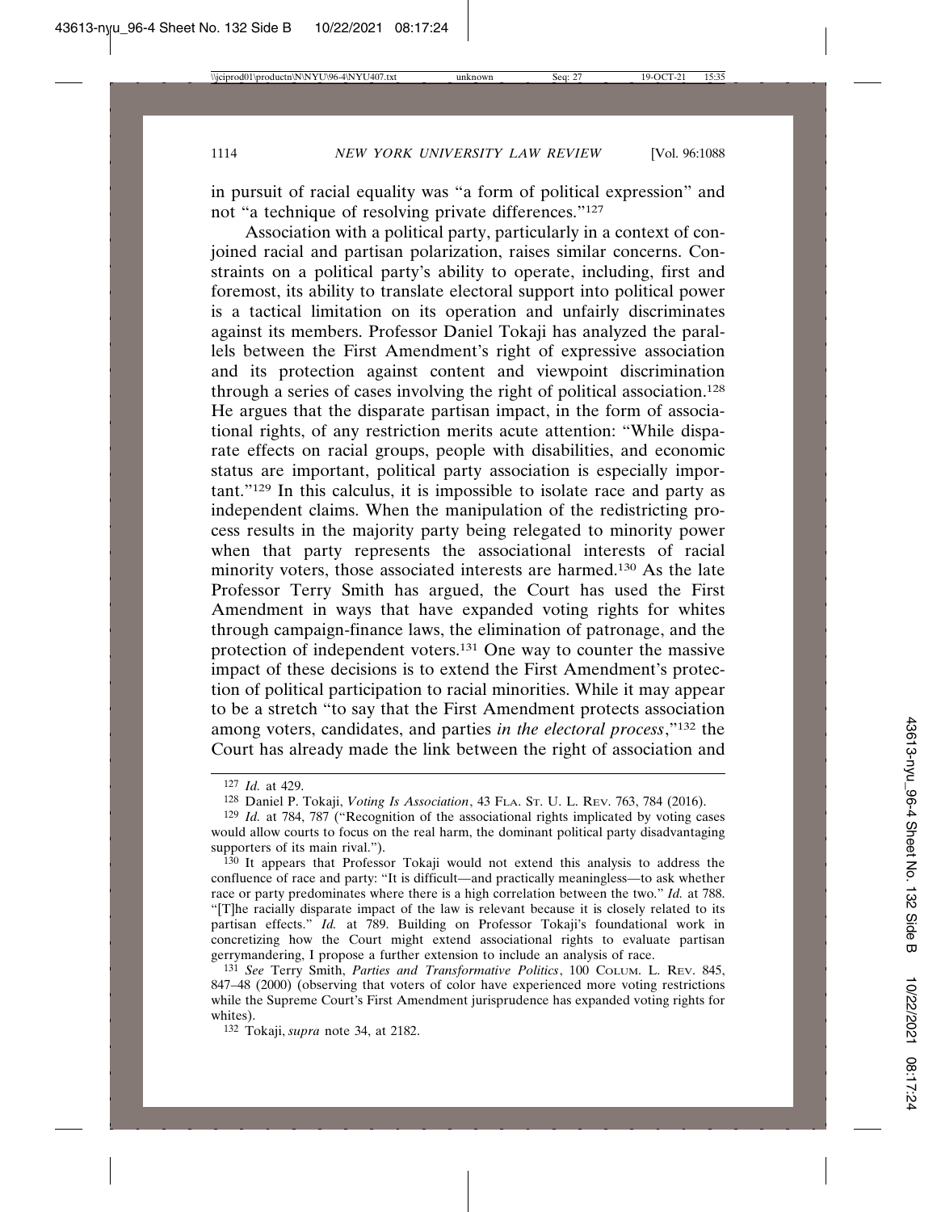in pursuit of racial equality was "a form of political expression" and not "a technique of resolving private differences."[127]

Association with a political party, particularly in a context of conjoined racial and partisan polarization, raises similar concerns. Constraints on a political party's ability to operate, including, first and foremost, its ability to translate electoral support into political power is a tactical limitation on its operation and unfairly discriminates against its members. Professor Daniel Tokaji has analyzed the parallels between the First Amendment's right of expressive association and its protection against content and viewpoint discrimination through a series of cases involving the right of political association.[128] He argues that the disparate partisan impact, in the form of associational rights, of any restriction merits acute attention: "While disparate effects on racial groups, people with disabilities, and economic status are important, political party association is especially important."[129] In this calculus, it is impossible to isolate race and party as independent claims. When the manipulation of the redistricting process results in the majority party being relegated to minority power when that party represents the associational interests of racial minority voters, those associated interests are harmed.[130] As the late Professor Terry Smith has argued, the Court has used the First Amendment in ways that have expanded voting rights for whites through campaign-finance laws, the elimination of patronage, and the protection of independent voters.[131] One way to counter the massive impact of these decisions is to extend the First Amendment's protection of political participation to racial minorities. While it may appear to be a stretch "to say that the First Amendment protects association among voters, candidates, and parties *in the electoral process*,"[132] the Court has already made the link between the right of association and

---

[127] *Id.* at 429.

[128] Daniel P. Tokaji, *Voting Is Association*, 43 FLA. ST. U. L. REV. 763, 784 (2016).

[129] *Id.* at 784, 787 ("Recognition of the associational rights implicated by voting cases would allow courts to focus on the real harm, the dominant political party disadvantaging supporters of its main rival.").

[130] It appears that Professor Tokaji would not extend this analysis to address the confluence of race and party: "It is difficult—and practically meaningless—to ask whether race or party predominates where there is a high correlation between the two." *Id.* at 788. "[T]he racially disparate impact of the law is relevant because it is closely related to its partisan effects." *Id.* at 789. Building on Professor Tokaji's foundational work in concretizing how the Court might extend associational rights to evaluate partisan gerrymandering, I propose a further extension to include an analysis of race.

[131] *See* Terry Smith, *Parties and Transformative Politics*, 100 COLUM. L. REV. 845, 847–48 (2000) (observing that voters of color have experienced more voting restrictions while the Supreme Court's First Amendment jurisprudence has expanded voting rights for whites).

[132] Tokaji, *supra* note 34, at 2182.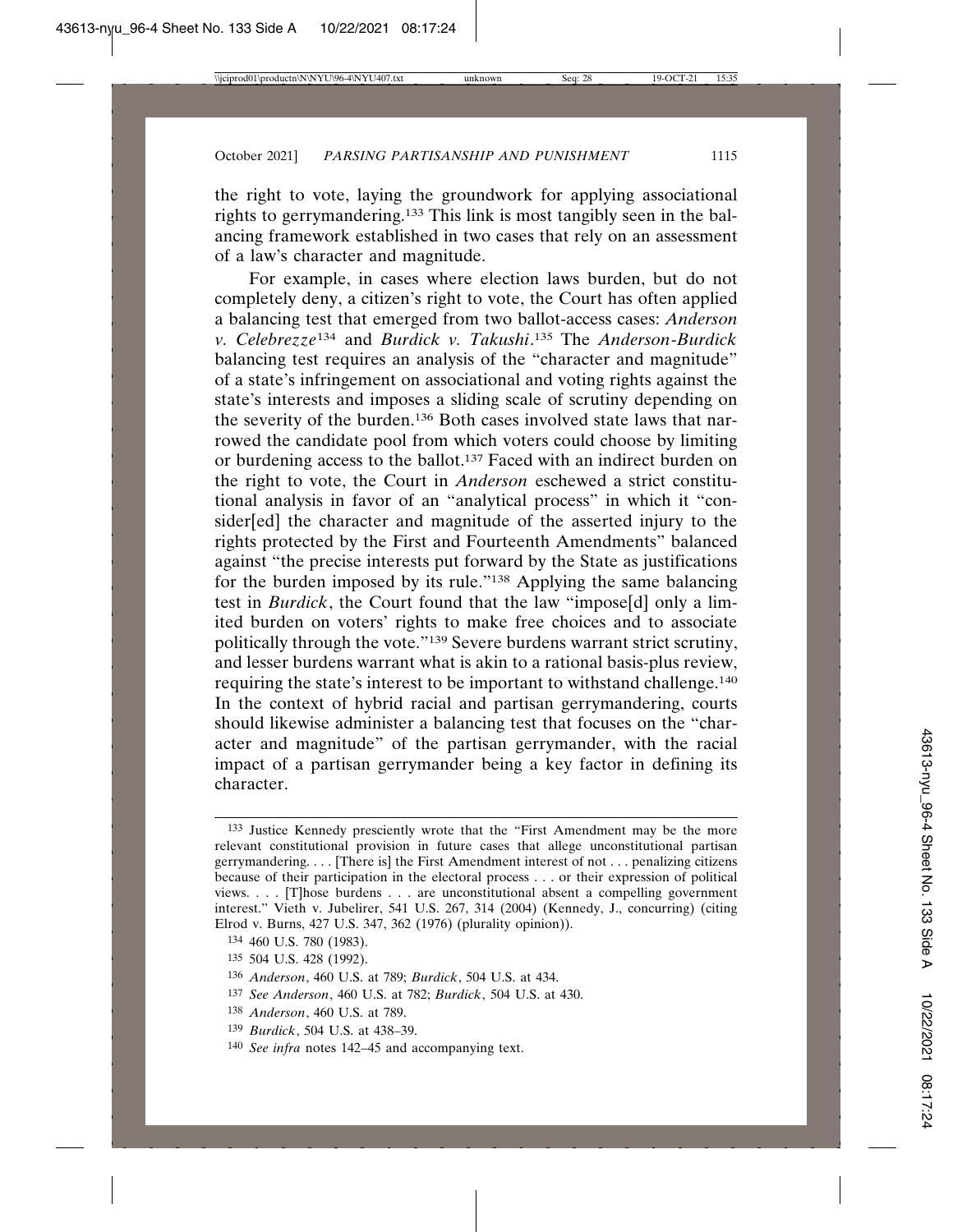the right to vote, laying the groundwork for applying associational rights to gerrymandering.[133] This link is most tangibly seen in the balancing framework established in two cases that rely on an assessment of a law's character and magnitude.

For example, in cases where election laws burden, but do not completely deny, a citizen's right to vote, the Court has often applied a balancing test that emerged from two ballot-access cases: *Anderson v. Celebrezze*[134] and *Burdick v. Takushi*.[135] The *Anderson-Burdick* balancing test requires an analysis of the "character and magnitude" of a state's infringement on associational and voting rights against the state's interests and imposes a sliding scale of scrutiny depending on the severity of the burden.[136] Both cases involved state laws that narrowed the candidate pool from which voters could choose by limiting or burdening access to the ballot.[137] Faced with an indirect burden on the right to vote, the Court in *Anderson* eschewed a strict constitutional analysis in favor of an "analytical process" in which it "consider[ed] the character and magnitude of the asserted injury to the rights protected by the First and Fourteenth Amendments" balanced against "the precise interests put forward by the State as justifications for the burden imposed by its rule."[138] Applying the same balancing test in *Burdick*, the Court found that the law "impose[d] only a limited burden on voters' rights to make free choices and to associate politically through the vote."[139] Severe burdens warrant strict scrutiny, and lesser burdens warrant what is akin to a rational basis-plus review, requiring the state's interest to be important to withstand challenge.[140] In the context of hybrid racial and partisan gerrymandering, courts should likewise administer a balancing test that focuses on the "character and magnitude" of the partisan gerrymander, with the racial impact of a partisan gerrymander being a key factor in defining its character.

---

[133] Justice Kennedy presciently wrote that the "First Amendment may be the more relevant constitutional provision in future cases that allege unconstitutional partisan gerrymandering. . . . [There is] the First Amendment interest of not . . . penalizing citizens because of their participation in the electoral process . . . or their expression of political views. . . . [T]hose burdens . . . are unconstitutional absent a compelling government interest." Vieth v. Jubelirer, 541 U.S. 267, 314 (2004) (Kennedy, J., concurring) (citing Elrod v. Burns, 427 U.S. 347, 362 (1976) (plurality opinion)).

[134] 460 U.S. 780 (1983).

[135] 504 U.S. 428 (1992).

[136] *Anderson*, 460 U.S. at 789; *Burdick*, 504 U.S. at 434.

[137] *See Anderson*, 460 U.S. at 782; *Burdick*, 504 U.S. at 430.

[138] *Anderson*, 460 U.S. at 789.

[139] *Burdick*, 504 U.S. at 438–39.

[140] *See infra* notes 142–45 and accompanying text.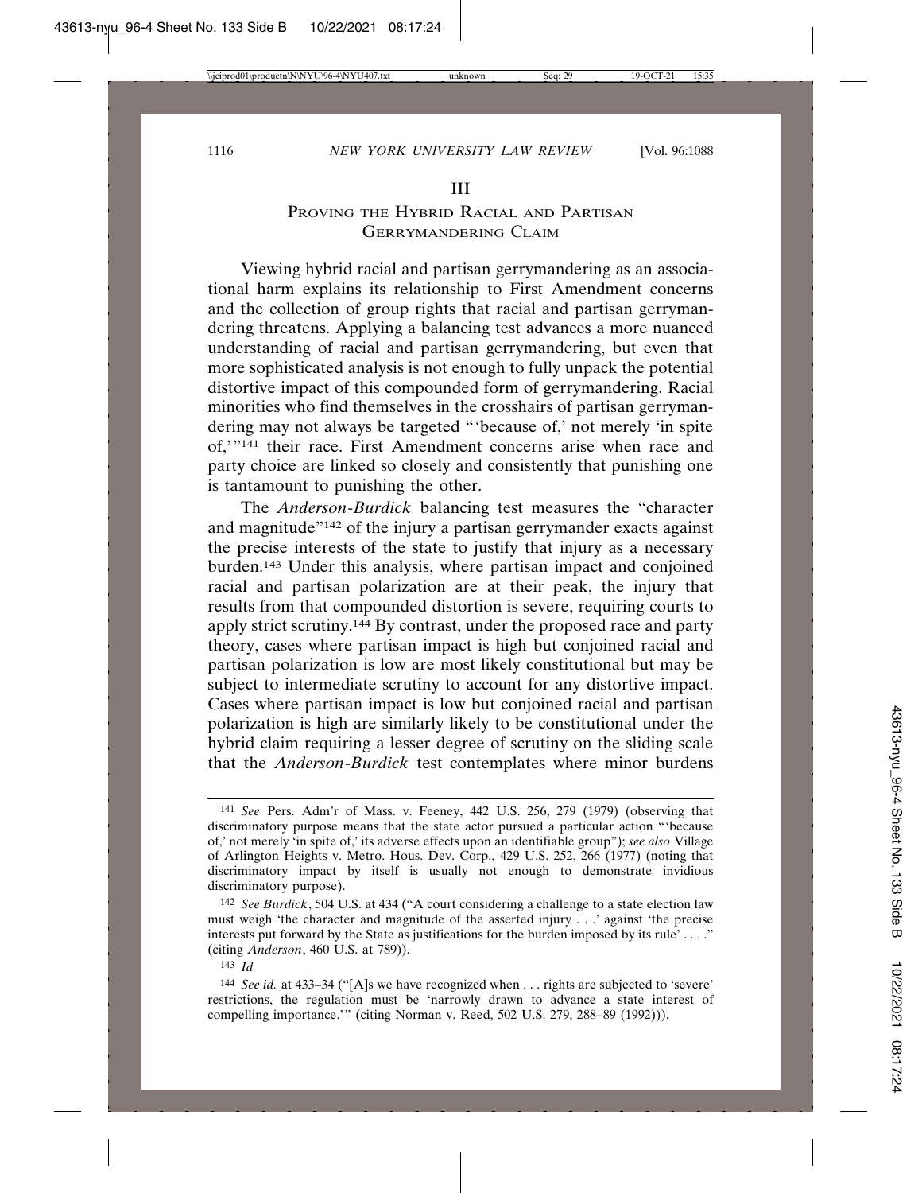## III

## Proving the Hybrid Racial and Partisan Gerrymandering Claim

Viewing hybrid racial and partisan gerrymandering as an associational harm explains its relationship to First Amendment concerns and the collection of group rights that racial and partisan gerrymandering threatens. Applying a balancing test advances a more nuanced understanding of racial and partisan gerrymandering, but even that more sophisticated analysis is not enough to fully unpack the potential distortive impact of this compounded form of gerrymandering. Racial minorities who find themselves in the crosshairs of partisan gerrymandering may not always be targeted "'because of,' not merely 'in spite of,'"[141] their race. First Amendment concerns arise when race and party choice are linked so closely and consistently that punishing one is tantamount to punishing the other.

The *Anderson-Burdick* balancing test measures the "character and magnitude"[142] of the injury a partisan gerrymander exacts against the precise interests of the state to justify that injury as a necessary burden.[143] Under this analysis, where partisan impact and conjoined racial and partisan polarization are at their peak, the injury that results from that compounded distortion is severe, requiring courts to apply strict scrutiny.[144] By contrast, under the proposed race and party theory, cases where partisan impact is high but conjoined racial and partisan polarization is low are most likely constitutional but may be subject to intermediate scrutiny to account for any distortive impact. Cases where partisan impact is low but conjoined racial and partisan polarization is high are similarly likely to be constitutional under the hybrid claim requiring a lesser degree of scrutiny on the sliding scale that the *Anderson-Burdick* test contemplates where minor burdens

---

141 *See* Pers. Adm'r of Mass. v. Feeney, 442 U.S. 256, 279 (1979) (observing that discriminatory purpose means that the state actor pursued a particular action "'because of,' not merely 'in spite of,' its adverse effects upon an identifiable group"); *see also* Village of Arlington Heights v. Metro. Hous. Dev. Corp., 429 U.S. 252, 266 (1977) (noting that discriminatory impact by itself is usually not enough to demonstrate invidious discriminatory purpose).

142 *See Burdick*, 504 U.S. at 434 ("A court considering a challenge to a state election law must weigh 'the character and magnitude of the asserted injury . . .' against 'the precise interests put forward by the State as justifications for the burden imposed by its rule' . . . ." (citing *Anderson*, 460 U.S. at 789)).

143 *Id.*

144 *See id.* at 433–34 ("[A]s we have recognized when . . . rights are subjected to 'severe' restrictions, the regulation must be 'narrowly drawn to advance a state interest of compelling importance.'" (citing Norman v. Reed, 502 U.S. 279, 288–89 (1992))).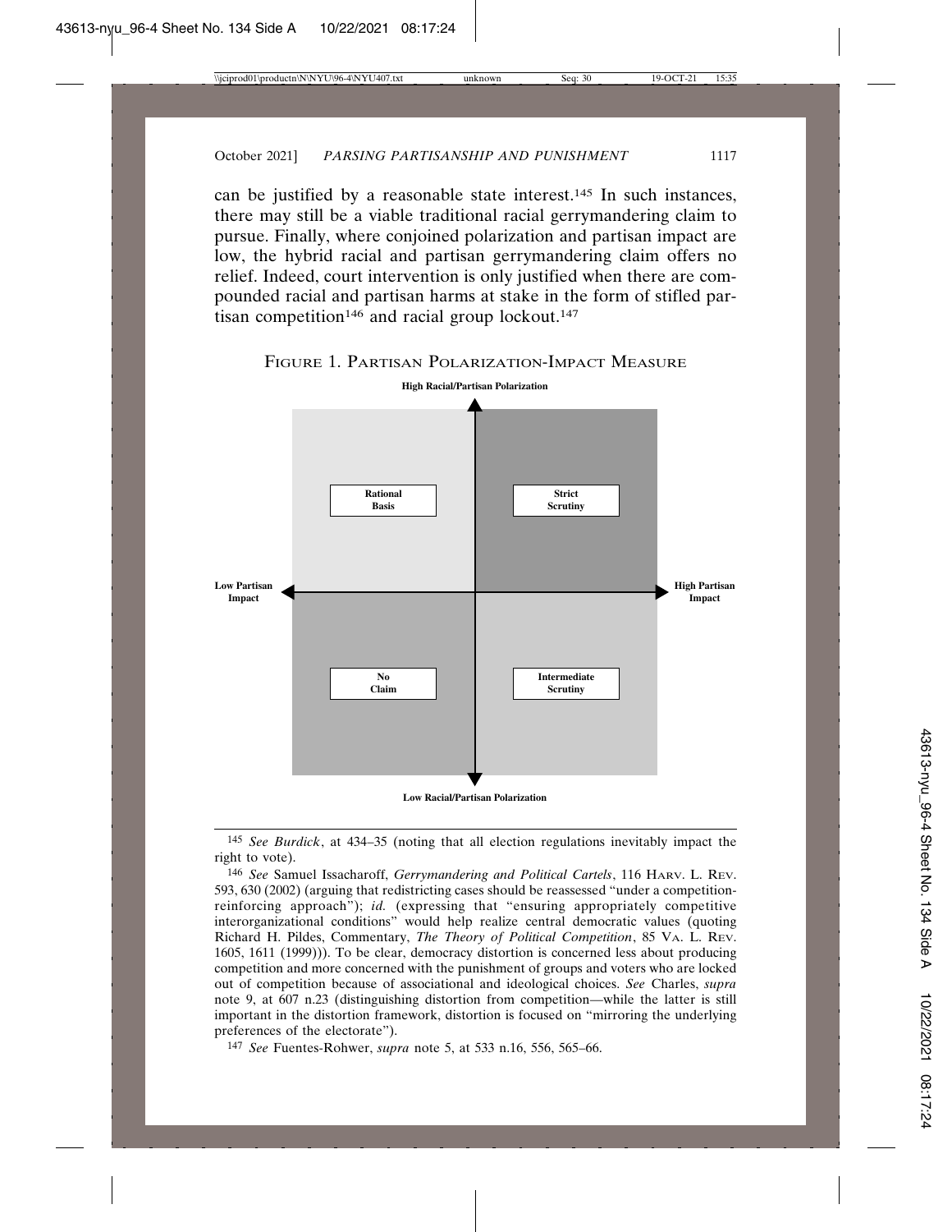can be justified by a reasonable state interest.[145] In such instances, there may still be a viable traditional racial gerrymandering claim to pursue. Finally, where conjoined polarization and partisan impact are low, the hybrid racial and partisan gerrymandering claim offers no relief. Indeed, court intervention is only justified when there are compounded racial and partisan harms at stake in the form of stifled partisan competition[146] and racial group lockout.[147]

FIGURE 1. PARTISAN POLARIZATION-IMPACT MEASURE

**High Racial/Partisan Polarization**

| | Low Partisan Impact | High Partisan Impact |
|---|---|---|
| High Racial/Partisan Polarization | Rational Basis | Strict Scrutiny |
| Low Racial/Partisan Polarization | No Claim | Intermediate Scrutiny |

**Low Racial/Partisan Polarization**

---

[145] *See Burdick*, at 434–35 (noting that all election regulations inevitably impact the right to vote).

[146] *See* Samuel Issacharoff, *Gerrymandering and Political Cartels*, 116 HARV. L. REV. 593, 630 (2002) (arguing that redistricting cases should be reassessed "under a competition-reinforcing approach"); *id.* (expressing that "ensuring appropriately competitive interorganizational conditions" would help realize central democratic values (quoting Richard H. Pildes, Commentary, *The Theory of Political Competition*, 85 VA. L. REV. 1605, 1611 (1999))). To be clear, democracy distortion is concerned less about producing competition and more concerned with the punishment of groups and voters who are locked out of competition because of associational and ideological choices. *See* Charles, *supra* note 9, at 607 n.23 (distinguishing distortion from competition—while the latter is still important in the distortion framework, distortion is focused on "mirroring the underlying preferences of the electorate").

[147] *See* Fuentes-Rohwer, *supra* note 5, at 533 n.16, 556, 565–66.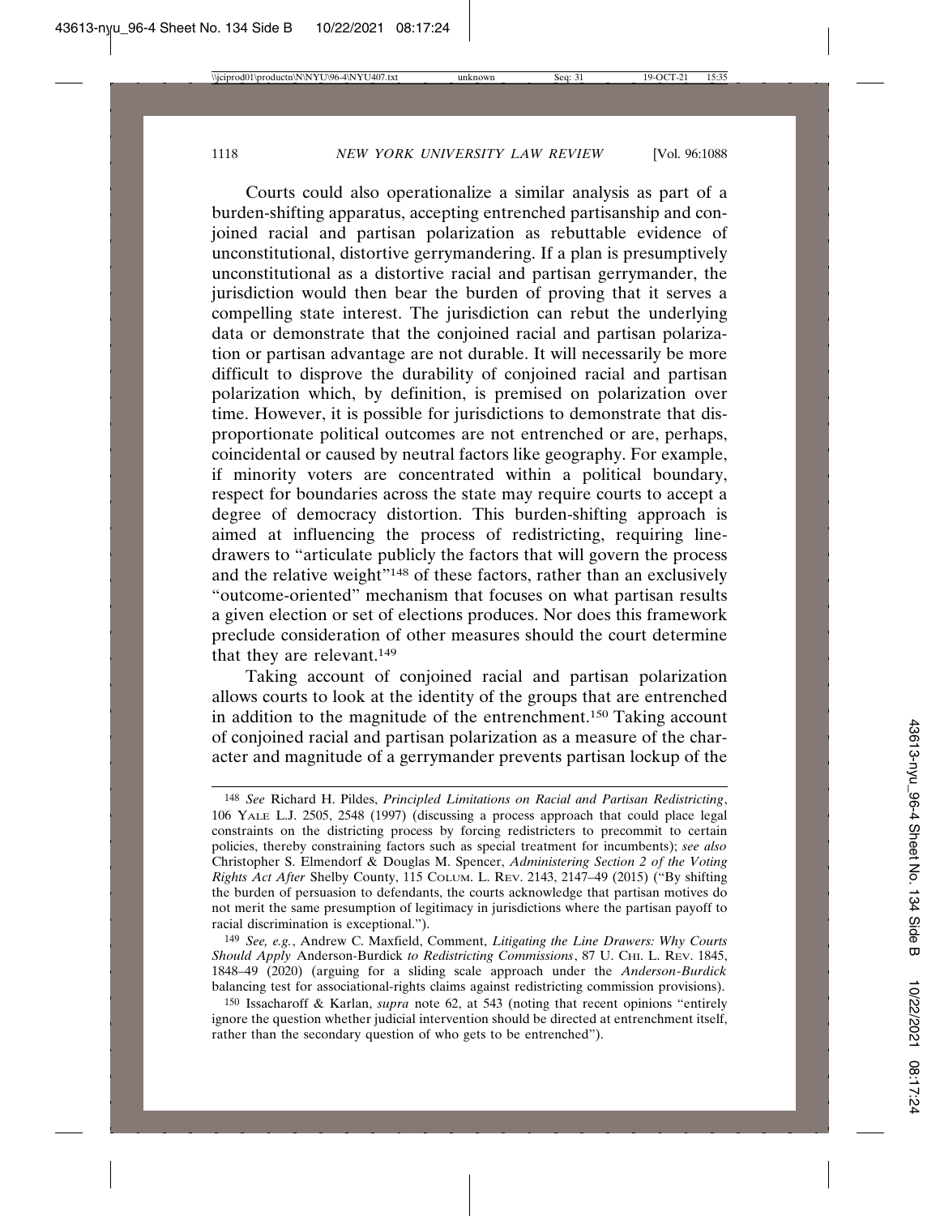Courts could also operationalize a similar analysis as part of a burden-shifting apparatus, accepting entrenched partisanship and conjoined racial and partisan polarization as rebuttable evidence of unconstitutional, distortive gerrymandering. If a plan is presumptively unconstitutional as a distortive racial and partisan gerrymander, the jurisdiction would then bear the burden of proving that it serves a compelling state interest. The jurisdiction can rebut the underlying data or demonstrate that the conjoined racial and partisan polarization or partisan advantage are not durable. It will necessarily be more difficult to disprove the durability of conjoined racial and partisan polarization which, by definition, is premised on polarization over time. However, it is possible for jurisdictions to demonstrate that disproportionate political outcomes are not entrenched or are, perhaps, coincidental or caused by neutral factors like geography. For example, if minority voters are concentrated within a political boundary, respect for boundaries across the state may require courts to accept a degree of democracy distortion. This burden-shifting approach is aimed at influencing the process of redistricting, requiring line-drawers to "articulate publicly the factors that will govern the process and the relative weight"[148] of these factors, rather than an exclusively "outcome-oriented" mechanism that focuses on what partisan results a given election or set of elections produces. Nor does this framework preclude consideration of other measures should the court determine that they are relevant.[149]

Taking account of conjoined racial and partisan polarization allows courts to look at the identity of the groups that are entrenched in addition to the magnitude of the entrenchment.[150] Taking account of conjoined racial and partisan polarization as a measure of the character and magnitude of a gerrymander prevents partisan lockup of the

---

[148] *See* Richard H. Pildes, *Principled Limitations on Racial and Partisan Redistricting*, 106 YALE L.J. 2505, 2548 (1997) (discussing a process approach that could place legal constraints on the districting process by forcing redistricters to precommit to certain policies, thereby constraining factors such as special treatment for incumbents); *see also* Christopher S. Elmendorf & Douglas M. Spencer, *Administering Section 2 of the Voting Rights Act After* Shelby County, 115 COLUM. L. REV. 2143, 2147–49 (2015) ("By shifting the burden of persuasion to defendants, the courts acknowledge that partisan motives do not merit the same presumption of legitimacy in jurisdictions where the partisan payoff to racial discrimination is exceptional.").

[149] *See, e.g.*, Andrew C. Maxfield, Comment, *Litigating the Line Drawers: Why Courts Should Apply* Anderson-Burdick *to Redistricting Commissions*, 87 U. CHI. L. REV. 1845, 1848–49 (2020) (arguing for a sliding scale approach under the *Anderson-Burdick* balancing test for associational-rights claims against redistricting commission provisions).

[150] Issacharoff & Karlan, *supra* note 62, at 543 (noting that recent opinions "entirely ignore the question whether judicial intervention should be directed at entrenchment itself, rather than the secondary question of who gets to be entrenched").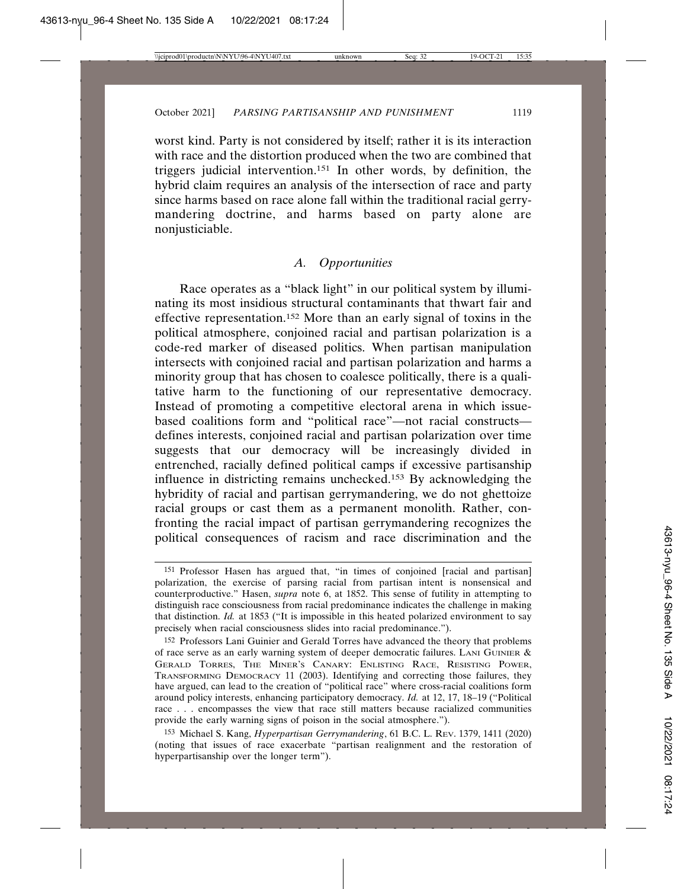worst kind. Party is not considered by itself; rather it is its interaction with race and the distortion produced when the two are combined that triggers judicial intervention.[151] In other words, by definition, the hybrid claim requires an analysis of the intersection of race and party since harms based on race alone fall within the traditional racial gerrymandering doctrine, and harms based on party alone are nonjusticiable.

### *A. Opportunities*

Race operates as a "black light" in our political system by illuminating its most insidious structural contaminants that thwart fair and effective representation.[152] More than an early signal of toxins in the political atmosphere, conjoined racial and partisan polarization is a code-red marker of diseased politics. When partisan manipulation intersects with conjoined racial and partisan polarization and harms a minority group that has chosen to coalesce politically, there is a qualitative harm to the functioning of our representative democracy. Instead of promoting a competitive electoral arena in which issue-based coalitions form and "political race"—not racial constructs—defines interests, conjoined racial and partisan polarization over time suggests that our democracy will be increasingly divided in entrenched, racially defined political camps if excessive partisanship influence in districting remains unchecked.[153] By acknowledging the hybridity of racial and partisan gerrymandering, we do not ghettoize racial groups or cast them as a permanent monolith. Rather, confronting the racial impact of partisan gerrymandering recognizes the political consequences of racism and race discrimination and the

---

151 Professor Hasen has argued that, "in times of conjoined [racial and partisan] polarization, the exercise of parsing racial from partisan intent is nonsensical and counterproductive." Hasen, *supra* note 6, at 1852. This sense of futility in attempting to distinguish race consciousness from racial predominance indicates the challenge in making that distinction. *Id.* at 1853 ("It is impossible in this heated polarized environment to say precisely when racial consciousness slides into racial predominance.").

152 Professors Lani Guinier and Gerald Torres have advanced the theory that problems of race serve as an early warning system of deeper democratic failures. LANI GUINIER & GERALD TORRES, THE MINER'S CANARY: ENLISTING RACE, RESISTING POWER, TRANSFORMING DEMOCRACY 11 (2003). Identifying and correcting those failures, they have argued, can lead to the creation of "political race" where cross-racial coalitions form around policy interests, enhancing participatory democracy. *Id.* at 12, 17, 18–19 ("Political race . . . encompasses the view that race still matters because racialized communities provide the early warning signs of poison in the social atmosphere.").

153 Michael S. Kang, *Hyperpartisan Gerrymandering*, 61 B.C. L. REV. 1379, 1411 (2020) (noting that issues of race exacerbate "partisan realignment and the restoration of hyperpartisanship over the longer term").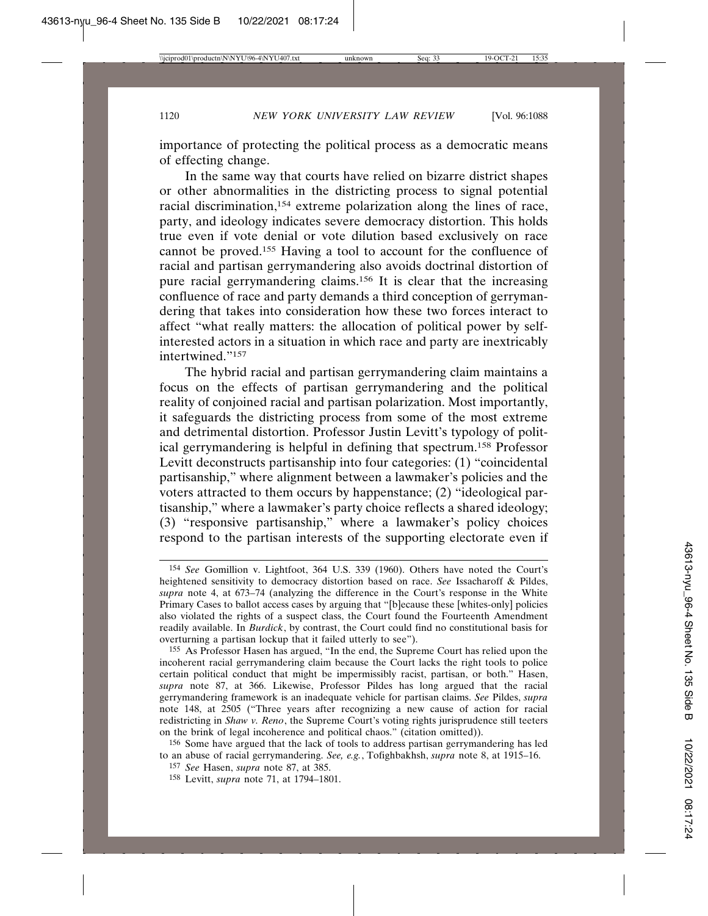importance of protecting the political process as a democratic means of effecting change.

In the same way that courts have relied on bizarre district shapes or other abnormalities in the districting process to signal potential racial discrimination,[154] extreme polarization along the lines of race, party, and ideology indicates severe democracy distortion. This holds true even if vote denial or vote dilution based exclusively on race cannot be proved.[155] Having a tool to account for the confluence of racial and partisan gerrymandering also avoids doctrinal distortion of pure racial gerrymandering claims.[156] It is clear that the increasing confluence of race and party demands a third conception of gerrymandering that takes into consideration how these two forces interact to affect "what really matters: the allocation of political power by self-interested actors in a situation in which race and party are inextricably intertwined."[157]

The hybrid racial and partisan gerrymandering claim maintains a focus on the effects of partisan gerrymandering and the political reality of conjoined racial and partisan polarization. Most importantly, it safeguards the districting process from some of the most extreme and detrimental distortion. Professor Justin Levitt's typology of political gerrymandering is helpful in defining that spectrum.[158] Professor Levitt deconstructs partisanship into four categories: (1) "coincidental partisanship," where alignment between a lawmaker's policies and the voters attracted to them occurs by happenstance; (2) "ideological partisanship," where a lawmaker's party choice reflects a shared ideology; (3) "responsive partisanship," where a lawmaker's policy choices respond to the partisan interests of the supporting electorate even if

---

[154] *See* Gomillion v. Lightfoot, 364 U.S. 339 (1960). Others have noted the Court's heightened sensitivity to democracy distortion based on race. *See* Issacharoff & Pildes, *supra* note 4, at 673–74 (analyzing the difference in the Court's response in the White Primary Cases to ballot access cases by arguing that "[b]ecause these [whites-only] policies also violated the rights of a suspect class, the Court found the Fourteenth Amendment readily available. In *Burdick*, by contrast, the Court could find no constitutional basis for overturning a partisan lockup that it failed utterly to see").

[155] As Professor Hasen has argued, "In the end, the Supreme Court has relied upon the incoherent racial gerrymandering claim because the Court lacks the right tools to police certain political conduct that might be impermissibly racist, partisan, or both." Hasen, *supra* note 87, at 366. Likewise, Professor Pildes has long argued that the racial gerrymandering framework is an inadequate vehicle for partisan claims. *See* Pildes, *supra* note 148, at 2505 ("Three years after recognizing a new cause of action for racial redistricting in *Shaw v. Reno*, the Supreme Court's voting rights jurisprudence still teeters on the brink of legal incoherence and political chaos." (citation omitted)).

[156] Some have argued that the lack of tools to address partisan gerrymandering has led to an abuse of racial gerrymandering. *See, e.g.*, Tofighbakhsh, *supra* note 8, at 1915–16.

[157] *See* Hasen, *supra* note 87, at 385.

[158] Levitt, *supra* note 71, at 1794–1801.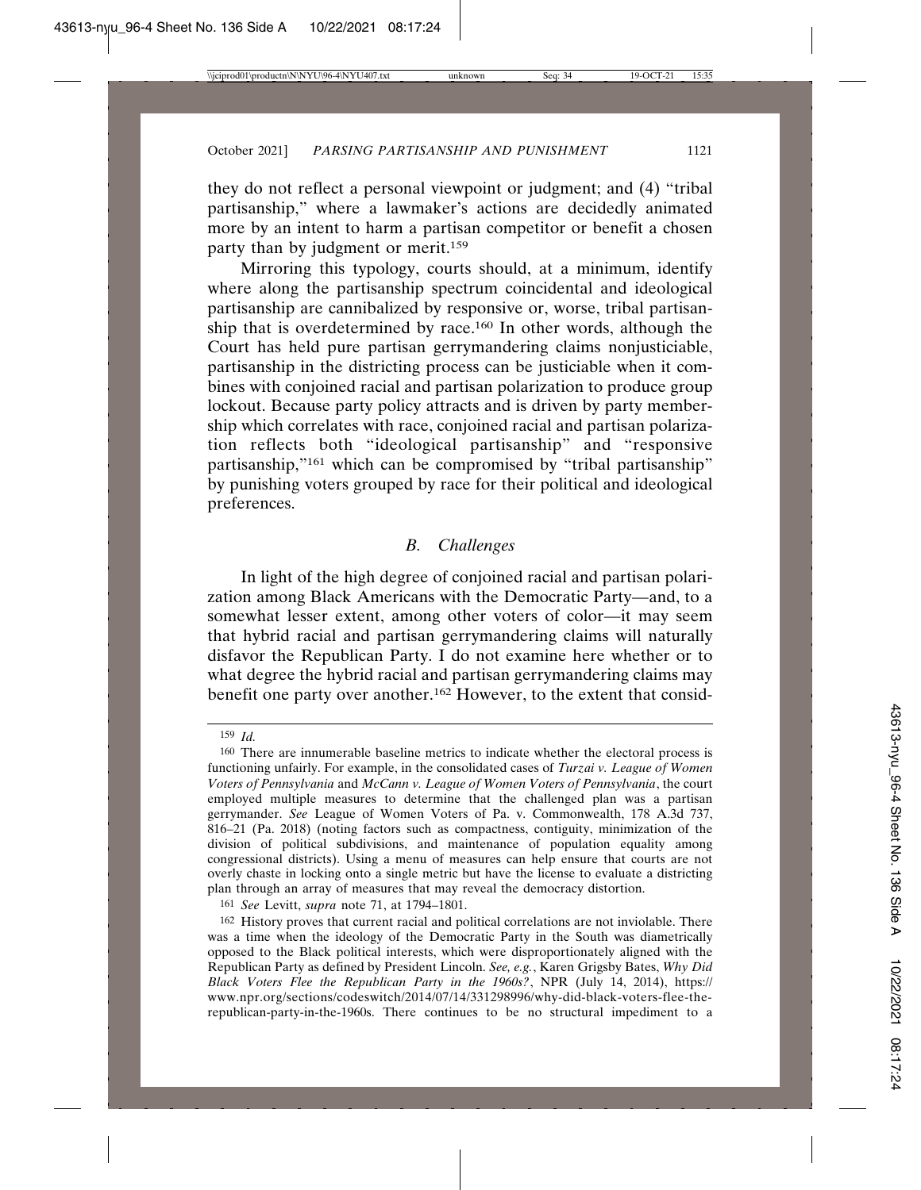they do not reflect a personal viewpoint or judgment; and (4) "tribal partisanship," where a lawmaker's actions are decidedly animated more by an intent to harm a partisan competitor or benefit a chosen party than by judgment or merit.[159]

Mirroring this typology, courts should, at a minimum, identify where along the partisanship spectrum coincidental and ideological partisanship are cannibalized by responsive or, worse, tribal partisanship that is overdetermined by race.[160] In other words, although the Court has held pure partisan gerrymandering claims nonjusticiable, partisanship in the districting process can be justiciable when it combines with conjoined racial and partisan polarization to produce group lockout. Because party policy attracts and is driven by party membership which correlates with race, conjoined racial and partisan polarization reflects both "ideological partisanship" and "responsive partisanship,"[161] which can be compromised by "tribal partisanship" by punishing voters grouped by race for their political and ideological preferences.

### *B. Challenges*

In light of the high degree of conjoined racial and partisan polarization among Black Americans with the Democratic Party—and, to a somewhat lesser extent, among other voters of color—it may seem that hybrid racial and partisan gerrymandering claims will naturally disfavor the Republican Party. I do not examine here whether or to what degree the hybrid racial and partisan gerrymandering claims may benefit one party over another.[162] However, to the extent that consid-

---

159 *Id.*

160 There are innumerable baseline metrics to indicate whether the electoral process is functioning unfairly. For example, in the consolidated cases of *Turzai v. League of Women Voters of Pennsylvania* and *McCann v. League of Women Voters of Pennsylvania*, the court employed multiple measures to determine that the challenged plan was a partisan gerrymander. *See* League of Women Voters of Pa. v. Commonwealth, 178 A.3d 737, 816–21 (Pa. 2018) (noting factors such as compactness, contiguity, minimization of the division of political subdivisions, and maintenance of population equality among congressional districts). Using a menu of measures can help ensure that courts are not overly chaste in locking onto a single metric but have the license to evaluate a districting plan through an array of measures that may reveal the democracy distortion.

161 *See* Levitt, *supra* note 71, at 1794–1801.

162 History proves that current racial and political correlations are not inviolable. There was a time when the ideology of the Democratic Party in the South was diametrically opposed to the Black political interests, which were disproportionately aligned with the Republican Party as defined by President Lincoln. *See, e.g.*, Karen Grigsby Bates, *Why Did Black Voters Flee the Republican Party in the 1960s?*, NPR (July 14, 2014), https://www.npr.org/sections/codeswitch/2014/07/14/331298996/why-did-black-voters-flee-the-republican-party-in-the-1960s. There continues to be no structural impediment to a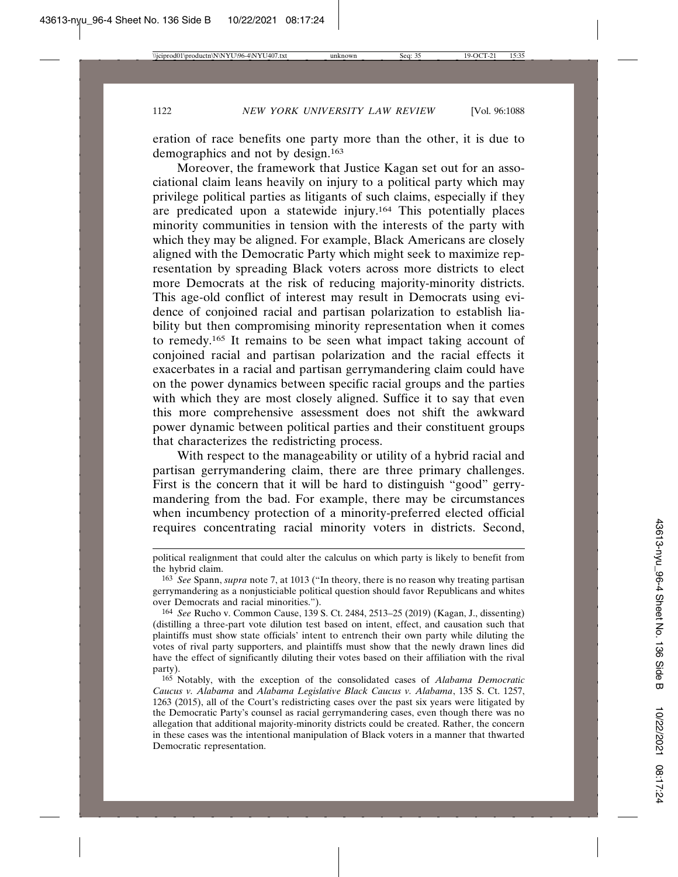eration of race benefits one party more than the other, it is due to demographics and not by design.[163]

Moreover, the framework that Justice Kagan set out for an associational claim leans heavily on injury to a political party which may privilege political parties as litigants of such claims, especially if they are predicated upon a statewide injury.[164] This potentially places minority communities in tension with the interests of the party with which they may be aligned. For example, Black Americans are closely aligned with the Democratic Party which might seek to maximize representation by spreading Black voters across more districts to elect more Democrats at the risk of reducing majority-minority districts. This age-old conflict of interest may result in Democrats using evidence of conjoined racial and partisan polarization to establish liability but then compromising minority representation when it comes to remedy.[165] It remains to be seen what impact taking account of conjoined racial and partisan polarization and the racial effects it exacerbates in a racial and partisan gerrymandering claim could have on the power dynamics between specific racial groups and the parties with which they are most closely aligned. Suffice it to say that even this more comprehensive assessment does not shift the awkward power dynamic between political parties and their constituent groups that characterizes the redistricting process.

With respect to the manageability or utility of a hybrid racial and partisan gerrymandering claim, there are three primary challenges. First is the concern that it will be hard to distinguish "good" gerrymandering from the bad. For example, there may be circumstances when incumbency protection of a minority-preferred elected official requires concentrating racial minority voters in districts. Second,

---

political realignment that could alter the calculus on which party is likely to benefit from the hybrid claim.

[163] *See* Spann, *supra* note 7, at 1013 ("In theory, there is no reason why treating partisan gerrymandering as a nonjusticiable political question should favor Republicans and whites over Democrats and racial minorities.").

[164] *See* Rucho v. Common Cause, 139 S. Ct. 2484, 2513–25 (2019) (Kagan, J., dissenting) (distilling a three-part vote dilution test based on intent, effect, and causation such that plaintiffs must show state officials' intent to entrench their own party while diluting the votes of rival party supporters, and plaintiffs must show that the newly drawn lines did have the effect of significantly diluting their votes based on their affiliation with the rival party).

[165] Notably, with the exception of the consolidated cases of *Alabama Democratic Caucus v. Alabama* and *Alabama Legislative Black Caucus v. Alabama*, 135 S. Ct. 1257, 1263 (2015), all of the Court's redistricting cases over the past six years were litigated by the Democratic Party's counsel as racial gerrymandering cases, even though there was no allegation that additional majority-minority districts could be created. Rather, the concern in these cases was the intentional manipulation of Black voters in a manner that thwarted Democratic representation.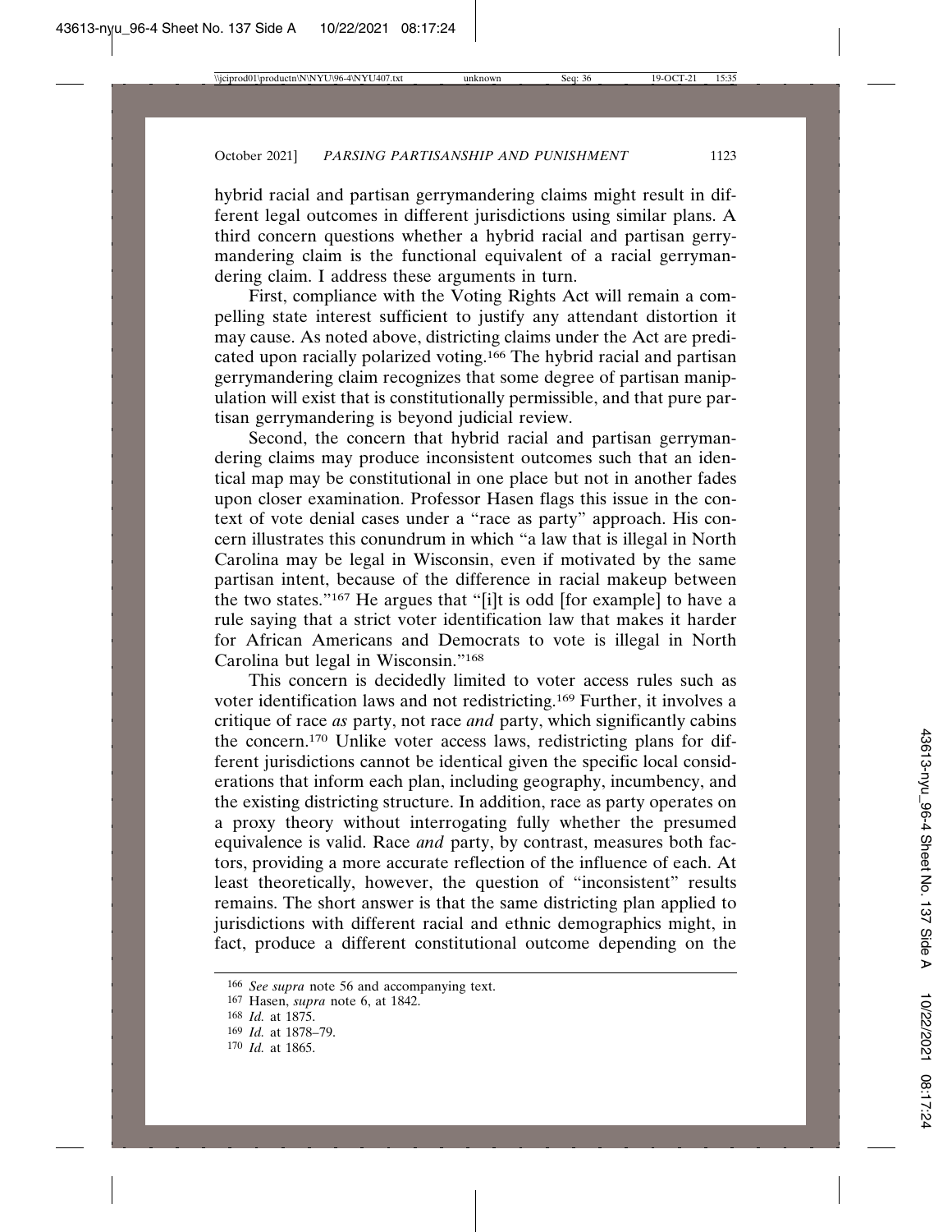hybrid racial and partisan gerrymandering claims might result in different legal outcomes in different jurisdictions using similar plans. A third concern questions whether a hybrid racial and partisan gerrymandering claim is the functional equivalent of a racial gerrymandering claim. I address these arguments in turn.

First, compliance with the Voting Rights Act will remain a compelling state interest sufficient to justify any attendant distortion it may cause. As noted above, districting claims under the Act are predicated upon racially polarized voting.[166] The hybrid racial and partisan gerrymandering claim recognizes that some degree of partisan manipulation will exist that is constitutionally permissible, and that pure partisan gerrymandering is beyond judicial review.

Second, the concern that hybrid racial and partisan gerrymandering claims may produce inconsistent outcomes such that an identical map may be constitutional in one place but not in another fades upon closer examination. Professor Hasen flags this issue in the context of vote denial cases under a "race as party" approach. His concern illustrates this conundrum in which "a law that is illegal in North Carolina may be legal in Wisconsin, even if motivated by the same partisan intent, because of the difference in racial makeup between the two states."[167] He argues that "[i]t is odd [for example] to have a rule saying that a strict voter identification law that makes it harder for African Americans and Democrats to vote is illegal in North Carolina but legal in Wisconsin."[168]

This concern is decidedly limited to voter access rules such as voter identification laws and not redistricting.[169] Further, it involves a critique of race *as* party, not race *and* party, which significantly cabins the concern.[170] Unlike voter access laws, redistricting plans for different jurisdictions cannot be identical given the specific local considerations that inform each plan, including geography, incumbency, and the existing districting structure. In addition, race as party operates on a proxy theory without interrogating fully whether the presumed equivalence is valid. Race *and* party, by contrast, measures both factors, providing a more accurate reflection of the influence of each. At least theoretically, however, the question of "inconsistent" results remains. The short answer is that the same districting plan applied to jurisdictions with different racial and ethnic demographics might, in fact, produce a different constitutional outcome depending on the

---

166 *See supra* note 56 and accompanying text.

167 Hasen, *supra* note 6, at 1842.

168 *Id.* at 1875.

169 *Id.* at 1878–79.

170 *Id.* at 1865.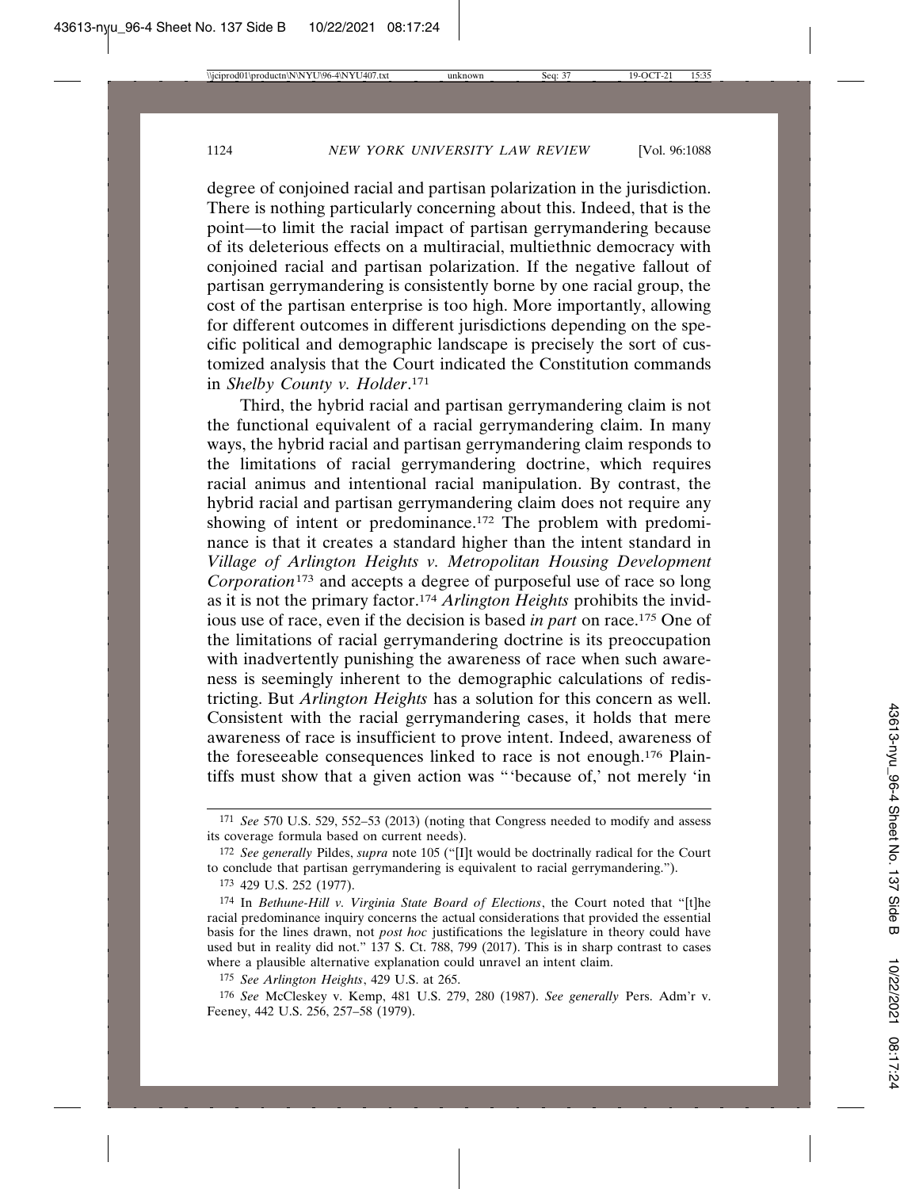degree of conjoined racial and partisan polarization in the jurisdiction. There is nothing particularly concerning about this. Indeed, that is the point—to limit the racial impact of partisan gerrymandering because of its deleterious effects on a multiracial, multiethnic democracy with conjoined racial and partisan polarization. If the negative fallout of partisan gerrymandering is consistently borne by one racial group, the cost of the partisan enterprise is too high. More importantly, allowing for different outcomes in different jurisdictions depending on the specific political and demographic landscape is precisely the sort of customized analysis that the Court indicated the Constitution commands in *Shelby County v. Holder*.[171]

Third, the hybrid racial and partisan gerrymandering claim is not the functional equivalent of a racial gerrymandering claim. In many ways, the hybrid racial and partisan gerrymandering claim responds to the limitations of racial gerrymandering doctrine, which requires racial animus and intentional racial manipulation. By contrast, the hybrid racial and partisan gerrymandering claim does not require any showing of intent or predominance.[172] The problem with predominance is that it creates a standard higher than the intent standard in *Village of Arlington Heights v. Metropolitan Housing Development Corporation*[173] and accepts a degree of purposeful use of race so long as it is not the primary factor.[174] *Arlington Heights* prohibits the invidious use of race, even if the decision is based *in part* on race.[175] One of the limitations of racial gerrymandering doctrine is its preoccupation with inadvertently punishing the awareness of race when such awareness is seemingly inherent to the demographic calculations of redistricting. But *Arlington Heights* has a solution for this concern as well. Consistent with the racial gerrymandering cases, it holds that mere awareness of race is insufficient to prove intent. Indeed, awareness of the foreseeable consequences linked to race is not enough.[176] Plaintiffs must show that a given action was "'because of,' not merely 'in

---

171 *See* 570 U.S. 529, 552–53 (2013) (noting that Congress needed to modify and assess its coverage formula based on current needs).

172 *See generally* Pildes, *supra* note 105 ("[I]t would be doctrinally radical for the Court to conclude that partisan gerrymandering is equivalent to racial gerrymandering.").

173 429 U.S. 252 (1977).

174 In *Bethune-Hill v. Virginia State Board of Elections*, the Court noted that "[t]he racial predominance inquiry concerns the actual considerations that provided the essential basis for the lines drawn, not *post hoc* justifications the legislature in theory could have used but in reality did not." 137 S. Ct. 788, 799 (2017). This is in sharp contrast to cases where a plausible alternative explanation could unravel an intent claim.

175 *See Arlington Heights*, 429 U.S. at 265.

176 *See* McCleskey v. Kemp, 481 U.S. 279, 280 (1987). *See generally* Pers. Adm'r v. Feeney, 442 U.S. 256, 257–58 (1979).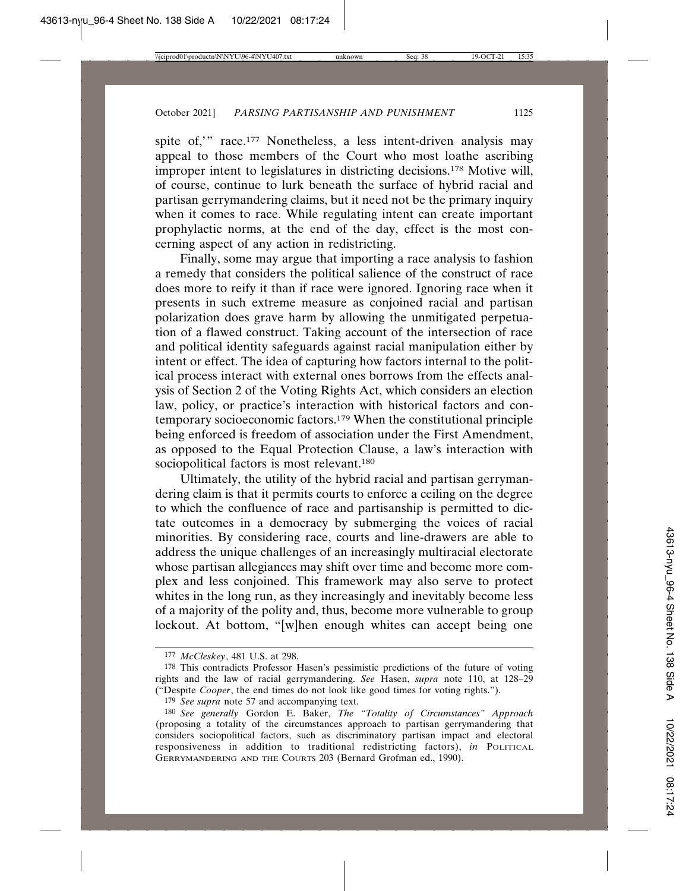spite of,'" race.[177] Nonetheless, a less intent-driven analysis may appeal to those members of the Court who most loathe ascribing improper intent to legislatures in districting decisions.[178] Motive will, of course, continue to lurk beneath the surface of hybrid racial and partisan gerrymandering claims, but it need not be the primary inquiry when it comes to race. While regulating intent can create important prophylactic norms, at the end of the day, effect is the most concerning aspect of any action in redistricting.

Finally, some may argue that importing a race analysis to fashion a remedy that considers the political salience of the construct of race does more to reify it than if race were ignored. Ignoring race when it presents in such extreme measure as conjoined racial and partisan polarization does grave harm by allowing the unmitigated perpetuation of a flawed construct. Taking account of the intersection of race and political identity safeguards against racial manipulation either by intent or effect. The idea of capturing how factors internal to the political process interact with external ones borrows from the effects analysis of Section 2 of the Voting Rights Act, which considers an election law, policy, or practice's interaction with historical factors and contemporary socioeconomic factors.[179] When the constitutional principle being enforced is freedom of association under the First Amendment, as opposed to the Equal Protection Clause, a law's interaction with sociopolitical factors is most relevant.[180]

Ultimately, the utility of the hybrid racial and partisan gerrymandering claim is that it permits courts to enforce a ceiling on the degree to which the confluence of race and partisanship is permitted to dictate outcomes in a democracy by submerging the voices of racial minorities. By considering race, courts and line-drawers are able to address the unique challenges of an increasingly multiracial electorate whose partisan allegiances may shift over time and become more complex and less conjoined. This framework may also serve to protect whites in the long run, as they increasingly and inevitably become less of a majority of the polity and, thus, become more vulnerable to group lockout. At bottom, "[w]hen enough whites can accept being one

---

[177] *McCleskey*, 481 U.S. at 298.

[178] This contradicts Professor Hasen's pessimistic predictions of the future of voting rights and the law of racial gerrymandering. *See* Hasen, *supra* note 110, at 128–29 ("Despite *Cooper*, the end times do not look like good times for voting rights.").

[179] *See supra* note 57 and accompanying text.

[180] *See generally* Gordon E. Baker, *The "Totality of Circumstances" Approach* (proposing a totality of the circumstances approach to partisan gerrymandering that considers sociopolitical factors, such as discriminatory partisan impact and electoral responsiveness in addition to traditional redistricting factors), *in* POLITICAL GERRYMANDERING AND THE COURTS 203 (Bernard Grofman ed., 1990).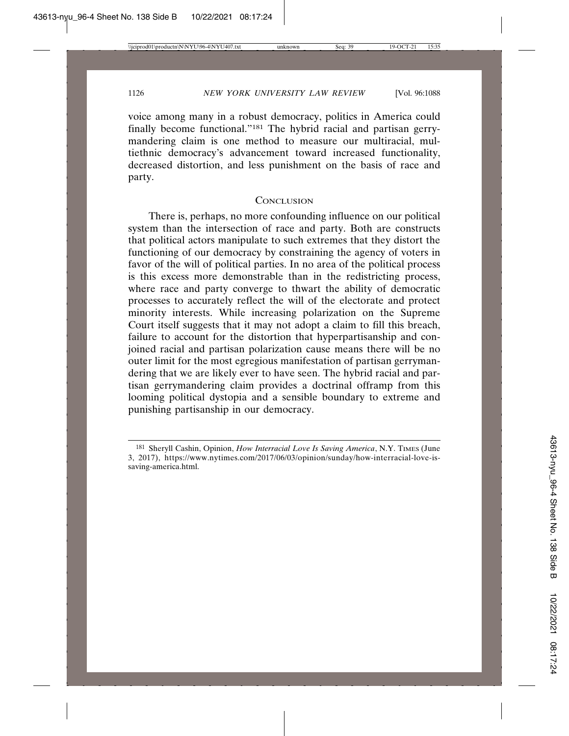voice among many in a robust democracy, politics in America could finally become functional."[181] The hybrid racial and partisan gerrymandering claim is one method to measure our multiracial, multiethnic democracy's advancement toward increased functionality, decreased distortion, and less punishment on the basis of race and party.

## Conclusion

There is, perhaps, no more confounding influence on our political system than the intersection of race and party. Both are constructs that political actors manipulate to such extremes that they distort the functioning of our democracy by constraining the agency of voters in favor of the will of political parties. In no area of the political process is this excess more demonstrable than in the redistricting process, where race and party converge to thwart the ability of democratic processes to accurately reflect the will of the electorate and protect minority interests. While increasing polarization on the Supreme Court itself suggests that it may not adopt a claim to fill this breach, failure to account for the distortion that hyperpartisanship and conjoined racial and partisan polarization cause means there will be no outer limit for the most egregious manifestation of partisan gerrymandering that we are likely ever to have seen. The hybrid racial and partisan gerrymandering claim provides a doctrinal offramp from this looming political dystopia and a sensible boundary to extreme and punishing partisanship in our democracy.

---

[181] Sheryll Cashin, Opinion, *How Interracial Love Is Saving America*, N.Y. Times (June 3, 2017), https://www.nytimes.com/2017/06/03/opinion/sunday/how-interracial-love-is-saving-america.html.